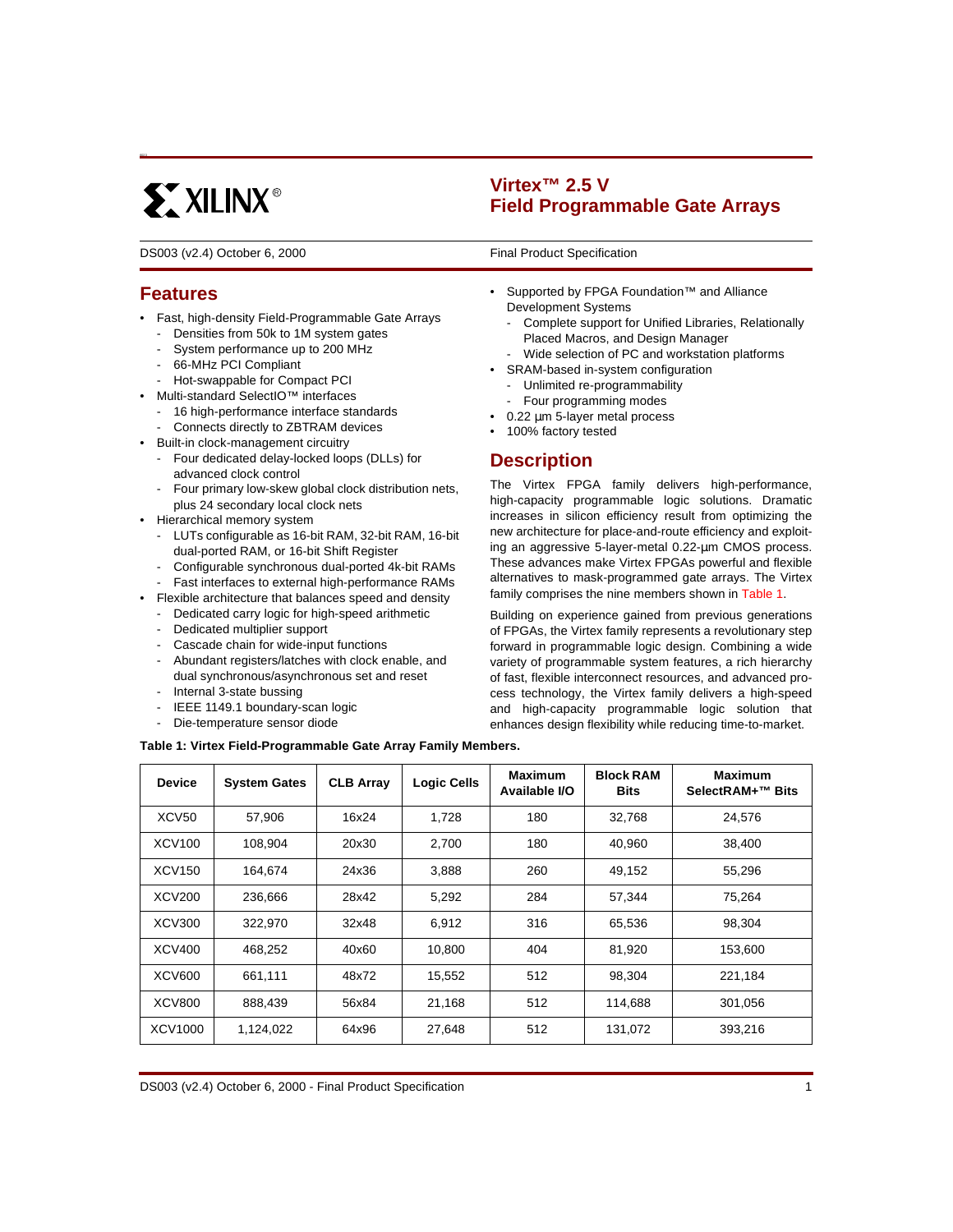# Virtex™ 2.5 V Field Programmable Gate Arrays

DS003 (v2.4) October 6, 2000 — Final Product Specification

## Features

- Fast, high-density Field-Programmable Gate Arrays
  - Densities from 50k to 1M system gates
  - System performance up to 200 MHz
  - 66-MHz PCI Compliant
  - Hot-swappable for Compact PCI
- Multi-standard SelectIO™ interfaces
  - 16 high-performance interface standards
  - Connects directly to ZBTRAM devices
- Built-in clock-management circuitry
  - Four dedicated delay-locked loops (DLLs) for advanced clock control
  - Four primary low-skew global clock distribution nets, plus 24 secondary local clock nets
- Hierarchical memory system
  - LUTs configurable as 16-bit RAM, 32-bit RAM, 16-bit dual-ported RAM, or 16-bit Shift Register
  - Configurable synchronous dual-ported 4k-bit RAMs
  - Fast interfaces to external high-performance RAMs
- Flexible architecture that balances speed and density
  - Dedicated carry logic for high-speed arithmetic
  - Dedicated multiplier support
  - Cascade chain for wide-input functions
  - Abundant registers/latches with clock enable, and dual synchronous/asynchronous set and reset
  - Internal 3-state bussing
  - IEEE 1149.1 boundary-scan logic
  - Die-temperature sensor diode
- Supported by FPGA Foundation™ and Alliance Development Systems
  - Complete support for Unified Libraries, Relationally Placed Macros, and Design Manager
  - Wide selection of PC and workstation platforms
- SRAM-based in-system configuration
  - Unlimited re-programmability
  - Four programming modes
- 0.22 µm 5-layer metal process
- 100% factory tested

## Description

The Virtex FPGA family delivers high-performance, high-capacity programmable logic solutions. Dramatic increases in silicon efficiency result from optimizing the new architecture for place-and-route efficiency and exploiting an aggressive 5-layer-metal 0.22-µm CMOS process. These advances make Virtex FPGAs powerful and flexible alternatives to mask-programmed gate arrays. The Virtex family comprises the nine members shown in Table 1.

Building on experience gained from previous generations of FPGAs, the Virtex family represents a revolutionary step forward in programmable logic design. Combining a wide variety of programmable system features, a rich hierarchy of fast, flexible interconnect resources, and advanced process technology, the Virtex family delivers a high-speed and high-capacity programmable logic solution that enhances design flexibility while reducing time-to-market.

**Table 1: Virtex Field-Programmable Gate Array Family Members.**

| Device | System Gates | CLB Array | Logic Cells | Maximum Available I/O | Block RAM Bits | Maximum SelectRAM+™ Bits |
|---|---|---|---|---|---|---|
| XCV50 | 57,906 | 16x24 | 1,728 | 180 | 32,768 | 24,576 |
| XCV100 | 108,904 | 20x30 | 2,700 | 180 | 40,960 | 38,400 |
| XCV150 | 164,674 | 24x36 | 3,888 | 260 | 49,152 | 55,296 |
| XCV200 | 236,666 | 28x42 | 5,292 | 284 | 57,344 | 75,264 |
| XCV300 | 322,970 | 32x48 | 6,912 | 316 | 65,536 | 98,304 |
| XCV400 | 468,252 | 40x60 | 10,800 | 404 | 81,920 | 153,600 |
| XCV600 | 661,111 | 48x72 | 15,552 | 512 | 98,304 | 221,184 |
| XCV800 | 888,439 | 56x84 | 21,168 | 512 | 114,688 | 301,056 |
| XCV1000 | 1,124,022 | 64x96 | 27,648 | 512 | 131,072 | 393,216 |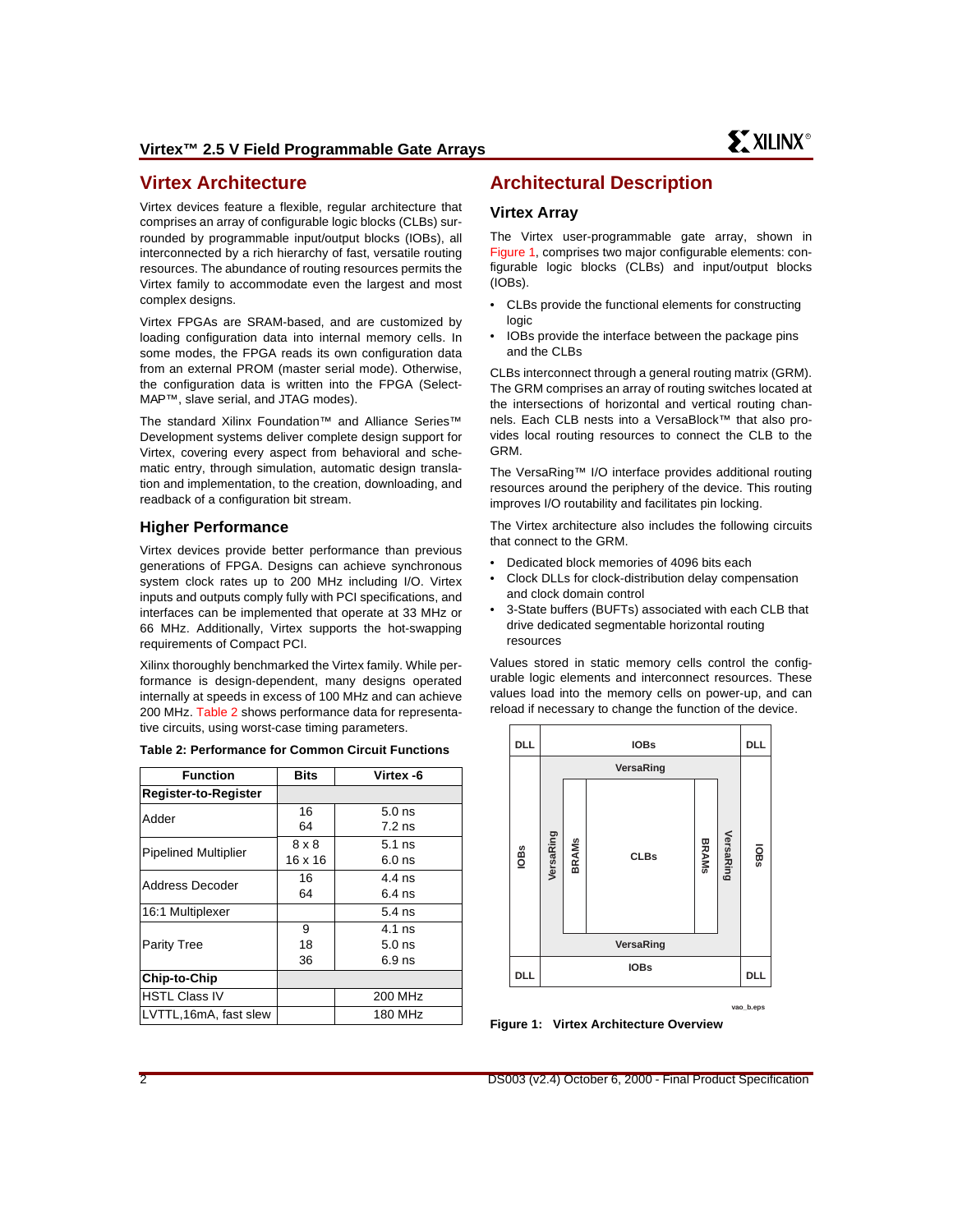## Virtex Architecture

Virtex devices feature a flexible, regular architecture that comprises an array of configurable logic blocks (CLBs) surrounded by programmable input/output blocks (IOBs), all interconnected by a rich hierarchy of fast, versatile routing resources. The abundance of routing resources permits the Virtex family to accommodate even the largest and most complex designs.

Virtex FPGAs are SRAM-based, and are customized by loading configuration data into internal memory cells. In some modes, the FPGA reads its own configuration data from an external PROM (master serial mode). Otherwise, the configuration data is written into the FPGA (SelectMAP™, slave serial, and JTAG modes).

The standard Xilinx Foundation™ and Alliance Series™ Development systems deliver complete design support for Virtex, covering every aspect from behavioral and schematic entry, through simulation, automatic design translation and implementation, to the creation, downloading, and readback of a configuration bit stream.

### Higher Performance

Virtex devices provide better performance than previous generations of FPGA. Designs can achieve synchronous system clock rates up to 200 MHz including I/O. Virtex inputs and outputs comply fully with PCI specifications, and interfaces can be implemented that operate at 33 MHz or 66 MHz. Additionally, Virtex supports the hot-swapping requirements of Compact PCI.

Xilinx thoroughly benchmarked the Virtex family. While performance is design-dependent, many designs operated internally at speeds in excess of 100 MHz and can achieve 200 MHz. Table 2 shows performance data for representative circuits, using worst-case timing parameters.

**Table 2: Performance for Common Circuit Functions**

| Function | Bits | Virtex -6 |
|---|---|---|
| **Register-to-Register** | | |
| Adder | 16<br>64 | 5.0 ns<br>7.2 ns |
| Pipelined Multiplier | 8 x 8<br>16 x 16 | 5.1 ns<br>6.0 ns |
| Address Decoder | 16<br>64 | 4.4 ns<br>6.4 ns |
| 16:1 Multiplexer | | 5.4 ns |
| Parity Tree | 9<br>18<br>36 | 4.1 ns<br>5.0 ns<br>6.9 ns |
| **Chip-to-Chip** | | |
| HSTL Class IV | | 200 MHz |
| LVTTL,16mA, fast slew | | 180 MHz |

## Architectural Description

### Virtex Array

The Virtex user-programmable gate array, shown in Figure 1, comprises two major configurable elements: configurable logic blocks (CLBs) and input/output blocks (IOBs).

- CLBs provide the functional elements for constructing logic
- IOBs provide the interface between the package pins and the CLBs

CLBs interconnect through a general routing matrix (GRM). The GRM comprises an array of routing switches located at the intersections of horizontal and vertical routing channels. Each CLB nests into a VersaBlock™ that also provides local routing resources to connect the CLB to the GRM.

The VersaRing™ I/O interface provides additional routing resources around the periphery of the device. This routing improves I/O routability and facilitates pin locking.

The Virtex architecture also includes the following circuits that connect to the GRM.

- Dedicated block memories of 4096 bits each
- Clock DLLs for clock-distribution delay compensation and clock domain control
- 3-State buffers (BUFTs) associated with each CLB that drive dedicated segmentable horizontal routing resources

Values stored in static memory cells control the configurable logic elements and interconnect resources. These values load into the memory cells on power-up, and can reload if necessary to change the function of the device.

DLL | IOBs | DLL
VersaRing
IOBs | VersaRing | BRAMs | CLBs | BRAMs | VersaRing | IOBs
VersaRing
DLL | IOBs | DLL

vao_b.eps

**Figure 1: Virtex Architecture Overview**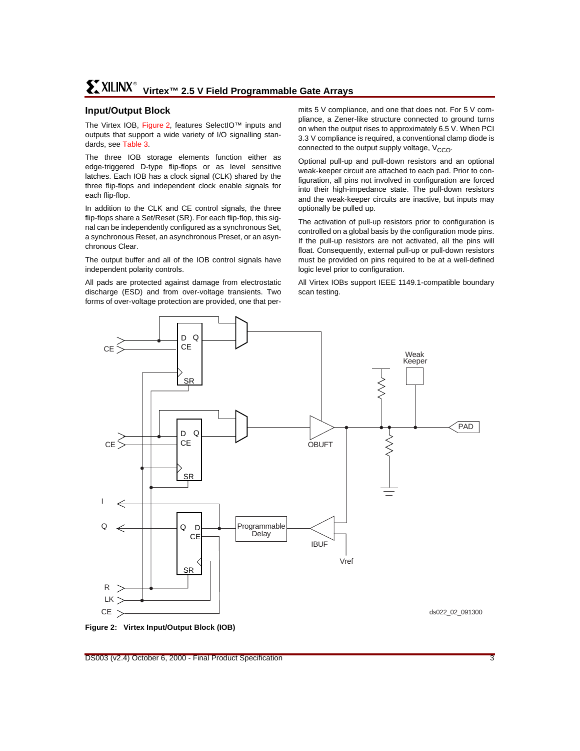## Input/Output Block

The Virtex IOB, Figure 2, features SelectIO™ inputs and outputs that support a wide variety of I/O signalling standards, see Table 3.

The three IOB storage elements function either as edge-triggered D-type flip-flops or as level sensitive latches. Each IOB has a clock signal (CLK) shared by the three flip-flops and independent clock enable signals for each flip-flop.

In addition to the CLK and CE control signals, the three flip-flops share a Set/Reset (SR). For each flip-flop, this signal can be independently configured as a synchronous Set, a synchronous Reset, an asynchronous Preset, or an asynchronous Clear.

The output buffer and all of the IOB control signals have independent polarity controls.

All pads are protected against damage from electrostatic discharge (ESD) and from over-voltage transients. Two forms of over-voltage protection are provided, one that permits 5 V compliance, and one that does not. For 5 V compliance, a Zener-like structure connected to ground turns on when the output rises to approximately 6.5 V. When PCI 3.3 V compliance is required, a conventional clamp diode is connected to the output supply voltage, $V_{CCO}$.

Optional pull-up and pull-down resistors and an optional weak-keeper circuit are attached to each pad. Prior to configuration, all pins not involved in configuration are forced into their high-impedance state. The pull-down resistors and the weak-keeper circuits are inactive, but inputs may optionally be pulled up.

The activation of pull-up resistors prior to configuration is controlled on a global basis by the configuration mode pins. If the pull-up resistors are not activated, all the pins will float. Consequently, external pull-up or pull-down resistors must be provided on pins required to be at a well-defined logic level prior to configuration.

All Virtex IOBs support IEEE 1149.1-compatible boundary scan testing.

**Figure 2: Virtex Input/Output Block (IOB)**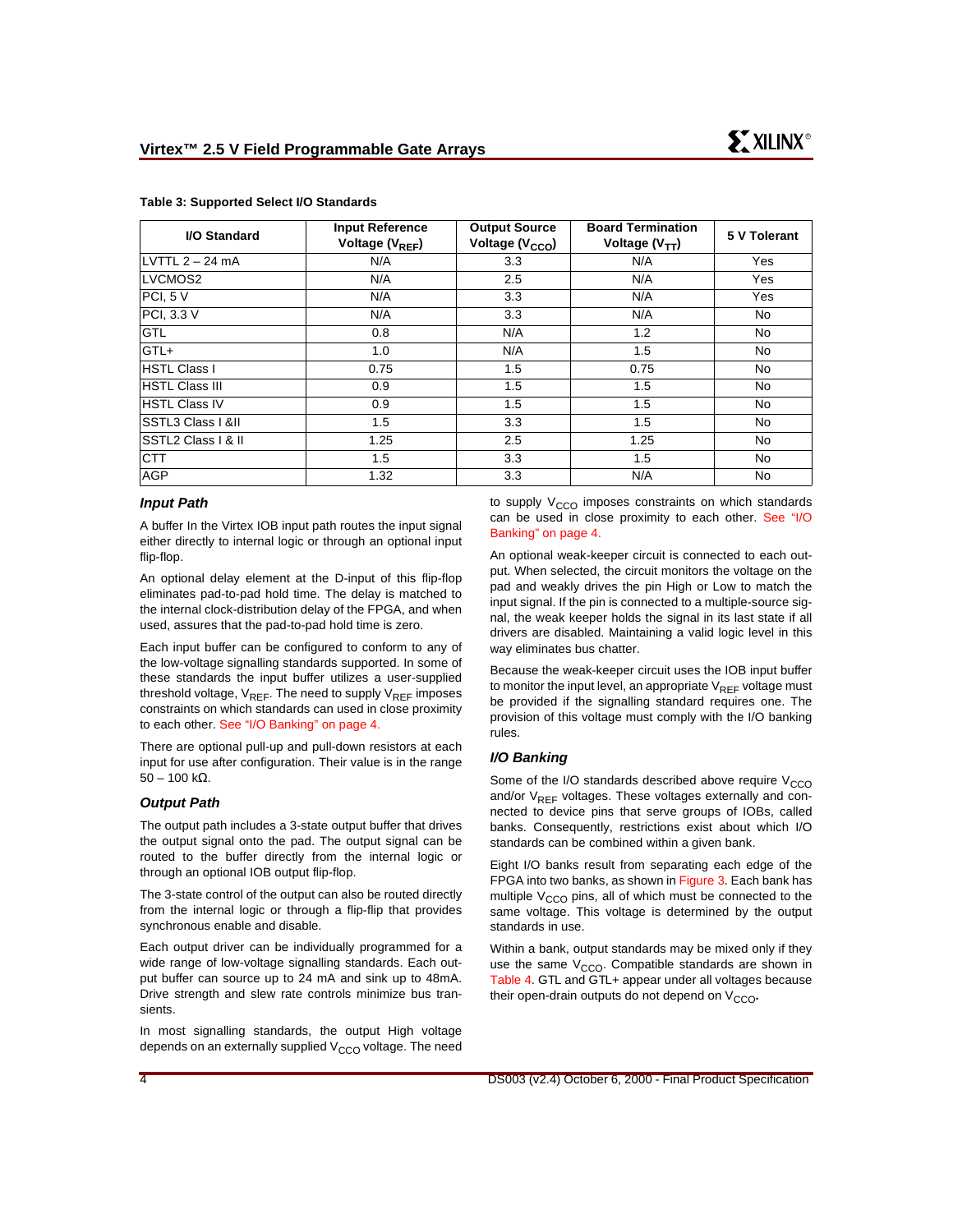**Table 3: Supported Select I/O Standards**

| I/O Standard | Input Reference Voltage ($V_{REF}$) | Output Source Voltage ($V_{CCO}$) | Board Termination Voltage ($V_{TT}$) | 5 V Tolerant |
|---|---|---|---|---|
| LVTTL 2 – 24 mA | N/A | 3.3 | N/A | Yes |
| LVCMOS2 | N/A | 2.5 | N/A | Yes |
| PCI, 5 V | N/A | 3.3 | N/A | Yes |
| PCI, 3.3 V | N/A | 3.3 | N/A | No |
| GTL | 0.8 | N/A | 1.2 | No |
| GTL+ | 1.0 | N/A | 1.5 | No |
| HSTL Class I | 0.75 | 1.5 | 0.75 | No |
| HSTL Class III | 0.9 | 1.5 | 1.5 | No |
| HSTL Class IV | 0.9 | 1.5 | 1.5 | No |
| SSTL3 Class I &II | 1.5 | 3.3 | 1.5 | No |
| SSTL2 Class I & II | 1.25 | 2.5 | 1.25 | No |
| CTT | 1.5 | 3.3 | 1.5 | No |
| AGP | 1.32 | 3.3 | N/A | No |

### Input Path

A buffer In the Virtex IOB input path routes the input signal either directly to internal logic or through an optional input flip-flop.

An optional delay element at the D-input of this flip-flop eliminates pad-to-pad hold time. The delay is matched to the internal clock-distribution delay of the FPGA, and when used, assures that the pad-to-pad hold time is zero.

Each input buffer can be configured to conform to any of the low-voltage signalling standards supported. In some of these standards the input buffer utilizes a user-supplied threshold voltage, $V_{REF}$. The need to supply $V_{REF}$ imposes constraints on which standards can used in close proximity to each other. See "I/O Banking" on page 4.

There are optional pull-up and pull-down resistors at each input for use after configuration. Their value is in the range 50 – 100 kΩ.

### Output Path

The output path includes a 3-state output buffer that drives the output signal onto the pad. The output signal can be routed to the buffer directly from the internal logic or through an optional IOB output flip-flop.

The 3-state control of the output can also be routed directly from the internal logic or through a flip-flip that provides synchronous enable and disable.

Each output driver can be individually programmed for a wide range of low-voltage signalling standards. Each output buffer can source up to 24 mA and sink up to 48mA. Drive strength and slew rate controls minimize bus transients.

In most signalling standards, the output High voltage depends on an externally supplied $V_{CCO}$ voltage. The need to supply $V_{CCO}$ imposes constraints on which standards can be used in close proximity to each other. See "I/O Banking" on page 4.

An optional weak-keeper circuit is connected to each output. When selected, the circuit monitors the voltage on the pad and weakly drives the pin High or Low to match the input signal. If the pin is connected to a multiple-source signal, the weak keeper holds the signal in its last state if all drivers are disabled. Maintaining a valid logic level in this way eliminates bus chatter.

Because the weak-keeper circuit uses the IOB input buffer to monitor the input level, an appropriate $V_{REF}$ voltage must be provided if the signalling standard requires one. The provision of this voltage must comply with the I/O banking rules.

### I/O Banking

Some of the I/O standards described above require $V_{CCO}$ and/or $V_{REF}$ voltages. These voltages externally and connected to device pins that serve groups of IOBs, called banks. Consequently, restrictions exist about which I/O standards can be combined within a given bank.

Eight I/O banks result from separating each edge of the FPGA into two banks, as shown in Figure 3. Each bank has multiple $V_{CCO}$ pins, all of which must be connected to the same voltage. This voltage is determined by the output standards in use.

Within a bank, output standards may be mixed only if they use the same $V_{CCO}$. Compatible standards are shown in Table 4. GTL and GTL+ appear under all voltages because their open-drain outputs do not depend on $V_{CCO}$.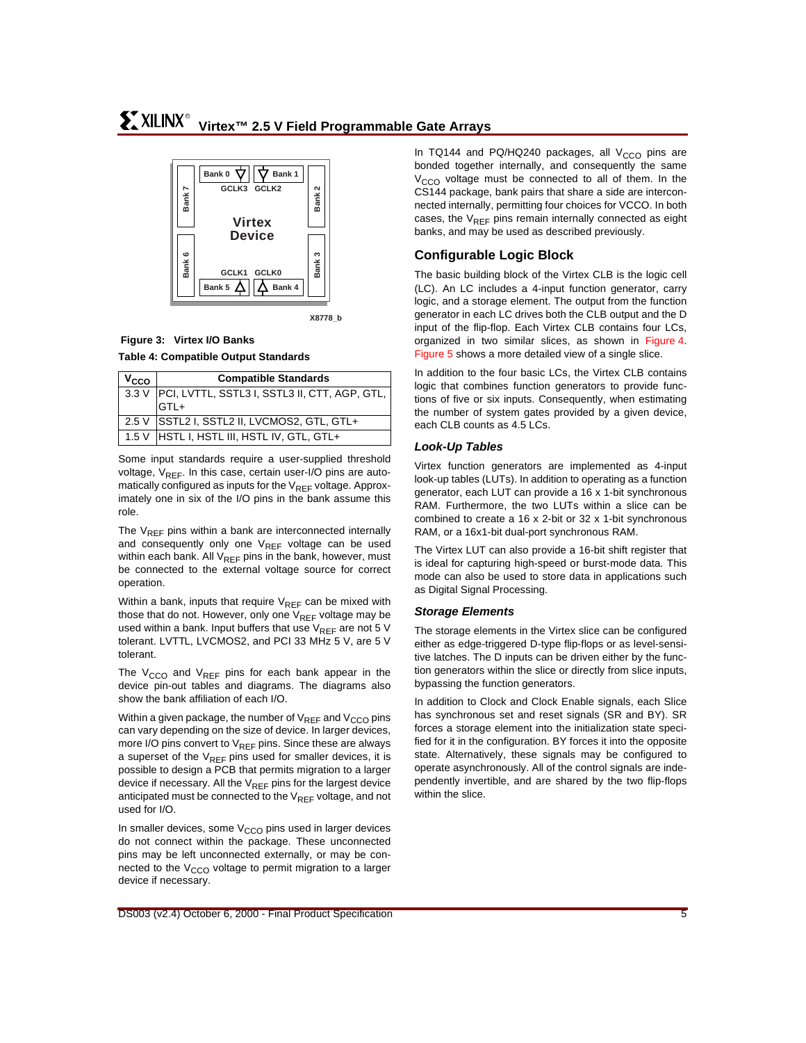Figure 3: Virtex I/O Banks

**Table 4: Compatible Output Standards**

| $V_{CCO}$ | Compatible Standards |
|---|---|
| 3.3 V | PCI, LVTTL, SSTL3 I, SSTL3 II, CTT, AGP, GTL, GTL+ |
| 2.5 V | SSTL2 I, SSTL2 II, LVCMOS2, GTL, GTL+ |
| 1.5 V | HSTL I, HSTL III, HSTL IV, GTL, GTL+ |

Some input standards require a user-supplied threshold voltage, $V_{REF}$. In this case, certain user-I/O pins are automatically configured as inputs for the $V_{REF}$ voltage. Approximately one in six of the I/O pins in the bank assume this role.

The $V_{REF}$ pins within a bank are interconnected internally and consequently only one $V_{REF}$ voltage can be used within each bank. All $V_{REF}$ pins in the bank, however, must be connected to the external voltage source for correct operation.

Within a bank, inputs that require $V_{REF}$ can be mixed with those that do not. However, only one $V_{REF}$ voltage may be used within a bank. Input buffers that use $V_{REF}$ are not 5 V tolerant. LVTTL, LVCMOS2, and PCI 33 MHz 5 V, are 5 V tolerant.

The $V_{CCO}$ and $V_{REF}$ pins for each bank appear in the device pin-out tables and diagrams. The diagrams also show the bank affiliation of each I/O.

Within a given package, the number of $V_{REF}$ and $V_{CCO}$ pins can vary depending on the size of device. In larger devices, more I/O pins convert to $V_{REF}$ pins. Since these are always a superset of the $V_{REF}$ pins used for smaller devices, it is possible to design a PCB that permits migration to a larger device if necessary. All the $V_{REF}$ pins for the largest device anticipated must be connected to the $V_{REF}$ voltage, and not used for I/O.

In smaller devices, some $V_{CCO}$ pins used in larger devices do not connect within the package. These unconnected pins may be left unconnected externally, or may be connected to the $V_{CCO}$ voltage to permit migration to a larger device if necessary.

In TQ144 and PQ/HQ240 packages, all $V_{CCO}$ pins are bonded together internally, and consequently the same $V_{CCO}$ voltage must be connected to all of them. In the CS144 package, bank pairs that share a side are interconnected internally, permitting four choices for VCCO. In both cases, the $V_{REF}$ pins remain internally connected as eight banks, and may be used as described previously.

## Configurable Logic Block

The basic building block of the Virtex CLB is the logic cell (LC). An LC includes a 4-input function generator, carry logic, and a storage element. The output from the function generator in each LC drives both the CLB output and the D input of the flip-flop. Each Virtex CLB contains four LCs, organized in two similar slices, as shown in Figure 4. Figure 5 shows a more detailed view of a single slice.

In addition to the four basic LCs, the Virtex CLB contains logic that combines function generators to provide functions of five or six inputs. Consequently, when estimating the number of system gates provided by a given device, each CLB counts as 4.5 LCs.

### *Look-Up Tables*

Virtex function generators are implemented as 4-input look-up tables (LUTs). In addition to operating as a function generator, each LUT can provide a 16 x 1-bit synchronous RAM. Furthermore, the two LUTs within a slice can be combined to create a 16 x 2-bit or 32 x 1-bit synchronous RAM, or a 16x1-bit dual-port synchronous RAM.

The Virtex LUT can also provide a 16-bit shift register that is ideal for capturing high-speed or burst-mode data. This mode can also be used to store data in applications such as Digital Signal Processing.

### *Storage Elements*

The storage elements in the Virtex slice can be configured either as edge-triggered D-type flip-flops or as level-sensitive latches. The D inputs can be driven either by the function generators within the slice or directly from slice inputs, bypassing the function generators.

In addition to Clock and Clock Enable signals, each Slice has synchronous set and reset signals (SR and BY). SR forces a storage element into the initialization state specified for it in the configuration. BY forces it into the opposite state. Alternatively, these signals may be configured to operate asynchronously. All of the control signals are independently invertible, and are shared by the two flip-flops within the slice.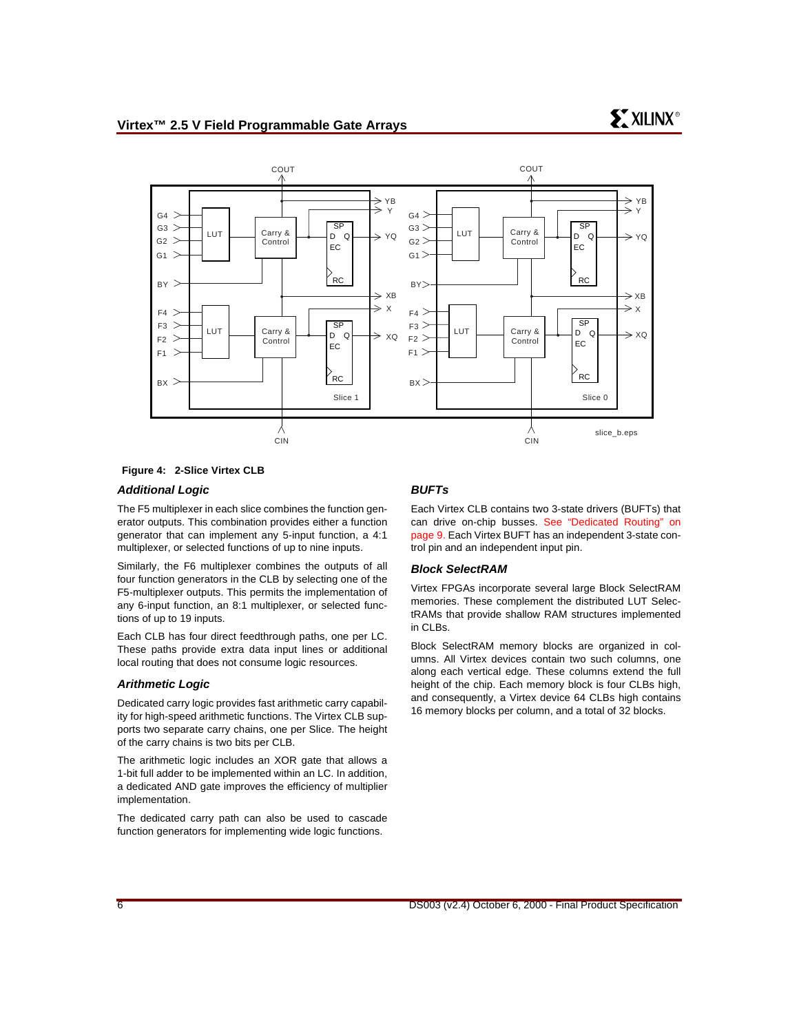**Figure 4: 2-Slice Virtex CLB**

### *Additional Logic*

The F5 multiplexer in each slice combines the function generator outputs. This combination provides either a function generator that can implement any 5-input function, a 4:1 multiplexer, or selected functions of up to nine inputs.

Similarly, the F6 multiplexer combines the outputs of all four function generators in the CLB by selecting one of the F5-multiplexer outputs. This permits the implementation of any 6-input function, an 8:1 multiplexer, or selected functions of up to 19 inputs.

Each CLB has four direct feedthrough paths, one per LC. These paths provide extra data input lines or additional local routing that does not consume logic resources.

### *Arithmetic Logic*

Dedicated carry logic provides fast arithmetic carry capability for high-speed arithmetic functions. The Virtex CLB supports two separate carry chains, one per Slice. The height of the carry chains is two bits per CLB.

The arithmetic logic includes an XOR gate that allows a 1-bit full adder to be implemented within an LC. In addition, a dedicated AND gate improves the efficiency of multiplier implementation.

The dedicated carry path can also be used to cascade function generators for implementing wide logic functions.

### *BUFTs*

Each Virtex CLB contains two 3-state drivers (BUFTs) that can drive on-chip busses. See "Dedicated Routing" on page 9. Each Virtex BUFT has an independent 3-state control pin and an independent input pin.

### *Block SelectRAM*

Virtex FPGAs incorporate several large Block SelectRAM memories. These complement the distributed LUT SelectRAMs that provide shallow RAM structures implemented in CLBs.

Block SelectRAM memory blocks are organized in columns. All Virtex devices contain two such columns, one along each vertical edge. These columns extend the full height of the chip. Each memory block is four CLBs high, and consequently, a Virtex device 64 CLBs high contains 16 memory blocks per column, and a total of 32 blocks.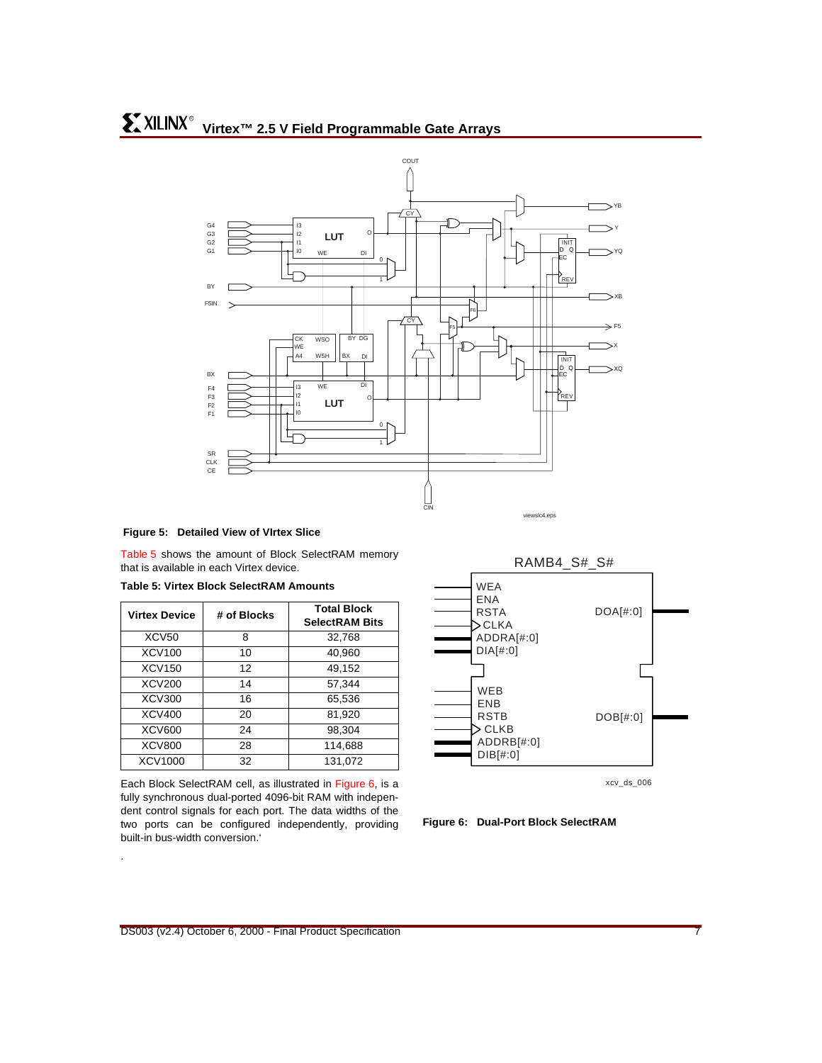**Figure 5: Detailed View of VIrtex Slice**

Table 5 shows the amount of Block SelectRAM memory that is available in each Virtex device.

**Table 5: Virtex Block SelectRAM Amounts**

| Virtex Device | # of Blocks | Total Block SelectRAM Bits |
|---|---|---|
| XCV50 | 8 | 32,768 |
| XCV100 | 10 | 40,960 |
| XCV150 | 12 | 49,152 |
| XCV200 | 14 | 57,344 |
| XCV300 | 16 | 65,536 |
| XCV400 | 20 | 81,920 |
| XCV600 | 24 | 98,304 |
| XCV800 | 28 | 114,688 |
| XCV1000 | 32 | 131,072 |

Each Block SelectRAM cell, as illustrated in Figure 6, is a fully synchronous dual-ported 4096-bit RAM with independent control signals for each port. The data widths of the two ports can be configured independently, providing built-in bus-width conversion.'

.

**Figure 6: Dual-Port Block SelectRAM**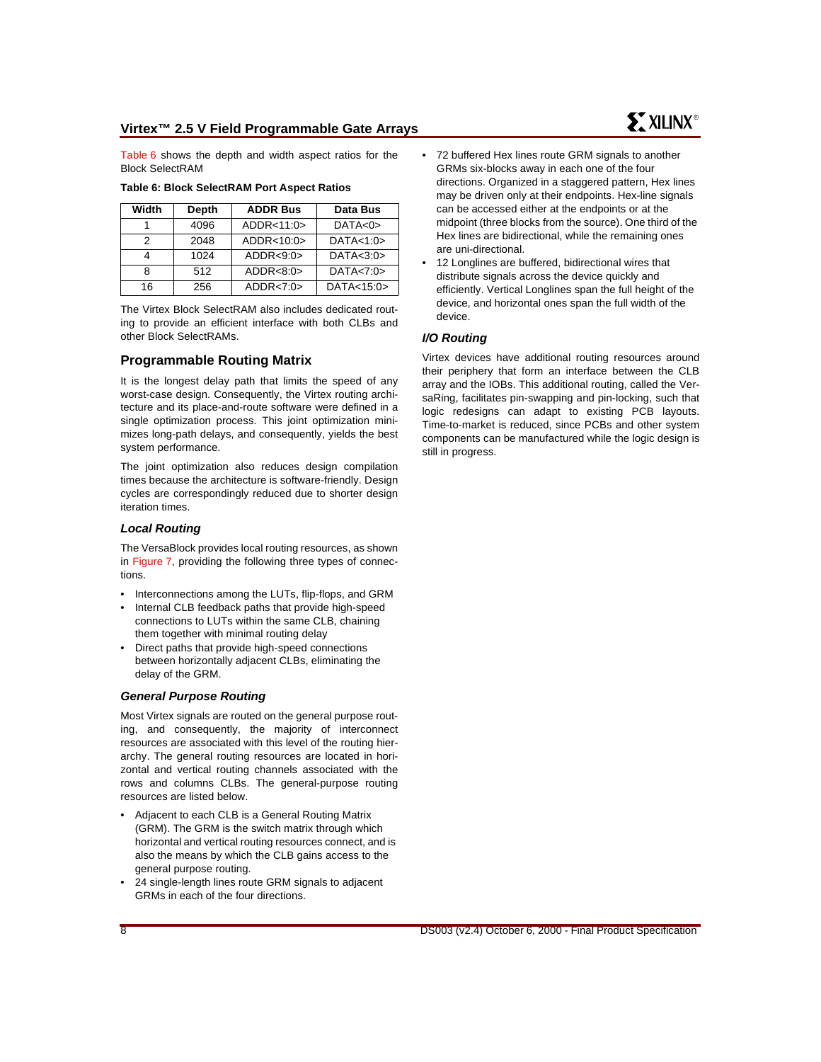Table 6 shows the depth and width aspect ratios for the Block SelectRAM

**Table 6: Block SelectRAM Port Aspect Ratios**

| Width | Depth | ADDR Bus | Data Bus |
|---|---|---|---|
| 1 | 4096 | ADDR<11:0> | DATA<0> |
| 2 | 2048 | ADDR<10:0> | DATA<1:0> |
| 4 | 1024 | ADDR<9:0> | DATA<3:0> |
| 8 | 512 | ADDR<8:0> | DATA<7:0> |
| 16 | 256 | ADDR<7:0> | DATA<15:0> |

The Virtex Block SelectRAM also includes dedicated routing to provide an efficient interface with both CLBs and other Block SelectRAMs.

## Programmable Routing Matrix

It is the longest delay path that limits the speed of any worst-case design. Consequently, the Virtex routing architecture and its place-and-route software were defined in a single optimization process. This joint optimization minimizes long-path delays, and consequently, yields the best system performance.

The joint optimization also reduces design compilation times because the architecture is software-friendly. Design cycles are correspondingly reduced due to shorter design iteration times.

### *Local Routing*

The VersaBlock provides local routing resources, as shown in Figure 7, providing the following three types of connections.

- Interconnections among the LUTs, flip-flops, and GRM
- Internal CLB feedback paths that provide high-speed connections to LUTs within the same CLB, chaining them together with minimal routing delay
- Direct paths that provide high-speed connections between horizontally adjacent CLBs, eliminating the delay of the GRM.

### *General Purpose Routing*

Most Virtex signals are routed on the general purpose routing, and consequently, the majority of interconnect resources are associated with this level of the routing hierarchy. The general routing resources are located in horizontal and vertical routing channels associated with the rows and columns CLBs. The general-purpose routing resources are listed below.

- Adjacent to each CLB is a General Routing Matrix (GRM). The GRM is the switch matrix through which horizontal and vertical routing resources connect, and is also the means by which the CLB gains access to the general purpose routing.
- 24 single-length lines route GRM signals to adjacent GRMs in each of the four directions.
- 72 buffered Hex lines route GRM signals to another GRMs six-blocks away in each one of the four directions. Organized in a staggered pattern, Hex lines may be driven only at their endpoints. Hex-line signals can be accessed either at the endpoints or at the midpoint (three blocks from the source). One third of the Hex lines are bidirectional, while the remaining ones are uni-directional.
- 12 Longlines are buffered, bidirectional wires that distribute signals across the device quickly and efficiently. Vertical Longlines span the full height of the device, and horizontal ones span the full width of the device.

### *I/O Routing*

Virtex devices have additional routing resources around their periphery that form an interface between the CLB array and the IOBs. This additional routing, called the VersaRing, facilitates pin-swapping and pin-locking, such that logic redesigns can adapt to existing PCB layouts. Time-to-market is reduced, since PCBs and other system components can be manufactured while the logic design is still in progress.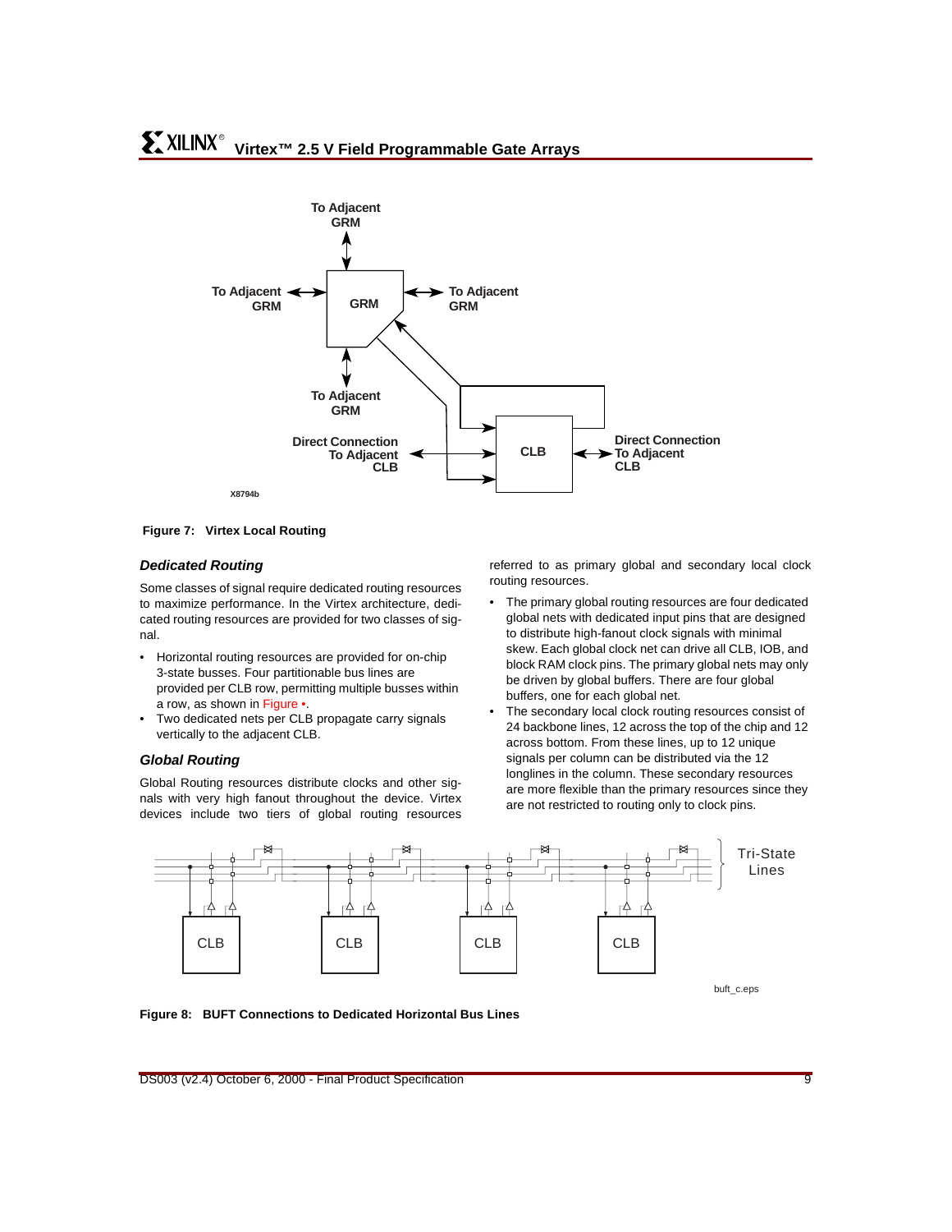**Figure 7: Virtex Local Routing**

### *Dedicated Routing*

Some classes of signal require dedicated routing resources to maximize performance. In the Virtex architecture, dedicated routing resources are provided for two classes of signal.

- Horizontal routing resources are provided for on-chip 3-state busses. Four partitionable bus lines are provided per CLB row, permitting multiple busses within a row, as shown in Figure •.
- Two dedicated nets per CLB propagate carry signals vertically to the adjacent CLB.

### *Global Routing*

Global Routing resources distribute clocks and other signals with very high fanout throughout the device. Virtex devices include two tiers of global routing resources referred to as primary global and secondary local clock routing resources.

- The primary global routing resources are four dedicated global nets with dedicated input pins that are designed to distribute high-fanout clock signals with minimal skew. Each global clock net can drive all CLB, IOB, and block RAM clock pins. The primary global nets may only be driven by global buffers. There are four global buffers, one for each global net.
- The secondary local clock routing resources consist of 24 backbone lines, 12 across the top of the chip and 12 across bottom. From these lines, up to 12 unique signals per column can be distributed via the 12 longlines in the column. These secondary resources are more flexible than the primary resources since they are not restricted to routing only to clock pins.

**Figure 8: BUFT Connections to Dedicated Horizontal Bus Lines**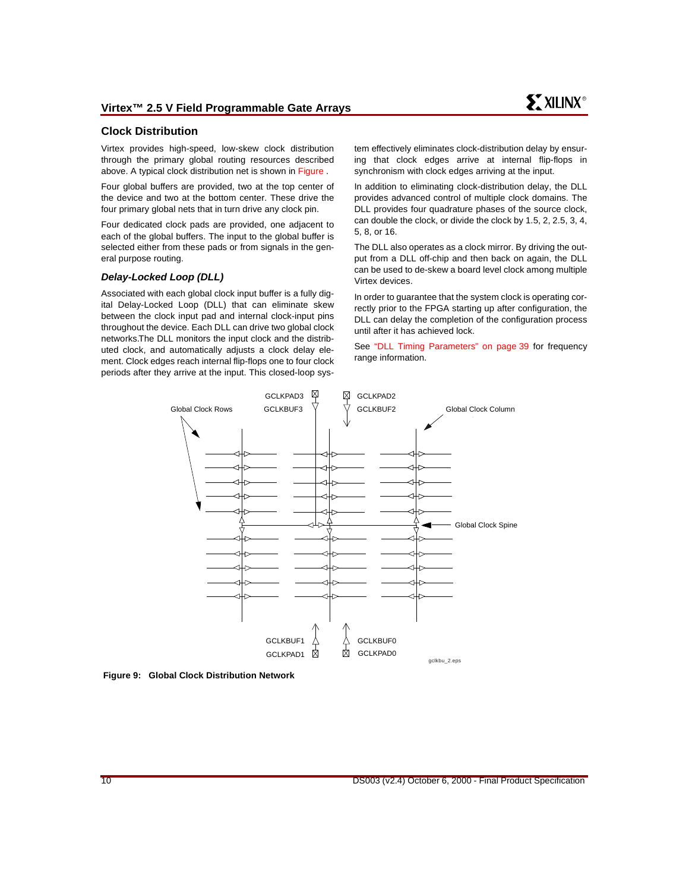## Clock Distribution

Virtex provides high-speed, low-skew clock distribution through the primary global routing resources described above. A typical clock distribution net is shown in Figure .

Four global buffers are provided, two at the top center of the device and two at the bottom center. These drive the four primary global nets that in turn drive any clock pin.

Four dedicated clock pads are provided, one adjacent to each of the global buffers. The input to the global buffer is selected either from these pads or from signals in the general purpose routing.

### *Delay-Locked Loop (DLL)*

Associated with each global clock input buffer is a fully digital Delay-Locked Loop (DLL) that can eliminate skew between the clock input pad and internal clock-input pins throughout the device. Each DLL can drive two global clock networks.The DLL monitors the input clock and the distributed clock, and automatically adjusts a clock delay element. Clock edges reach internal flip-flops one to four clock periods after they arrive at the input. This closed-loop system effectively eliminates clock-distribution delay by ensuring that clock edges arrive at internal flip-flops in synchronism with clock edges arriving at the input.

In addition to eliminating clock-distribution delay, the DLL provides advanced control of multiple clock domains. The DLL provides four quadrature phases of the source clock, can double the clock, or divide the clock by 1.5, 2, 2.5, 3, 4, 5, 8, or 16.

The DLL also operates as a clock mirror. By driving the output from a DLL off-chip and then back on again, the DLL can be used to de-skew a board level clock among multiple Virtex devices.

In order to guarantee that the system clock is operating correctly prior to the FPGA starting up after configuration, the DLL can delay the completion of the configuration process until after it has achieved lock.

See "DLL Timing Parameters" on page 39 for frequency range information.

**Figure 9: Global Clock Distribution Network**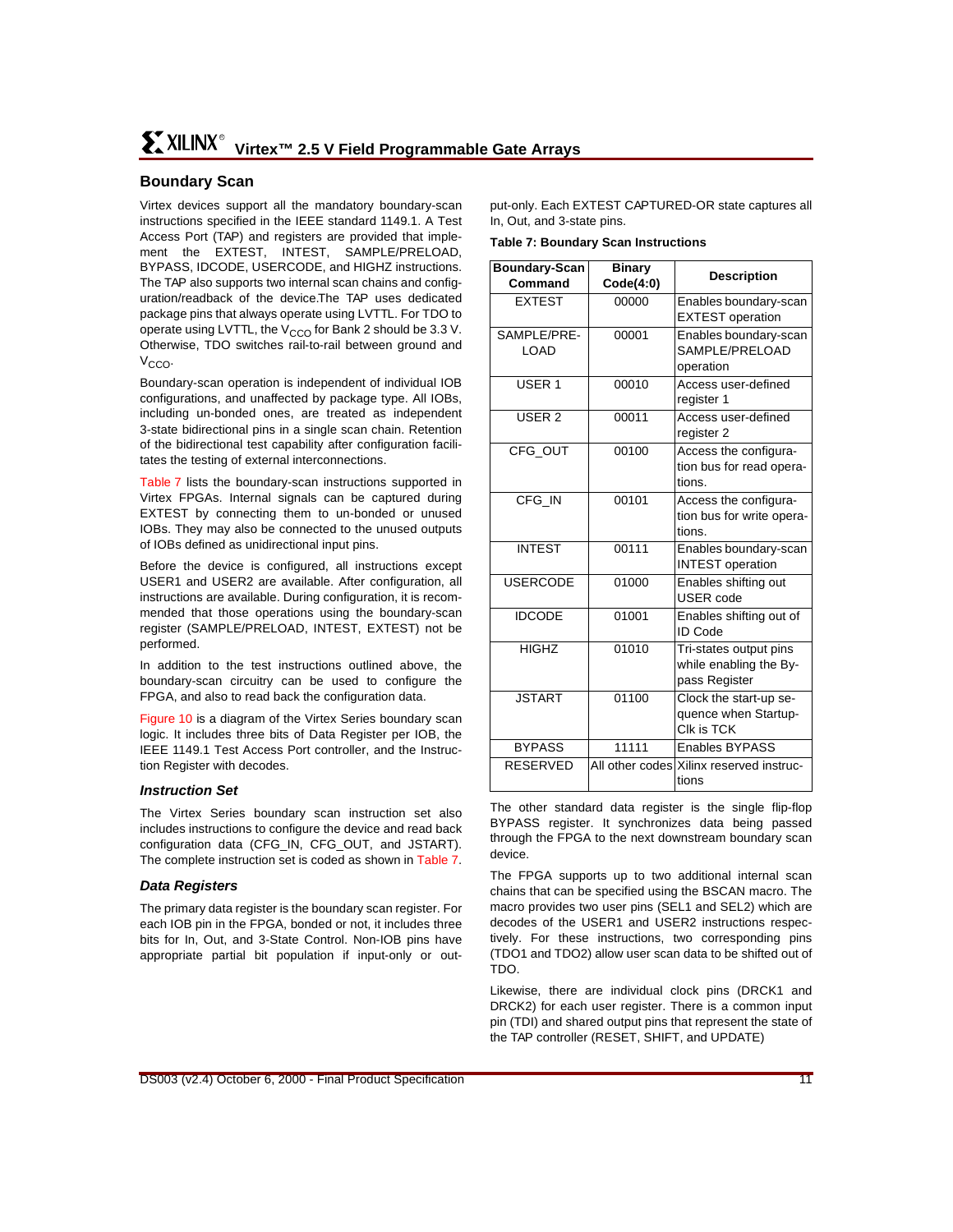## Boundary Scan

Virtex devices support all the mandatory boundary-scan instructions specified in the IEEE standard 1149.1. A Test Access Port (TAP) and registers are provided that implement the EXTEST, INTEST, SAMPLE/PRELOAD, BYPASS, IDCODE, USERCODE, and HIGHZ instructions. The TAP also supports two internal scan chains and configuration/readback of the device.The TAP uses dedicated package pins that always operate using LVTTL. For TDO to operate using LVTTL, the $V_{CCO}$ for Bank 2 should be 3.3 V. Otherwise, TDO switches rail-to-rail between ground and $V_{CCO}$.

Boundary-scan operation is independent of individual IOB configurations, and unaffected by package type. All IOBs, including un-bonded ones, are treated as independent 3-state bidirectional pins in a single scan chain. Retention of the bidirectional test capability after configuration facilitates the testing of external interconnections.

Table 7 lists the boundary-scan instructions supported in Virtex FPGAs. Internal signals can be captured during EXTEST by connecting them to un-bonded or unused IOBs. They may also be connected to the unused outputs of IOBs defined as unidirectional input pins.

Before the device is configured, all instructions except USER1 and USER2 are available. After configuration, all instructions are available. During configuration, it is recommended that those operations using the boundary-scan register (SAMPLE/PRELOAD, INTEST, EXTEST) not be performed.

In addition to the test instructions outlined above, the boundary-scan circuitry can be used to configure the FPGA, and also to read back the configuration data.

Figure 10 is a diagram of the Virtex Series boundary scan logic. It includes three bits of Data Register per IOB, the IEEE 1149.1 Test Access Port controller, and the Instruction Register with decodes.

### *Instruction Set*

The Virtex Series boundary scan instruction set also includes instructions to configure the device and read back configuration data (CFG_IN, CFG_OUT, and JSTART). The complete instruction set is coded as shown in Table 7.

### *Data Registers*

The primary data register is the boundary scan register. For each IOB pin in the FPGA, bonded or not, it includes three bits for In, Out, and 3-State Control. Non-IOB pins have appropriate partial bit population if input-only or output-only. Each EXTEST CAPTURED-OR state captures all In, Out, and 3-state pins.

**Table 7: Boundary Scan Instructions**

| Boundary-Scan Command | Binary Code(4:0) | Description |
|---|---|---|
| EXTEST | 00000 | Enables boundary-scan EXTEST operation |
| SAMPLE/PRELOAD | 00001 | Enables boundary-scan SAMPLE/PRELOAD operation |
| USER 1 | 00010 | Access user-defined register 1 |
| USER 2 | 00011 | Access user-defined register 2 |
| CFG_OUT | 00100 | Access the configuration bus for read operations. |
| CFG_IN | 00101 | Access the configuration bus for write operations. |
| INTEST | 00111 | Enables boundary-scan INTEST operation |
| USERCODE | 01000 | Enables shifting out USER code |
| IDCODE | 01001 | Enables shifting out of ID Code |
| HIGHZ | 01010 | Tri-states output pins while enabling the Bypass Register |
| JSTART | 01100 | Clock the start-up sequence when StartupClk is TCK |
| BYPASS | 11111 | Enables BYPASS |
| RESERVED | All other codes | Xilinx reserved instructions |

The other standard data register is the single flip-flop BYPASS register. It synchronizes data being passed through the FPGA to the next downstream boundary scan device.

The FPGA supports up to two additional internal scan chains that can be specified using the BSCAN macro. The macro provides two user pins (SEL1 and SEL2) which are decodes of the USER1 and USER2 instructions respectively. For these instructions, two corresponding pins (TDO1 and TDO2) allow user scan data to be shifted out of TDO.

Likewise, there are individual clock pins (DRCK1 and DRCK2) for each user register. There is a common input pin (TDI) and shared output pins that represent the state of the TAP controller (RESET, SHIFT, and UPDATE)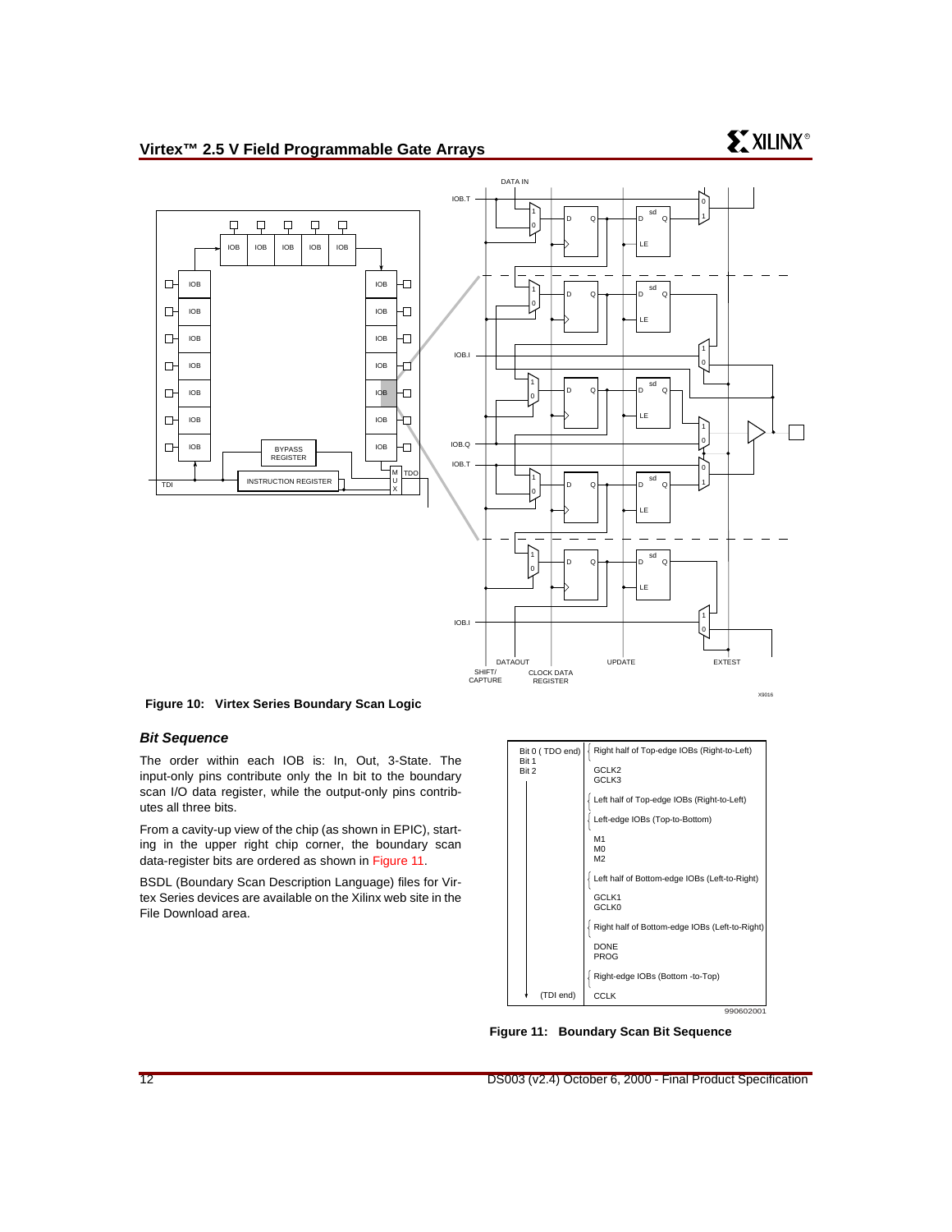Figure 10: Virtex Series Boundary Scan Logic

### *Bit Sequence*

The order within each IOB is: In, Out, 3-State. The input-only pins contribute only the In bit to the boundary scan I/O data register, while the output-only pins contributes all three bits.

From a cavity-up view of the chip (as shown in EPIC), starting in the upper right chip corner, the boundary scan data-register bits are ordered as shown in Figure 11.

BSDL (Boundary Scan Description Language) files for Virtex Series devices are available on the Xilinx web site in the File Download area.

| Bit | Sequence |
|---|---|
| Bit 0 ( TDO end) | Right half of Top-edge IOBs (Right-to-Left) |
| Bit 1 | GCLK2 |
| Bit 2 | GCLK3 |
| | Left half of Top-edge IOBs (Right-to-Left) |
| | Left-edge IOBs (Top-to-Bottom) |
| | M1 |
| | M0 |
| | M2 |
| | Left half of Bottom-edge IOBs (Left-to-Right) |
| | GCLK1 |
| | GCLK0 |
| | Right half of Bottom-edge IOBs (Left-to-Right) |
| | DONE |
| | PROG |
| | Right-edge IOBs (Bottom -to-Top) |
| (TDI end) | CCLK |

Figure 11: Boundary Scan Bit Sequence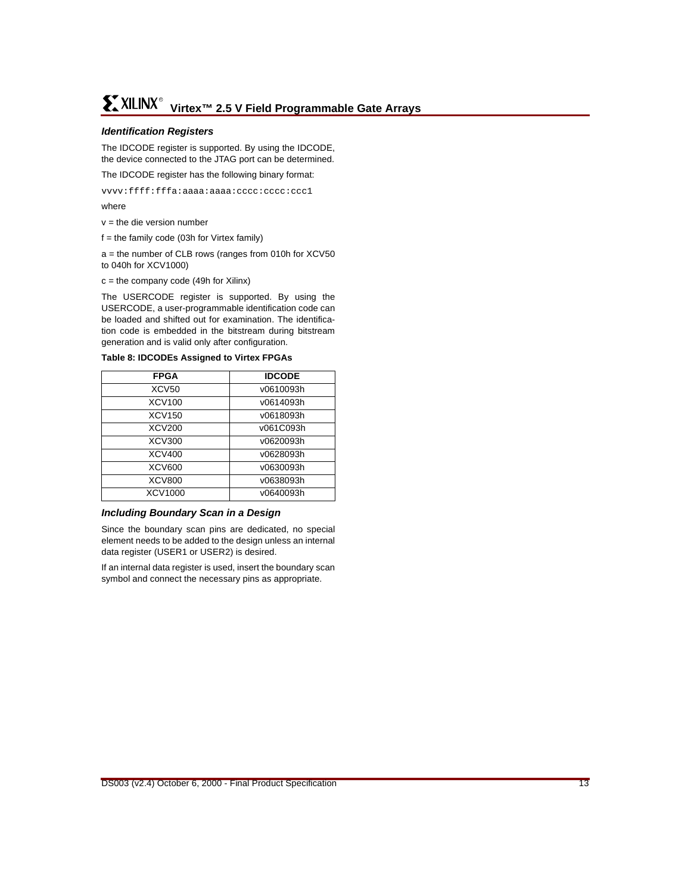### *Identification Registers*

The IDCODE register is supported. By using the IDCODE, the device connected to the JTAG port can be determined.

The IDCODE register has the following binary format:

```
vvvv:ffff:fffa:aaaa:aaaa:cccc:cccc:ccc1
```

where

v = the die version number

f = the family code (03h for Virtex family)

a = the number of CLB rows (ranges from 010h for XCV50 to 040h for XCV1000)

c = the company code (49h for Xilinx)

The USERCODE register is supported. By using the USERCODE, a user-programmable identification code can be loaded and shifted out for examination. The identification code is embedded in the bitstream during bitstream generation and is valid only after configuration.

**Table 8: IDCODEs Assigned to Virtex FPGAs**

| FPGA | IDCODE |
|---|---|
| XCV50 | v0610093h |
| XCV100 | v0614093h |
| XCV150 | v0618093h |
| XCV200 | v061C093h |
| XCV300 | v0620093h |
| XCV400 | v0628093h |
| XCV600 | v0630093h |
| XCV800 | v0638093h |
| XCV1000 | v0640093h |

### *Including Boundary Scan in a Design*

Since the boundary scan pins are dedicated, no special element needs to be added to the design unless an internal data register (USER1 or USER2) is desired.

If an internal data register is used, insert the boundary scan symbol and connect the necessary pins as appropriate.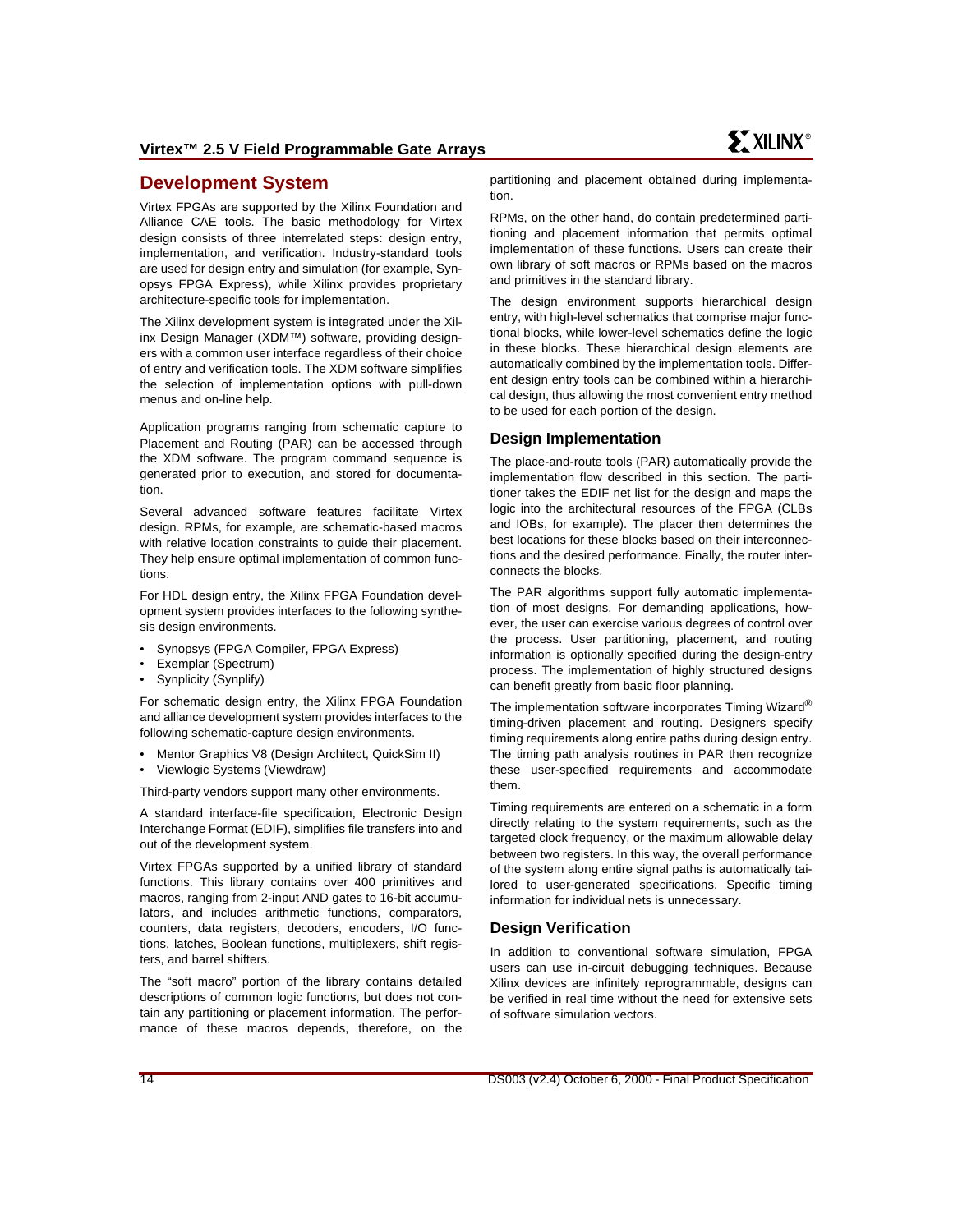## Development System

Virtex FPGAs are supported by the Xilinx Foundation and Alliance CAE tools. The basic methodology for Virtex design consists of three interrelated steps: design entry, implementation, and verification. Industry-standard tools are used for design entry and simulation (for example, Synopsys FPGA Express), while Xilinx provides proprietary architecture-specific tools for implementation.

The Xilinx development system is integrated under the Xilinx Design Manager (XDM™) software, providing designers with a common user interface regardless of their choice of entry and verification tools. The XDM software simplifies the selection of implementation options with pull-down menus and on-line help.

Application programs ranging from schematic capture to Placement and Routing (PAR) can be accessed through the XDM software. The program command sequence is generated prior to execution, and stored for documentation.

Several advanced software features facilitate Virtex design. RPMs, for example, are schematic-based macros with relative location constraints to guide their placement. They help ensure optimal implementation of common functions.

For HDL design entry, the Xilinx FPGA Foundation development system provides interfaces to the following synthesis design environments.

- Synopsys (FPGA Compiler, FPGA Express)
- Exemplar (Spectrum)
- Synplicity (Synplify)

For schematic design entry, the Xilinx FPGA Foundation and alliance development system provides interfaces to the following schematic-capture design environments.

- Mentor Graphics V8 (Design Architect, QuickSim II)
- Viewlogic Systems (Viewdraw)

Third-party vendors support many other environments.

A standard interface-file specification, Electronic Design Interchange Format (EDIF), simplifies file transfers into and out of the development system.

Virtex FPGAs supported by a unified library of standard functions. This library contains over 400 primitives and macros, ranging from 2-input AND gates to 16-bit accumulators, and includes arithmetic functions, comparators, counters, data registers, decoders, encoders, I/O functions, latches, Boolean functions, multiplexers, shift registers, and barrel shifters.

The "soft macro" portion of the library contains detailed descriptions of common logic functions, but does not contain any partitioning or placement information. The performance of these macros depends, therefore, on the partitioning and placement obtained during implementation.

RPMs, on the other hand, do contain predetermined partitioning and placement information that permits optimal implementation of these functions. Users can create their own library of soft macros or RPMs based on the macros and primitives in the standard library.

The design environment supports hierarchical design entry, with high-level schematics that comprise major functional blocks, while lower-level schematics define the logic in these blocks. These hierarchical design elements are automatically combined by the implementation tools. Different design entry tools can be combined within a hierarchical design, thus allowing the most convenient entry method to be used for each portion of the design.

### Design Implementation

The place-and-route tools (PAR) automatically provide the implementation flow described in this section. The partitioner takes the EDIF net list for the design and maps the logic into the architectural resources of the FPGA (CLBs and IOBs, for example). The placer then determines the best locations for these blocks based on their interconnections and the desired performance. Finally, the router interconnects the blocks.

The PAR algorithms support fully automatic implementation of most designs. For demanding applications, however, the user can exercise various degrees of control over the process. User partitioning, placement, and routing information is optionally specified during the design-entry process. The implementation of highly structured designs can benefit greatly from basic floor planning.

The implementation software incorporates Timing Wizard® timing-driven placement and routing. Designers specify timing requirements along entire paths during design entry. The timing path analysis routines in PAR then recognize these user-specified requirements and accommodate them.

Timing requirements are entered on a schematic in a form directly relating to the system requirements, such as the targeted clock frequency, or the maximum allowable delay between two registers. In this way, the overall performance of the system along entire signal paths is automatically tailored to user-generated specifications. Specific timing information for individual nets is unnecessary.

### Design Verification

In addition to conventional software simulation, FPGA users can use in-circuit debugging techniques. Because Xilinx devices are infinitely reprogrammable, designs can be verified in real time without the need for extensive sets of software simulation vectors.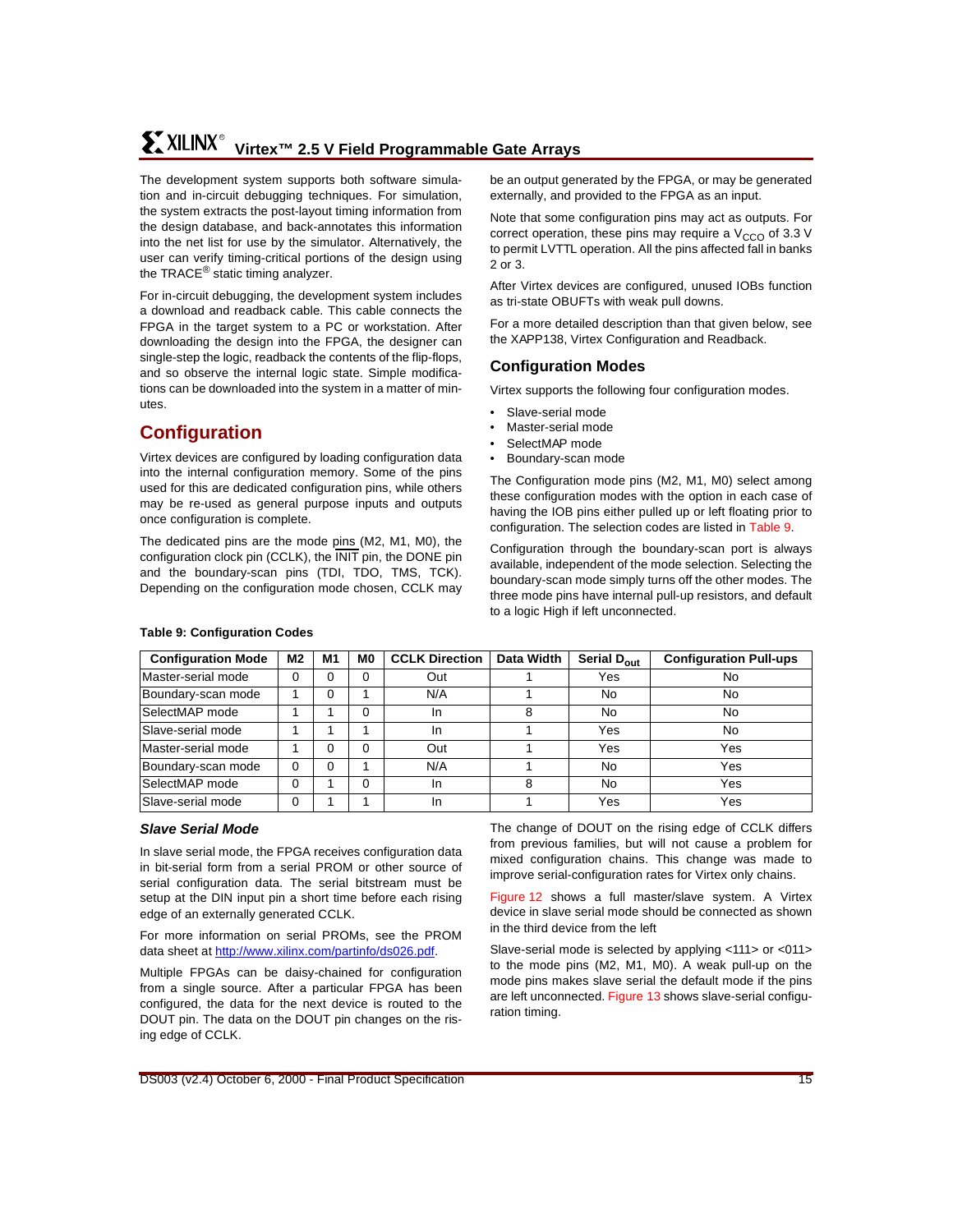The development system supports both software simulation and in-circuit debugging techniques. For simulation, the system extracts the post-layout timing information from the design database, and back-annotates this information into the net list for use by the simulator. Alternatively, the user can verify timing-critical portions of the design using the TRACE® static timing analyzer.

For in-circuit debugging, the development system includes a download and readback cable. This cable connects the FPGA in the target system to a PC or workstation. After downloading the design into the FPGA, the designer can single-step the logic, readback the contents of the flip-flops, and so observe the internal logic state. Simple modifications can be downloaded into the system in a matter of minutes.

## Configuration

Virtex devices are configured by loading configuration data into the internal configuration memory. Some of the pins used for this are dedicated configuration pins, while others may be re-used as general purpose inputs and outputs once configuration is complete.

The dedicated pins are the mode pins (M2, M1, M0), the configuration clock pin (CCLK), the $\overline{\text{INIT}}$ pin, the DONE pin and the boundary-scan pins (TDI, TDO, TMS, TCK). Depending on the configuration mode chosen, CCLK may be an output generated by the FPGA, or may be generated externally, and provided to the FPGA as an input.

Note that some configuration pins may act as outputs. For correct operation, these pins may require a $V_{CCO}$ of 3.3 V to permit LVTTL operation. All the pins affected fall in banks 2 or 3.

After Virtex devices are configured, unused IOBs function as tri-state OBUFTs with weak pull downs.

For a more detailed description than that given below, see the XAPP138, Virtex Configuration and Readback.

### Configuration Modes

Virtex supports the following four configuration modes.

- Slave-serial mode
- Master-serial mode
- SelectMAP mode
- Boundary-scan mode

The Configuration mode pins (M2, M1, M0) select among these configuration modes with the option in each case of having the IOB pins either pulled up or left floating prior to configuration. The selection codes are listed in Table 9.

Configuration through the boundary-scan port is always available, independent of the mode selection. Selecting the boundary-scan mode simply turns off the other modes. The three mode pins have internal pull-up resistors, and default to a logic High if left unconnected.

**Table 9: Configuration Codes**

| Configuration Mode | M2 | M1 | M0 | CCLK Direction | Data Width | Serial $D_{out}$ | Configuration Pull-ups |
|---|---|---|---|---|---|---|---|
| Master-serial mode | 0 | 0 | 0 | Out | 1 | Yes | No |
| Boundary-scan mode | 1 | 0 | 1 | N/A | 1 | No | No |
| SelectMAP mode | 1 | 1 | 0 | In | 8 | No | No |
| Slave-serial mode | 1 | 1 | 1 | In | 1 | Yes | No |
| Master-serial mode | 1 | 0 | 0 | Out | 1 | Yes | Yes |
| Boundary-scan mode | 0 | 0 | 1 | N/A | 1 | No | Yes |
| SelectMAP mode | 0 | 1 | 0 | In | 8 | No | Yes |
| Slave-serial mode | 0 | 1 | 1 | In | 1 | Yes | Yes |

### *Slave Serial Mode*

In slave serial mode, the FPGA receives configuration data in bit-serial form from a serial PROM or other source of serial configuration data. The serial bitstream must be setup at the DIN input pin a short time before each rising edge of an externally generated CCLK.

For more information on serial PROMs, see the PROM data sheet at http://www.xilinx.com/partinfo/ds026.pdf.

Multiple FPGAs can be daisy-chained for configuration from a single source. After a particular FPGA has been configured, the data for the next device is routed to the DOUT pin. The data on the DOUT pin changes on the rising edge of CCLK.

The change of DOUT on the rising edge of CCLK differs from previous families, but will not cause a problem for mixed configuration chains. This change was made to improve serial-configuration rates for Virtex only chains.

Figure 12 shows a full master/slave system. A Virtex device in slave serial mode should be connected as shown in the third device from the left

Slave-serial mode is selected by applying <111> or <011> to the mode pins (M2, M1, M0). A weak pull-up on the mode pins makes slave serial the default mode if the pins are left unconnected. Figure 13 shows slave-serial configuration timing.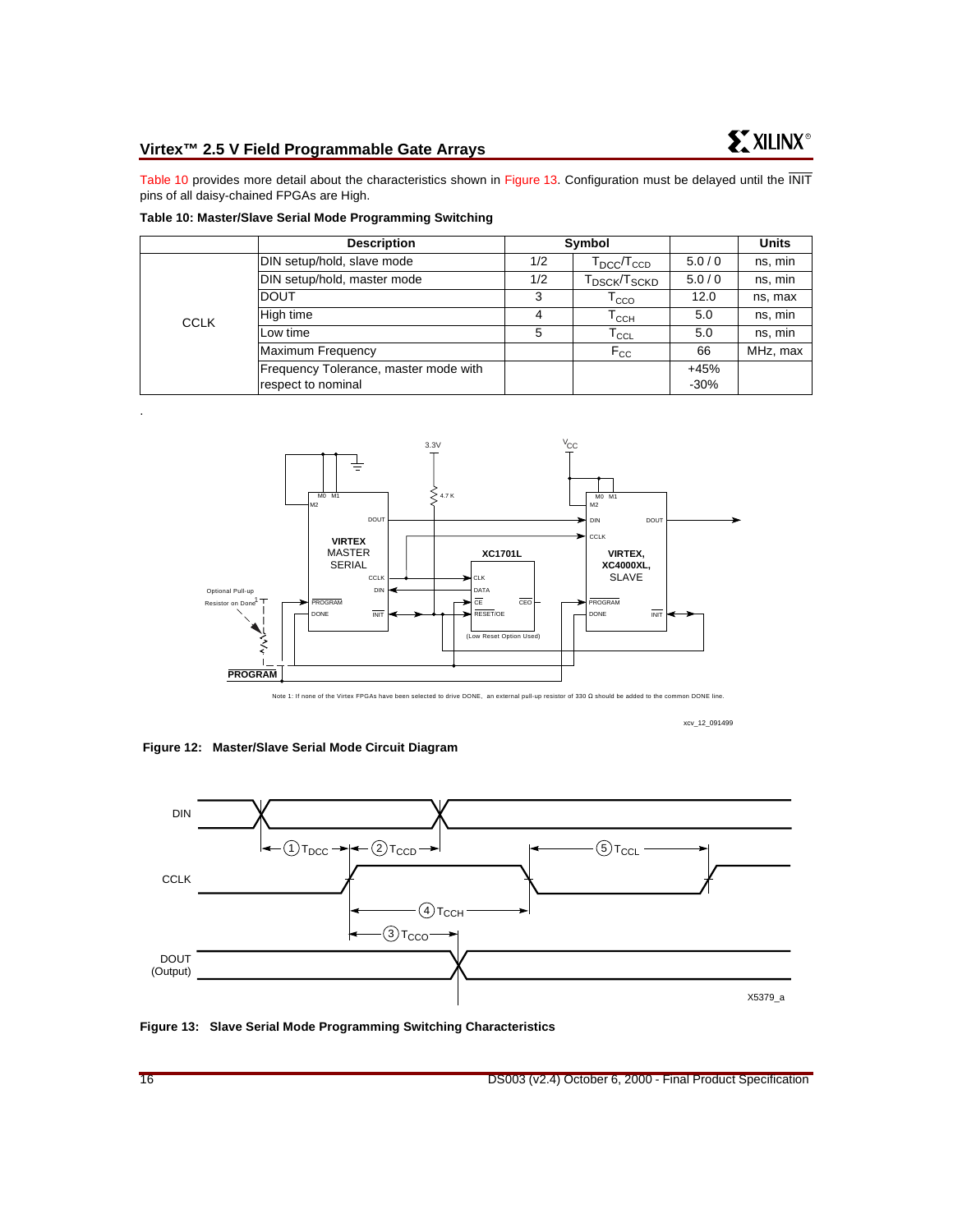Table 10 provides more detail about the characteristics shown in Figure 13. Configuration must be delayed until the $\overline{\text{INIT}}$ pins of all daisy-chained FPGAs are High.

**Table 10: Master/Slave Serial Mode Programming Switching**

| | Description | Symbol | | | Units |
|---|---|---|---|---|---|
| CCLK | DIN setup/hold, slave mode | 1/2 | $T_{DCC}/T_{CCD}$ | 5.0 / 0 | ns, min |
| | DIN setup/hold, master mode | 1/2 | $T_{DSCK}/T_{SCKD}$ | 5.0 / 0 | ns, min |
| | DOUT | 3 | $T_{CCO}$ | 12.0 | ns, max |
| | High time | 4 | $T_{CCH}$ | 5.0 | ns, min |
| | Low time | 5 | $T_{CCL}$ | 5.0 | ns, min |
| | Maximum Frequency | | $F_{CC}$ | 66 | MHz, max |
| | Frequency Tolerance, master mode with respect to nominal | | | +45% -30% | |

.

Note 1: If none of the Virtex FPGAs have been selected to drive DONE, an external pull-up resistor of 330 Ω should be added to the common DONE line.

**Figure 12: Master/Slave Serial Mode Circuit Diagram**

**Figure 13: Slave Serial Mode Programming Switching Characteristics**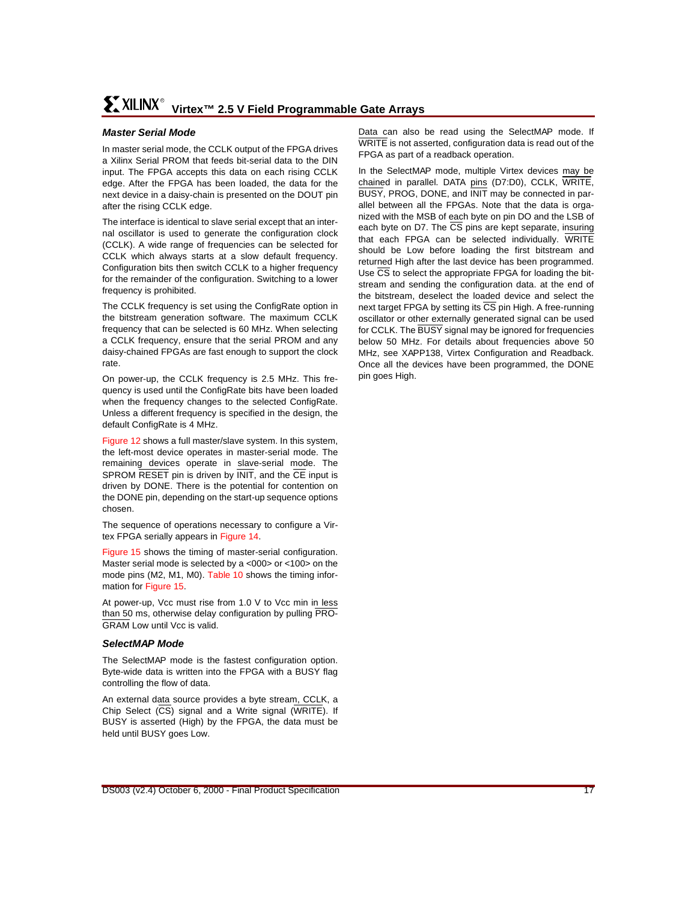### Master Serial Mode

In master serial mode, the CCLK output of the FPGA drives a Xilinx Serial PROM that feeds bit-serial data to the DIN input. The FPGA accepts this data on each rising CCLK edge. After the FPGA has been loaded, the data for the next device in a daisy-chain is presented on the DOUT pin after the rising CCLK edge.

The interface is identical to slave serial except that an internal oscillator is used to generate the configuration clock (CCLK). A wide range of frequencies can be selected for CCLK which always starts at a slow default frequency. Configuration bits then switch CCLK to a higher frequency for the remainder of the configuration. Switching to a lower frequency is prohibited.

The CCLK frequency is set using the ConfigRate option in the bitstream generation software. The maximum CCLK frequency that can be selected is 60 MHz. When selecting a CCLK frequency, ensure that the serial PROM and any daisy-chained FPGAs are fast enough to support the clock rate.

On power-up, the CCLK frequency is 2.5 MHz. This frequency is used until the ConfigRate bits have been loaded when the frequency changes to the selected ConfigRate. Unless a different frequency is specified in the design, the default ConfigRate is 4 MHz.

Figure 12 shows a full master/slave system. In this system, the left-most device operates in master-serial mode. The remaining devices operate in slave-serial mode. The SPROM RESET pin is driven by INIT, and the CE input is driven by DONE. There is the potential for contention on the DONE pin, depending on the start-up sequence options chosen.

The sequence of operations necessary to configure a Virtex FPGA serially appears in Figure 14.

Figure 15 shows the timing of master-serial configuration. Master serial mode is selected by a <000> or <100> on the mode pins (M2, M1, M0). Table 10 shows the timing information for Figure 15.

At power-up, Vcc must rise from 1.0 V to Vcc min in less than 50 ms, otherwise delay configuration by pulling PROGRAM Low until Vcc is valid.

### SelectMAP Mode

The SelectMAP mode is the fastest configuration option. Byte-wide data is written into the FPGA with a BUSY flag controlling the flow of data.

An external data source provides a byte stream, CCLK, a Chip Select (CS) signal and a Write signal (WRITE). If BUSY is asserted (High) by the FPGA, the data must be held until BUSY goes Low.

Data can also be read using the SelectMAP mode. If WRITE is not asserted, configuration data is read out of the FPGA as part of a readback operation.

In the SelectMAP mode, multiple Virtex devices may be chained in parallel. DATA pins (D7:D0), CCLK, WRITE, BUSY, PROG, DONE, and INIT may be connected in parallel between all the FPGAs. Note that the data is organized with the MSB of each byte on pin DO and the LSB of each byte on D7. The CS pins are kept separate, insuring that each FPGA can be selected individually. WRITE should be Low before loading the first bitstream and returned High after the last device has been programmed. Use CS to select the appropriate FPGA for loading the bitstream and sending the configuration data. at the end of the bitstream, deselect the loaded device and select the next target FPGA by setting its CS pin High. A free-running oscillator or other externally generated signal can be used for CCLK. The BUSY signal may be ignored for frequencies below 50 MHz. For details about frequencies above 50 MHz, see XAPP138, Virtex Configuration and Readback. Once all the devices have been programmed, the DONE pin goes High.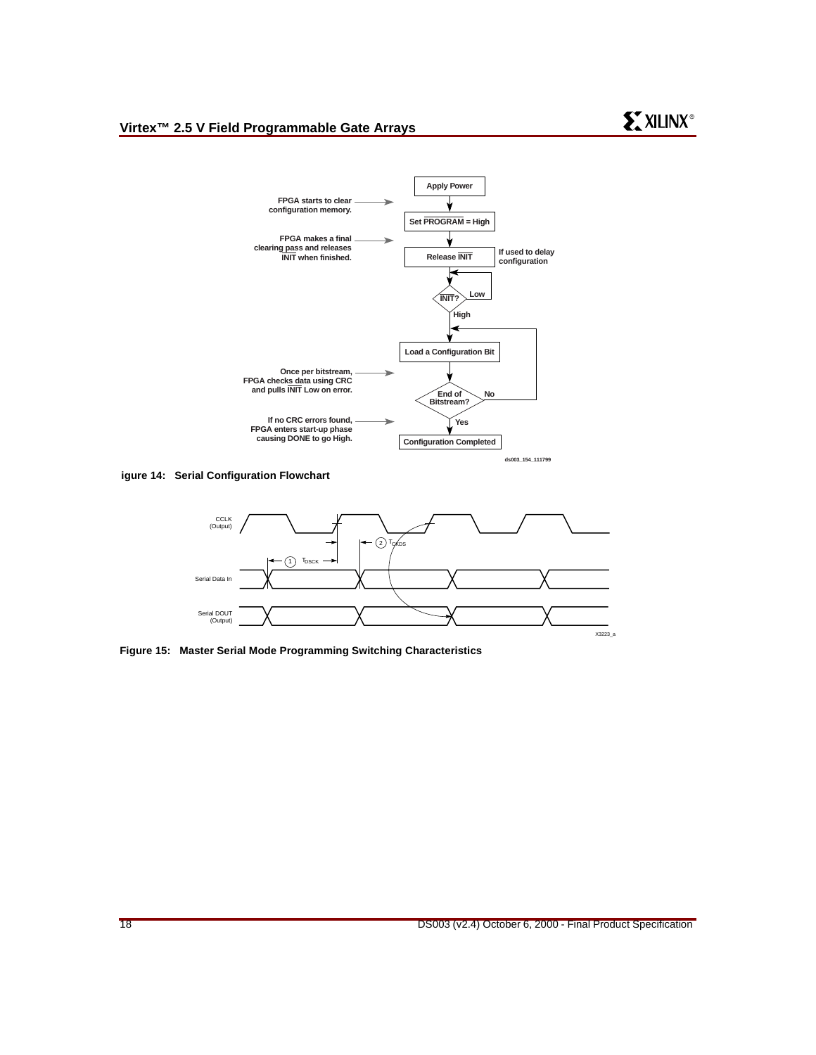Apply Power

FPGA starts to clear configuration memory.

Set $\overline{PROGRAM}$ = High

FPGA makes a final clearing pass and releases $\overline{INIT}$ when finished.

Release $\overline{INIT}$ — If used to delay configuration

$\overline{INIT}$? — Low / High

Load a Configuration Bit

Once per bitstream, FPGA checks data using CRC and pulls $\overline{INIT}$ Low on error.

End of Bitstream? — No / Yes

If no CRC errors found, FPGA enters start-up phase causing DONE to go High.

Configuration Completed

ds003_154_111799

igure 14: Serial Configuration Flowchart

CCLK (Output)

Serial Data In

Serial DOUT (Output)

1 $T_{DSCK}$

2 $T_{CKDS}$

X3223_a

**Figure 15: Master Serial Mode Programming Switching Characteristics**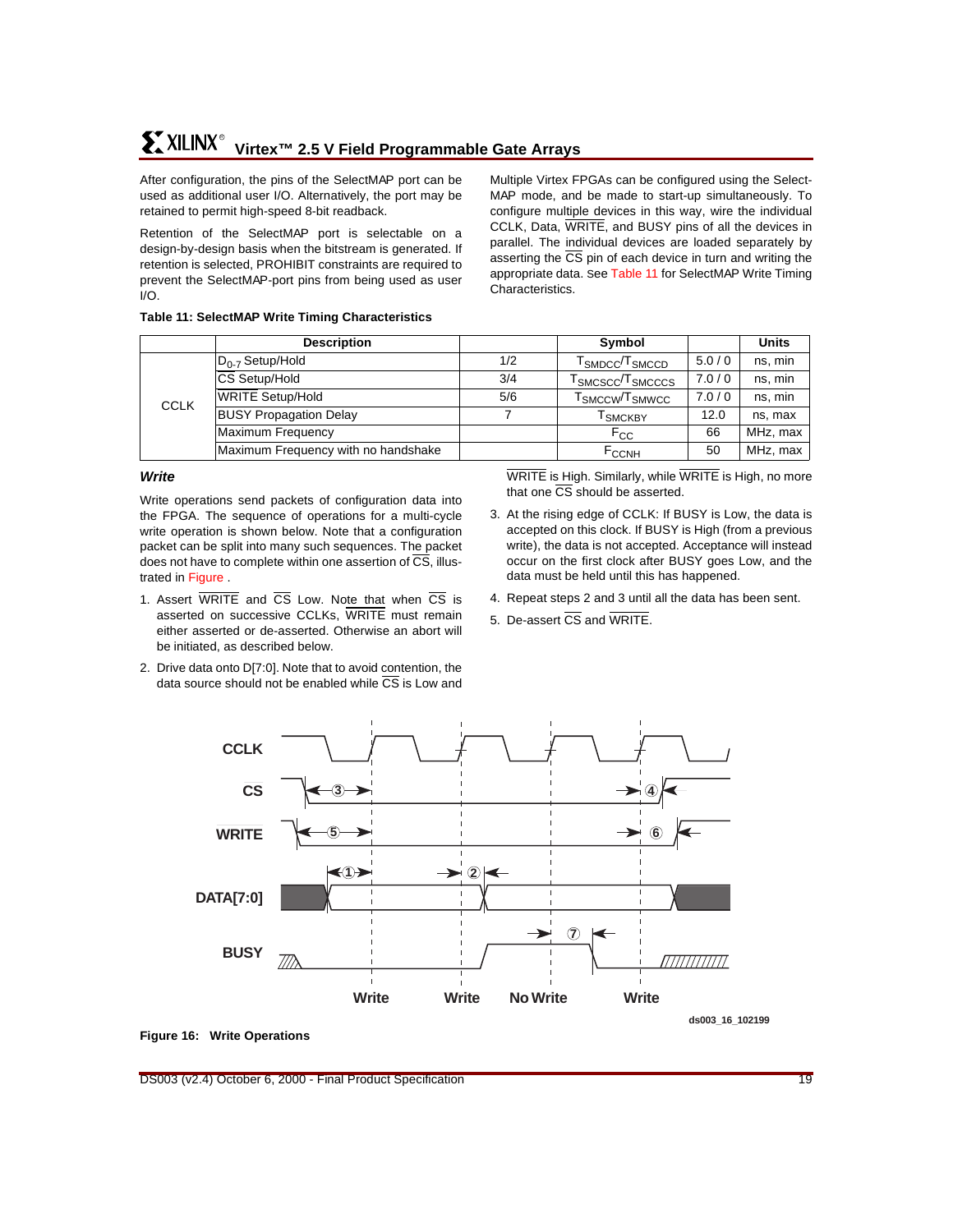After configuration, the pins of the SelectMAP port can be used as additional user I/O. Alternatively, the port may be retained to permit high-speed 8-bit readback.

Retention of the SelectMAP port is selectable on a design-by-design basis when the bitstream is generated. If retention is selected, PROHIBIT constraints are required to prevent the SelectMAP-port pins from being used as user I/O.

Multiple Virtex FPGAs can be configured using the SelectMAP mode, and be made to start-up simultaneously. To configure multiple devices in this way, wire the individual CCLK, Data, $\overline{WRITE}$, and BUSY pins of all the devices in parallel. The individual devices are loaded separately by asserting the $\overline{CS}$ pin of each device in turn and writing the appropriate data. See Table 11 for SelectMAP Write Timing Characteristics.

**Table 11: SelectMAP Write Timing Characteristics**

| | Description | | Symbol | | Units |
|---|---|---|---|---|---|
| CCLK | $D_{0-7}$ Setup/Hold | 1/2 | $T_{SMDCC}/T_{SMCCD}$ | 5.0 / 0 | ns, min |
| | $\overline{CS}$ Setup/Hold | 3/4 | $T_{SMCSCC}/T_{SMCCCS}$ | 7.0 / 0 | ns, min |
| | $\overline{WRITE}$ Setup/Hold | 5/6 | $T_{SMCCW}/T_{SMWCC}$ | 7.0 / 0 | ns, min |
| | BUSY Propagation Delay | 7 | $T_{SMCKBY}$ | 12.0 | ns, max |
| | Maximum Frequency | | $F_{CC}$ | 66 | MHz, max |
| | Maximum Frequency with no handshake | | $F_{CCNH}$ | 50 | MHz, max |

### *Write*

Write operations send packets of configuration data into the FPGA. The sequence of operations for a multi-cycle write operation is shown below. Note that a configuration packet can be split into many such sequences. The packet does not have to complete within one assertion of $\overline{CS}$, illustrated in Figure .

1. Assert $\overline{WRITE}$ and $\overline{CS}$ Low. Note that when $\overline{CS}$ is asserted on successive CCLKs, $\overline{WRITE}$ must remain either asserted or de-asserted. Otherwise an abort will be initiated, as described below.
2. Drive data onto D[7:0]. Note that to avoid contention, the data source should not be enabled while $\overline{CS}$ is Low and $\overline{WRITE}$ is High. Similarly, while $\overline{WRITE}$ is High, no more that one $\overline{CS}$ should be asserted.
3. At the rising edge of CCLK: If BUSY is Low, the data is accepted on this clock. If BUSY is High (from a previous write), the data is not accepted. Acceptance will instead occur on the first clock after BUSY goes Low, and the data must be held until this has happened.
4. Repeat steps 2 and 3 until all the data has been sent.
5. De-assert $\overline{CS}$ and $\overline{WRITE}$.

ds003_16_102199

**Figure 16: Write Operations**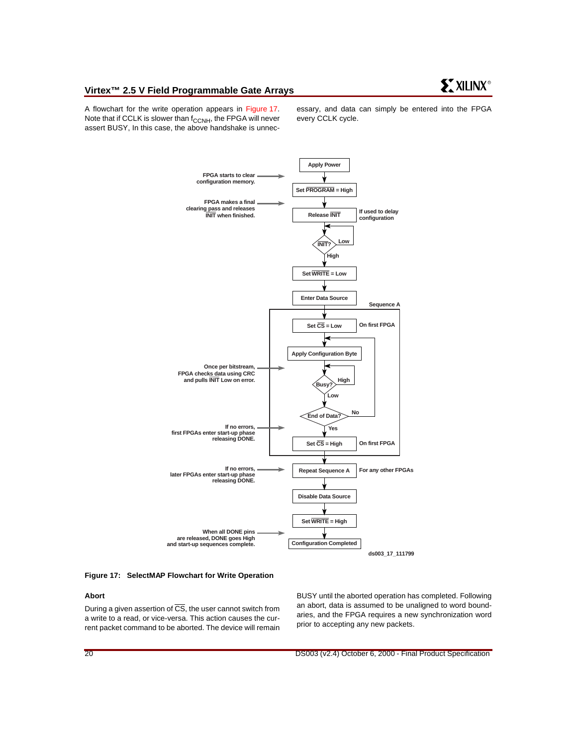A flowchart for the write operation appears in Figure 17. Note that if CCLK is slower than $f_{CCNH}$, the FPGA will never assert BUSY, In this case, the above handshake is unnecessary, and data can simply be entered into the FPGA every CCLK cycle.

Apply Power

FPGA starts to clear configuration memory.

Set $\overline{PROGRAM}$ = High

FPGA makes a final clearing pass and releases $\overline{INIT}$ when finished.

Release $\overline{INIT}$ — If used to delay configuration

$\overline{INIT}$? — Low / High

Set $\overline{WRITE}$ = Low

Enter Data Source

Sequence A

Set $\overline{CS}$ = Low — On first FPGA

Apply Configuration Byte

Once per bitstream, FPGA checks data using CRC and pulls $\overline{INIT}$ Low on error.

Busy? — High / Low

End of Data? — No / Yes

If no errors, first FPGAs enter start-up phase releasing DONE.

Set $\overline{CS}$ = High — On first FPGA

If no errors, later FPGAs enter start-up phase releasing DONE.

Repeat Sequence A — For any other FPGAs

Disable Data Source

Set $\overline{WRITE}$ = High

When all DONE pins are released, DONE goes High and start-up sequences complete.

Configuration Completed

ds003_17_111799

**Figure 17: SelectMAP Flowchart for Write Operation**

### Abort

During a given assertion of $\overline{CS}$, the user cannot switch from a write to a read, or vice-versa. This action causes the current packet command to be aborted. The device will remain BUSY until the aborted operation has completed. Following an abort, data is assumed to be unaligned to word boundaries, and the FPGA requires a new synchronization word prior to accepting any new packets.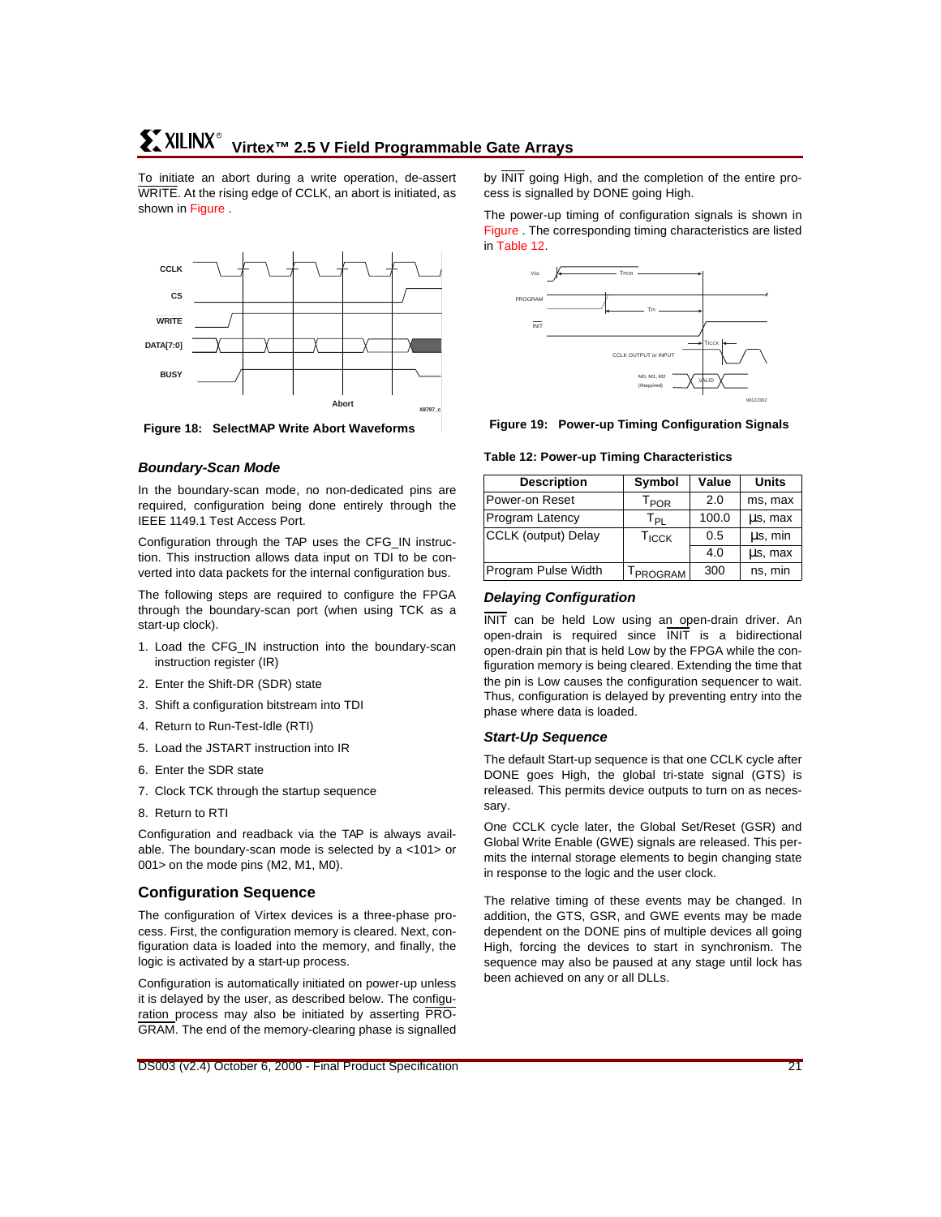To initiate an abort during a write operation, de-assert WRITE. At the rising edge of CCLK, an abort is initiated, as shown in Figure .

**Figure 18: SelectMAP Write Abort Waveforms**

### *Boundary-Scan Mode*

In the boundary-scan mode, no non-dedicated pins are required, configuration being done entirely through the IEEE 1149.1 Test Access Port.

Configuration through the TAP uses the CFG_IN instruction. This instruction allows data input on TDI to be converted into data packets for the internal configuration bus.

The following steps are required to configure the FPGA through the boundary-scan port (when using TCK as a start-up clock).

1. Load the CFG_IN instruction into the boundary-scan instruction register (IR)
2. Enter the Shift-DR (SDR) state
3. Shift a configuration bitstream into TDI
4. Return to Run-Test-Idle (RTI)
5. Load the JSTART instruction into IR
6. Enter the SDR state
7. Clock TCK through the startup sequence
8. Return to RTI

Configuration and readback via the TAP is always available. The boundary-scan mode is selected by a <101> or 001> on the mode pins (M2, M1, M0).

## Configuration Sequence

The configuration of Virtex devices is a three-phase process. First, the configuration memory is cleared. Next, configuration data is loaded into the memory, and finally, the logic is activated by a start-up process.

Configuration is automatically initiated on power-up unless it is delayed by the user, as described below. The configuration process may also be initiated by asserting PROGRAM. The end of the memory-clearing phase is signalled by INIT going High, and the completion of the entire process is signalled by DONE going High.

The power-up timing of configuration signals is shown in Figure . The corresponding timing characteristics are listed in Table 12.

**Figure 19: Power-up Timing Configuration Signals**

**Table 12: Power-up Timing Characteristics**

| Description | Symbol | Value | Units |
|---|---|---|---|
| Power-on Reset | $T_{POR}$ | 2.0 | ms, max |
| Program Latency | $T_{PL}$ | 100.0 | µs, max |
| CCLK (output) Delay | $T_{ICCK}$ | 0.5 | µs, min |
| | | 4.0 | µs, max |
| Program Pulse Width | $T_{PROGRAM}$ | 300 | ns, min |

### *Delaying Configuration*

INIT can be held Low using an open-drain driver. An open-drain is required since INIT is a bidirectional open-drain pin that is held Low by the FPGA while the configuration memory is being cleared. Extending the time that the pin is Low causes the configuration sequencer to wait. Thus, configuration is delayed by preventing entry into the phase where data is loaded.

### *Start-Up Sequence*

The default Start-up sequence is that one CCLK cycle after DONE goes High, the global tri-state signal (GTS) is released. This permits device outputs to turn on as necessary.

One CCLK cycle later, the Global Set/Reset (GSR) and Global Write Enable (GWE) signals are released. This permits the internal storage elements to begin changing state in response to the logic and the user clock.

The relative timing of these events may be changed. In addition, the GTS, GSR, and GWE events may be made dependent on the DONE pins of multiple devices all going High, forcing the devices to start in synchronism. The sequence may also be paused at any stage until lock has been achieved on any or all DLLs.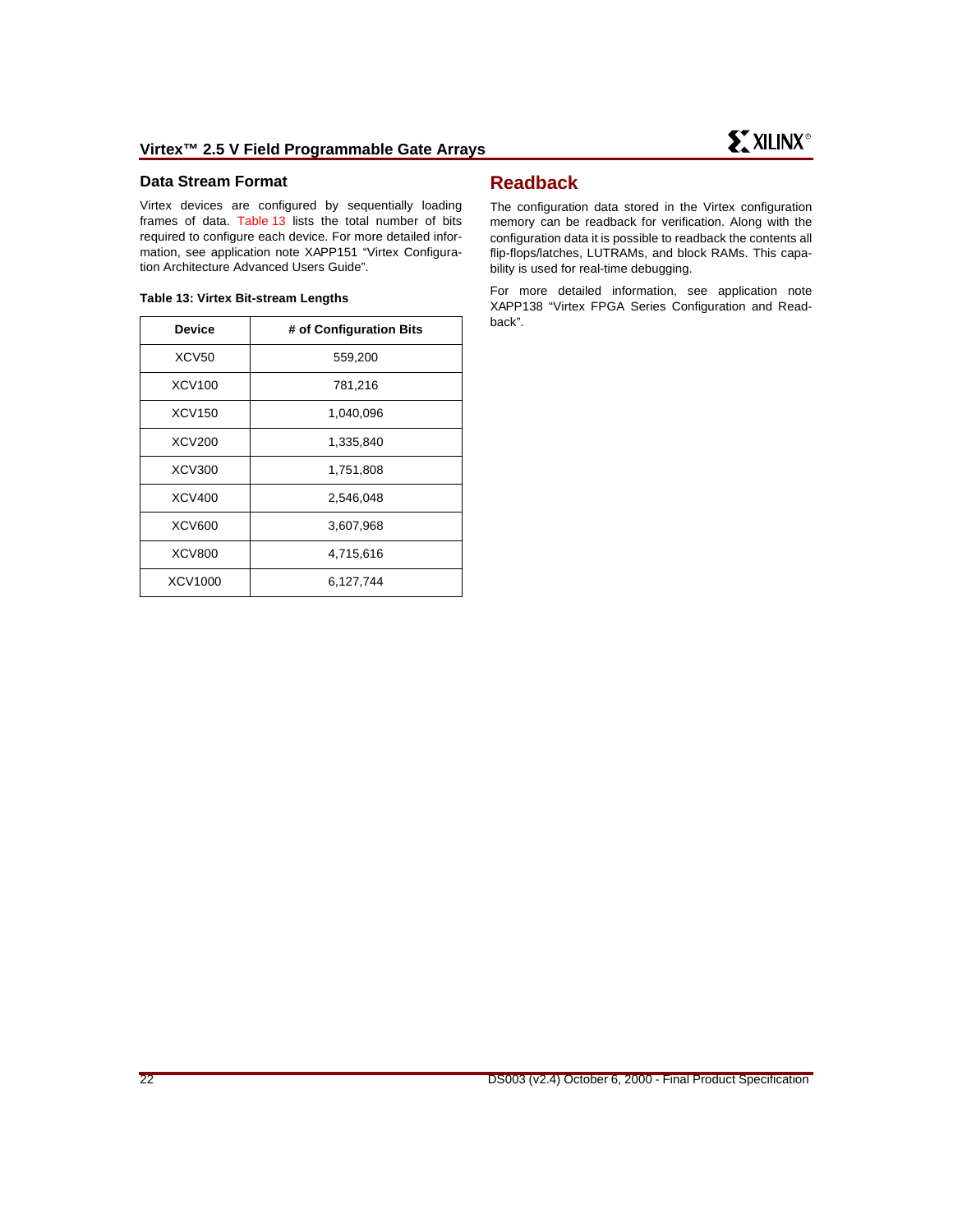## Data Stream Format

Virtex devices are configured by sequentially loading frames of data. Table 13 lists the total number of bits required to configure each device. For more detailed information, see application note XAPP151 "Virtex Configuration Architecture Advanced Users Guide".

**Table 13: Virtex Bit-stream Lengths**

| Device | # of Configuration Bits |
|---|---|
| XCV50 | 559,200 |
| XCV100 | 781,216 |
| XCV150 | 1,040,096 |
| XCV200 | 1,335,840 |
| XCV300 | 1,751,808 |
| XCV400 | 2,546,048 |
| XCV600 | 3,607,968 |
| XCV800 | 4,715,616 |
| XCV1000 | 6,127,744 |

## Readback

The configuration data stored in the Virtex configuration memory can be readback for verification. Along with the configuration data it is possible to readback the contents all flip-flops/latches, LUTRAMs, and block RAMs. This capability is used for real-time debugging.

For more detailed information, see application note XAPP138 "Virtex FPGA Series Configuration and Readback".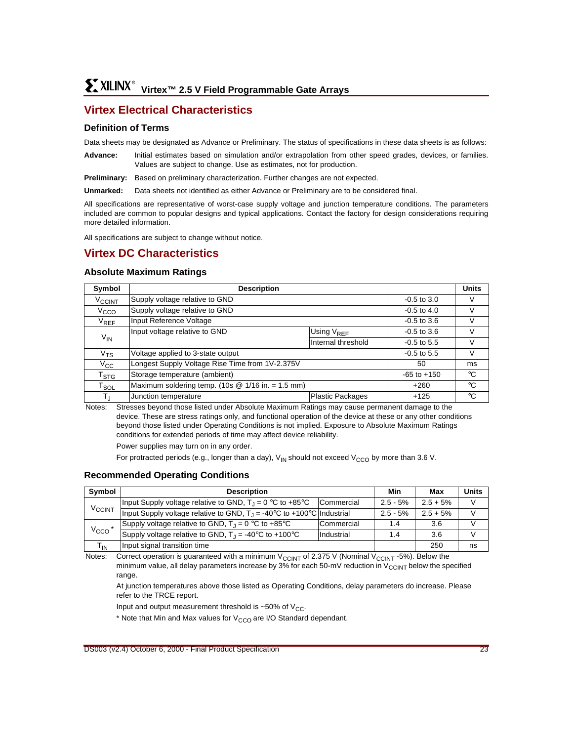# Virtex Electrical Characteristics

## Definition of Terms

Data sheets may be designated as Advance or Preliminary. The status of specifications in these data sheets is as follows:

**Advance:** Initial estimates based on simulation and/or extrapolation from other speed grades, devices, or families. Values are subject to change. Use as estimates, not for production.

**Preliminary:** Based on preliminary characterization. Further changes are not expected.

**Unmarked:** Data sheets not identified as either Advance or Preliminary are to be considered final.

All specifications are representative of worst-case supply voltage and junction temperature conditions. The parameters included are common to popular designs and typical applications. Contact the factory for design considerations requiring more detailed information.

All specifications are subject to change without notice.

# Virtex DC Characteristics

## Absolute Maximum Ratings

| Symbol | Description | | | Units |
|---|---|---|---|---|
| $V_{CCINT}$ | Supply voltage relative to GND | | -0.5 to 3.0 | V |
| $V_{CCO}$ | Supply voltage relative to GND | | -0.5 to 4.0 | V |
| $V_{REF}$ | Input Reference Voltage | | -0.5 to 3.6 | V |
| $V_{IN}$ | Input voltage relative to GND | Using $V_{REF}$ | -0.5 to 3.6 | V |
| | | Internal threshold | -0.5 to 5.5 | V |
| $V_{TS}$ | Voltage applied to 3-state output | | -0.5 to 5.5 | V |
| $V_{CC}$ | Longest Supply Voltage Rise Time from 1V-2.375V | | 50 | ms |
| $T_{STG}$ | Storage temperature (ambient) | | -65 to +150 | °C |
| $T_{SOL}$ | Maximum soldering temp. (10s @ 1/16 in. = 1.5 mm) | | +260 | °C |
| $T_J$ | Junction temperature | Plastic Packages | +125 | °C |

Notes: Stresses beyond those listed under Absolute Maximum Ratings may cause permanent damage to the device. These are stress ratings only, and functional operation of the device at these or any other conditions beyond those listed under Operating Conditions is not implied. Exposure to Absolute Maximum Ratings conditions for extended periods of time may affect device reliability.

Power supplies may turn on in any order.

For protracted periods (e.g., longer than a day), $V_{IN}$ should not exceed $V_{CCO}$ by more than 3.6 V.

## Recommended Operating Conditions

| Symbol | Description | | Min | Max | Units |
|---|---|---|---|---|---|
| $V_{CCINT}$ | Input Supply voltage relative to GND, $T_J$ = 0 °C to +85°C | Commercial | 2.5 - 5% | 2.5 + 5% | V |
| | Input Supply voltage relative to GND, $T_J$ = -40°C to +100°C | Industrial | 2.5 - 5% | 2.5 + 5% | V |
| $V_{CCO}$ * | Supply voltage relative to GND, $T_J$ = 0 °C to +85°C | Commercial | 1.4 | 3.6 | V |
| | Supply voltage relative to GND, $T_J$ = -40°C to +100°C | Industrial | 1.4 | 3.6 | V |
| $T_{IN}$ | Input signal transition time | | | 250 | ns |

Notes: Correct operation is guaranteed with a minimum $V_{CCINT}$ of 2.375 V (Nominal $V_{CCINT}$ -5%). Below the minimum value, all delay parameters increase by 3% for each 50-mV reduction in $V_{CCINT}$ below the specified range.

At junction temperatures above those listed as Operating Conditions, delay parameters do increase. Please refer to the TRCE report.

Input and output measurement threshold is ~50% of $V_{CC}$.

* Note that Min and Max values for $V_{CCO}$ are I/O Standard dependant.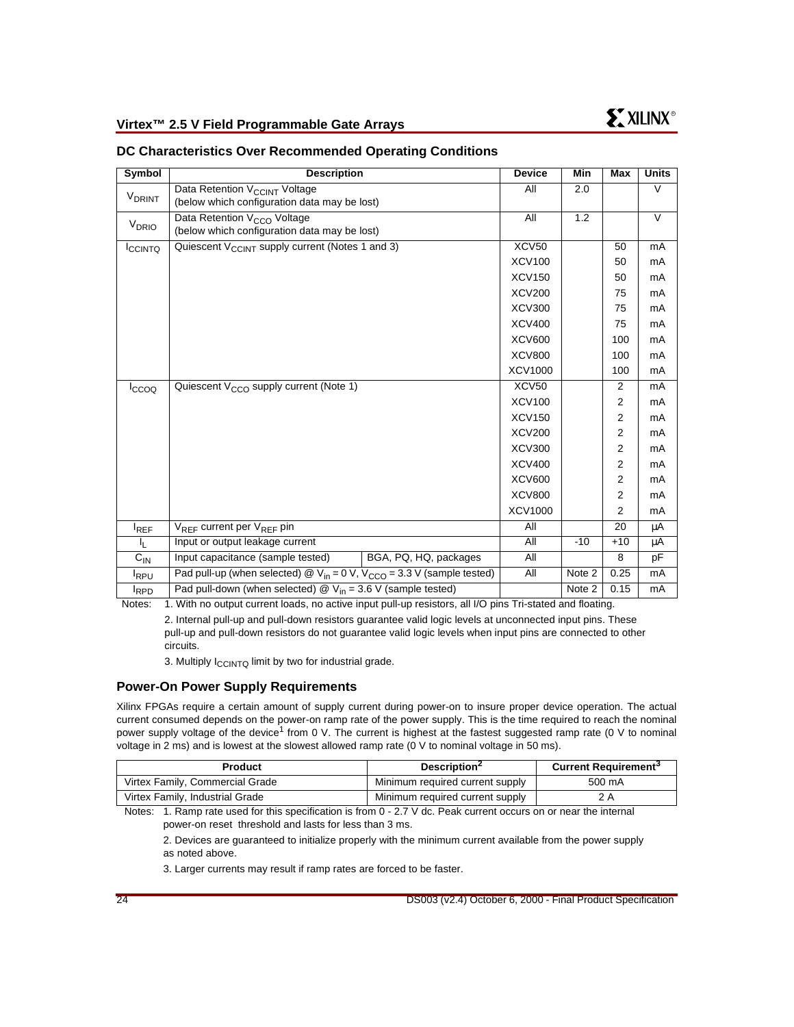## DC Characteristics Over Recommended Operating Conditions

| Symbol | Description | | Device | Min | Max | Units |
|---|---|---|---|---|---|---|
| $V_{DRINT}$ | Data Retention $V_{CCINT}$ Voltage (below which configuration data may be lost) | | All | 2.0 | | V |
| $V_{DRIO}$ | Data Retention $V_{CCO}$ Voltage (below which configuration data may be lost) | | All | 1.2 | | V |
| $I_{CCINTQ}$ | Quiescent $V_{CCINT}$ supply current (Notes 1 and 3) | | XCV50 | | 50 | mA |
| | | | XCV100 | | 50 | mA |
| | | | XCV150 | | 50 | mA |
| | | | XCV200 | | 75 | mA |
| | | | XCV300 | | 75 | mA |
| | | | XCV400 | | 75 | mA |
| | | | XCV600 | | 100 | mA |
| | | | XCV800 | | 100 | mA |
| | | | XCV1000 | | 100 | mA |
| $I_{CCOQ}$ | Quiescent $V_{CCO}$ supply current (Note 1) | | XCV50 | | 2 | mA |
| | | | XCV100 | | 2 | mA |
| | | | XCV150 | | 2 | mA |
| | | | XCV200 | | 2 | mA |
| | | | XCV300 | | 2 | mA |
| | | | XCV400 | | 2 | mA |
| | | | XCV600 | | 2 | mA |
| | | | XCV800 | | 2 | mA |
| | | | XCV1000 | | 2 | mA |
| $I_{REF}$ | $V_{REF}$ current per $V_{REF}$ pin | | All | | 20 | μA |
| $I_L$ | Input or output leakage current | | All | -10 | +10 | μA |
| $C_{IN}$ | Input capacitance (sample tested) | BGA, PQ, HQ, packages | All | | 8 | pF |
| $I_{RPU}$ | Pad pull-up (when selected) @ $V_{in}$ = 0 V, $V_{CCO}$ = 3.3 V (sample tested) | | All | Note 2 | 0.25 | mA |
| $I_{RPD}$ | Pad pull-down (when selected) @ $V_{in}$ = 3.6 V (sample tested) | | | Note 2 | 0.15 | mA |

Notes:
1. With no output current loads, no active input pull-up resistors, all I/O pins Tri-stated and floating.
2. Internal pull-up and pull-down resistors guarantee valid logic levels at unconnected input pins. These pull-up and pull-down resistors do not guarantee valid logic levels when input pins are connected to other circuits.
3. Multiply $I_{CCINTQ}$ limit by two for industrial grade.

### Power-On Power Supply Requirements

Xilinx FPGAs require a certain amount of supply current during power-on to insure proper device operation. The actual current consumed depends on the power-on ramp rate of the power supply. This is the time required to reach the nominal power supply voltage of the device[1] from 0 V. The current is highest at the fastest suggested ramp rate (0 V to nominal voltage in 2 ms) and is lowest at the slowest allowed ramp rate (0 V to nominal voltage in 50 ms).

| Product | Description[2] | Current Requirement[3] |
|---|---|---|
| Virtex Family, Commercial Grade | Minimum required current supply | 500 mA |
| Virtex Family, Industrial Grade | Minimum required current supply | 2 A |

Notes:
1. Ramp rate used for this specification is from 0 - 2.7 V dc. Peak current occurs on or near the internal power-on reset threshold and lasts for less than 3 ms.
2. Devices are guaranteed to initialize properly with the minimum current available from the power supply as noted above.
3. Larger currents may result if ramp rates are forced to be faster.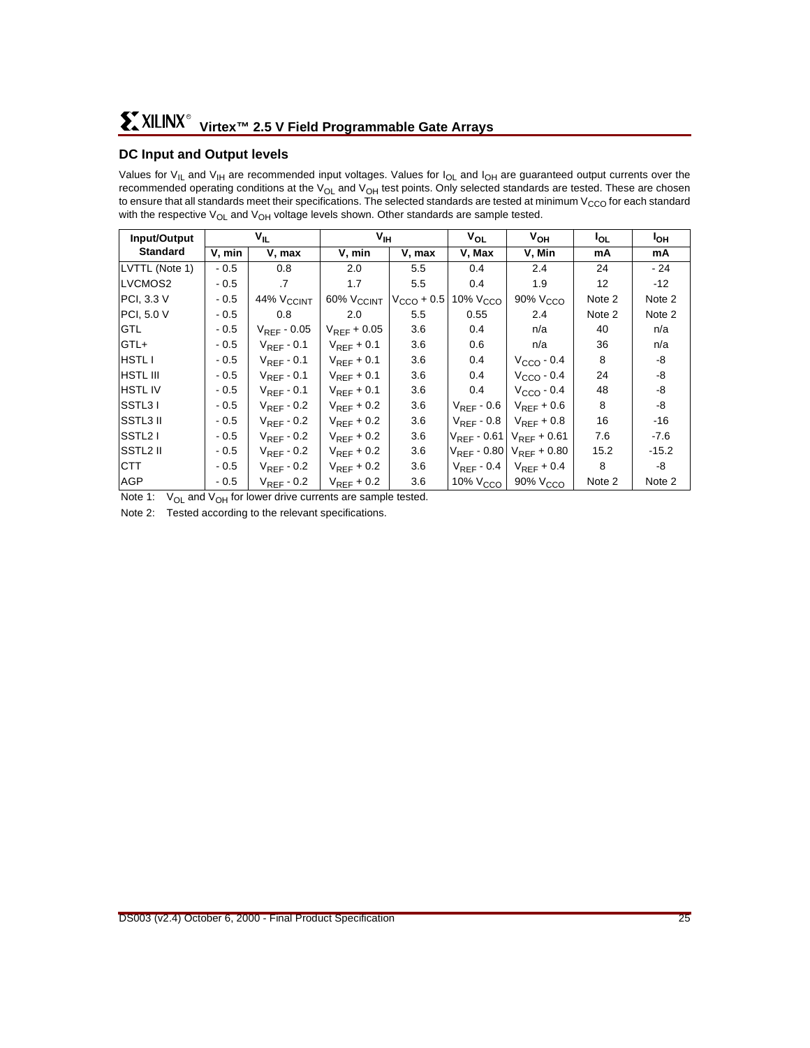## DC Input and Output levels

Values for $V_{IL}$ and $V_{IH}$ are recommended input voltages. Values for $I_{OL}$ and $I_{OH}$ are guaranteed output currents over the recommended operating conditions at the $V_{OL}$ and $V_{OH}$ test points. Only selected standards are tested. These are chosen to ensure that all standards meet their specifications. The selected standards are tested at minimum $V_{CCO}$ for each standard with the respective $V_{OL}$ and $V_{OH}$ voltage levels shown. Other standards are sample tested.

| Input/Output Standard | $V_{IL}$ | | $V_{IH}$ | | $V_{OL}$ | $V_{OH}$ | $I_{OL}$ | $I_{OH}$ |
|---|---|---|---|---|---|---|---|---|
| | V, min | V, max | V, min | V, max | V, Max | V, Min | mA | mA |
| LVTTL (Note 1) | - 0.5 | 0.8 | 2.0 | 5.5 | 0.4 | 2.4 | 24 | - 24 |
| LVCMOS2 | - 0.5 | .7 | 1.7 | 5.5 | 0.4 | 1.9 | 12 | -12 |
| PCI, 3.3 V | - 0.5 | 44% $V_{CCINT}$ | 60% $V_{CCINT}$ | $V_{CCO}$ + 0.5 | 10% $V_{CCO}$ | 90% $V_{CCO}$ | Note 2 | Note 2 |
| PCI, 5.0 V | - 0.5 | 0.8 | 2.0 | 5.5 | 0.55 | 2.4 | Note 2 | Note 2 |
| GTL | - 0.5 | $V_{REF}$ - 0.05 | $V_{REF}$ + 0.05 | 3.6 | 0.4 | n/a | 40 | n/a |
| GTL+ | - 0.5 | $V_{REF}$ - 0.1 | $V_{REF}$ + 0.1 | 3.6 | 0.6 | n/a | 36 | n/a |
| HSTL I | - 0.5 | $V_{REF}$ - 0.1 | $V_{REF}$ + 0.1 | 3.6 | 0.4 | $V_{CCO}$ - 0.4 | 8 | -8 |
| HSTL III | - 0.5 | $V_{REF}$ - 0.1 | $V_{REF}$ + 0.1 | 3.6 | 0.4 | $V_{CCO}$ - 0.4 | 24 | -8 |
| HSTL IV | - 0.5 | $V_{REF}$ - 0.1 | $V_{REF}$ + 0.1 | 3.6 | 0.4 | $V_{CCO}$ - 0.4 | 48 | -8 |
| SSTL3 I | - 0.5 | $V_{REF}$ - 0.2 | $V_{REF}$ + 0.2 | 3.6 | $V_{REF}$ - 0.6 | $V_{REF}$ + 0.6 | 8 | -8 |
| SSTL3 II | - 0.5 | $V_{REF}$ - 0.2 | $V_{REF}$ + 0.2 | 3.6 | $V_{REF}$ - 0.8 | $V_{REF}$ + 0.8 | 16 | -16 |
| SSTL2 I | - 0.5 | $V_{REF}$ - 0.2 | $V_{REF}$ + 0.2 | 3.6 | $V_{REF}$ - 0.61 | $V_{REF}$ + 0.61 | 7.6 | -7.6 |
| SSTL2 II | - 0.5 | $V_{REF}$ - 0.2 | $V_{REF}$ + 0.2 | 3.6 | $V_{REF}$ - 0.80 | $V_{REF}$ + 0.80 | 15.2 | -15.2 |
| CTT | - 0.5 | $V_{REF}$ - 0.2 | $V_{REF}$ + 0.2 | 3.6 | $V_{REF}$ - 0.4 | $V_{REF}$ + 0.4 | 8 | -8 |
| AGP | - 0.5 | $V_{REF}$ - 0.2 | $V_{REF}$ + 0.2 | 3.6 | 10% $V_{CCO}$ | 90% $V_{CCO}$ | Note 2 | Note 2 |

Note 1: $V_{OL}$ and $V_{OH}$ for lower drive currents are sample tested.

Note 2: Tested according to the relevant specifications.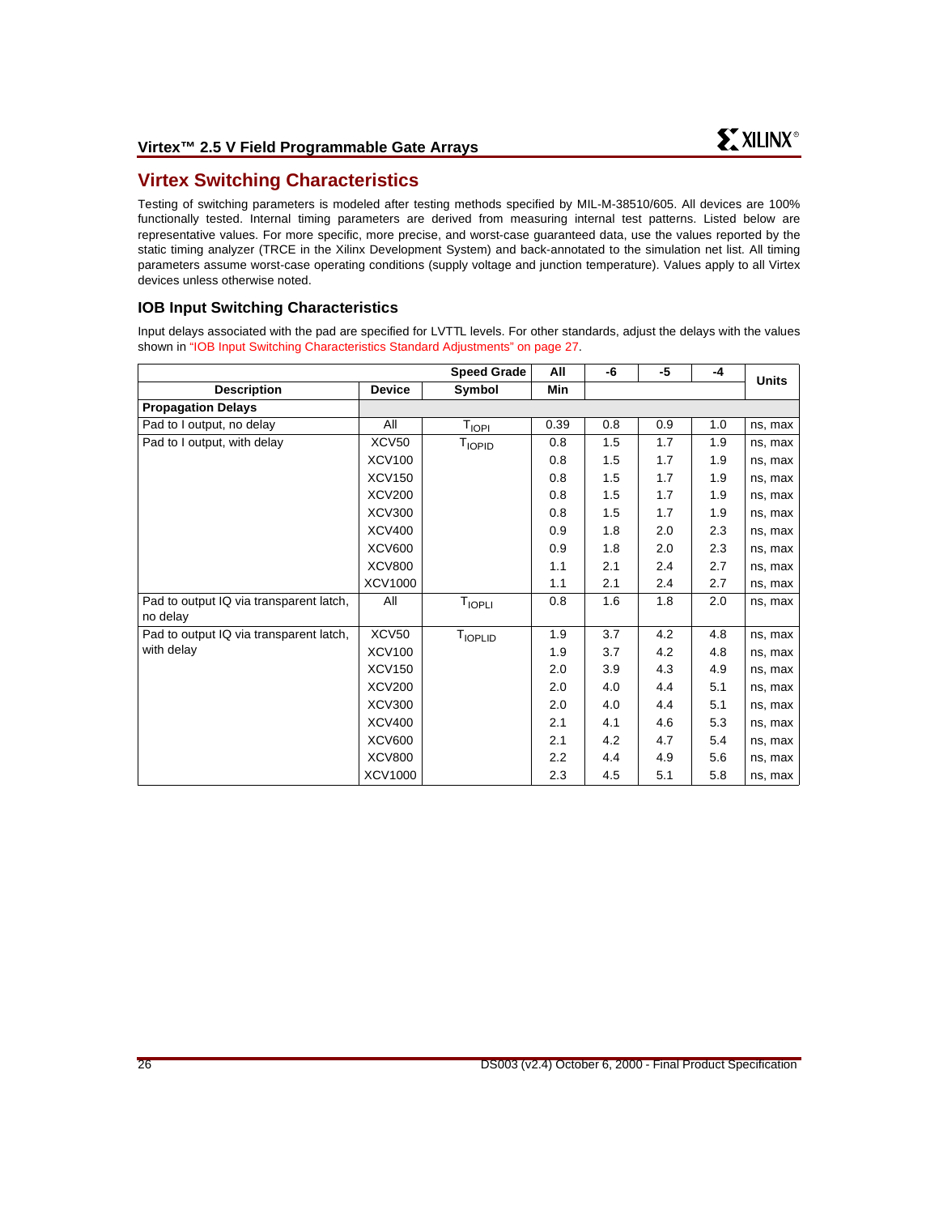## Virtex Switching Characteristics

Testing of switching parameters is modeled after testing methods specified by MIL-M-38510/605. All devices are 100% functionally tested. Internal timing parameters are derived from measuring internal test patterns. Listed below are representative values. For more specific, more precise, and worst-case guaranteed data, use the values reported by the static timing analyzer (TRCE in the Xilinx Development System) and back-annotated to the simulation net list. All timing parameters assume worst-case operating conditions (supply voltage and junction temperature). Values apply to all Virtex devices unless otherwise noted.

### IOB Input Switching Characteristics

Input delays associated with the pad are specified for LVTTL levels. For other standards, adjust the delays with the values shown in "IOB Input Switching Characteristics Standard Adjustments" on page 27.

| | | Speed Grade | All | -6 | -5 | -4 | Units |
|---|---|---|---|---|---|---|---|
| **Description** | **Device** | **Symbol** | **Min** | | | | |
| **Propagation Delays** | | | | | | | |
| Pad to I output, no delay | All | $T_{IOPI}$ | 0.39 | 0.8 | 0.9 | 1.0 | ns, max |
| Pad to I output, with delay | XCV50 | $T_{IOPID}$ | 0.8 | 1.5 | 1.7 | 1.9 | ns, max |
| | XCV100 | | 0.8 | 1.5 | 1.7 | 1.9 | ns, max |
| | XCV150 | | 0.8 | 1.5 | 1.7 | 1.9 | ns, max |
| | XCV200 | | 0.8 | 1.5 | 1.7 | 1.9 | ns, max |
| | XCV300 | | 0.8 | 1.5 | 1.7 | 1.9 | ns, max |
| | XCV400 | | 0.9 | 1.8 | 2.0 | 2.3 | ns, max |
| | XCV600 | | 0.9 | 1.8 | 2.0 | 2.3 | ns, max |
| | XCV800 | | 1.1 | 2.1 | 2.4 | 2.7 | ns, max |
| | XCV1000 | | 1.1 | 2.1 | 2.4 | 2.7 | ns, max |
| Pad to output IQ via transparent latch, no delay | All | $T_{IOPLI}$ | 0.8 | 1.6 | 1.8 | 2.0 | ns, max |
| Pad to output IQ via transparent latch, with delay | XCV50 | $T_{IOPLID}$ | 1.9 | 3.7 | 4.2 | 4.8 | ns, max |
| | XCV100 | | 1.9 | 3.7 | 4.2 | 4.8 | ns, max |
| | XCV150 | | 2.0 | 3.9 | 4.3 | 4.9 | ns, max |
| | XCV200 | | 2.0 | 4.0 | 4.4 | 5.1 | ns, max |
| | XCV300 | | 2.0 | 4.0 | 4.4 | 5.1 | ns, max |
| | XCV400 | | 2.1 | 4.1 | 4.6 | 5.3 | ns, max |
| | XCV600 | | 2.1 | 4.2 | 4.7 | 5.4 | ns, max |
| | XCV800 | | 2.2 | 4.4 | 4.9 | 5.6 | ns, max |
| | XCV1000 | | 2.3 | 4.5 | 5.1 | 5.8 | ns, max |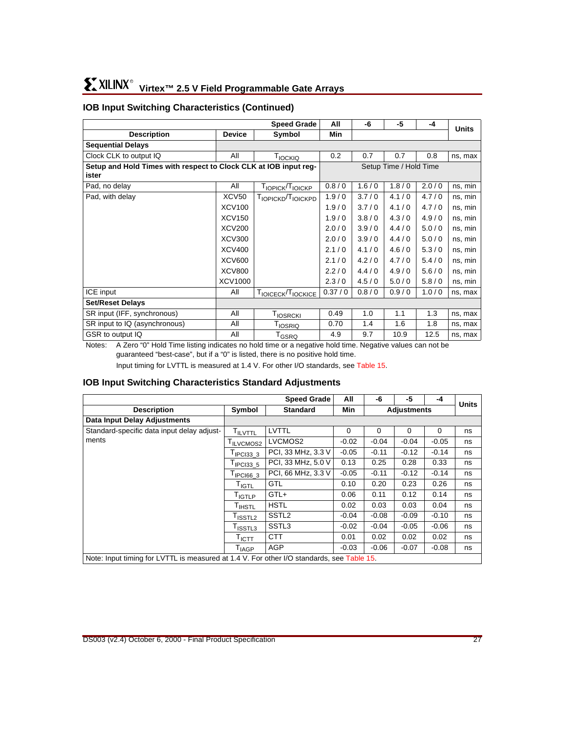## IOB Input Switching Characteristics (Continued)

| Description | Device | Symbol (Speed Grade) | All Min | -6 | -5 | -4 | Units |
|---|---|---|---|---|---|---|---|
| **Sequential Delays** | | | | | | | |
| Clock CLK to output IQ | All | $T_{IOCKIQ}$ | 0.2 | 0.7 | 0.7 | 0.8 | ns, max |
| **Setup and Hold Times with respect to Clock CLK at IOB input register** | | | Setup Time / Hold Time | | | | |
| Pad, no delay | All | $T_{IOPICK}/T_{IOICKP}$ | 0.8 / 0 | 1.6 / 0 | 1.8 / 0 | 2.0 / 0 | ns, min |
| Pad, with delay | XCV50 | $T_{IOPICKD}/T_{IOICKPD}$ | 1.9 / 0 | 3.7 / 0 | 4.1 / 0 | 4.7 / 0 | ns, min |
| | XCV100 | | 1.9 / 0 | 3.7 / 0 | 4.1 / 0 | 4.7 / 0 | ns, min |
| | XCV150 | | 1.9 / 0 | 3.8 / 0 | 4.3 / 0 | 4.9 / 0 | ns, min |
| | XCV200 | | 2.0 / 0 | 3.9 / 0 | 4.4 / 0 | 5.0 / 0 | ns, min |
| | XCV300 | | 2.0 / 0 | 3.9 / 0 | 4.4 / 0 | 5.0 / 0 | ns, min |
| | XCV400 | | 2.1 / 0 | 4.1 / 0 | 4.6 / 0 | 5.3 / 0 | ns, min |
| | XCV600 | | 2.1 / 0 | 4.2 / 0 | 4.7 / 0 | 5.4 / 0 | ns, min |
| | XCV800 | | 2.2 / 0 | 4.4 / 0 | 4.9 / 0 | 5.6 / 0 | ns, min |
| | XCV1000 | | 2.3 / 0 | 4.5 / 0 | 5.0 / 0 | 5.8 / 0 | ns, min |
| ICE input | All | $T_{IOICECK}/T_{IOCKICE}$ | 0.37 / 0 | 0.8 / 0 | 0.9 / 0 | 1.0 / 0 | ns, max |
| **Set/Reset Delays** | | | | | | | |
| SR input (IFF, synchronous) | All | $T_{IOSRCKI}$ | 0.49 | 1.0 | 1.1 | 1.3 | ns, max |
| SR input to IQ (asynchronous) | All | $T_{IOSRIQ}$ | 0.70 | 1.4 | 1.6 | 1.8 | ns, max |
| GSR to output IQ | All | $T_{GSRQ}$ | 4.9 | 9.7 | 10.9 | 12.5 | ns, max |

Notes: A Zero "0" Hold Time listing indicates no hold time or a negative hold time. Negative values can not be guaranteed "best-case", but if a "0" is listed, there is no positive hold time.

Input timing for LVTTL is measured at 1.4 V. For other I/O standards, see Table 15.

## IOB Input Switching Characteristics Standard Adjustments

| Description | Symbol | Standard (Speed Grade) | All Min | -6 Adjustments | -5 Adjustments | -4 Adjustments | Units |
|---|---|---|---|---|---|---|---|
| **Data Input Delay Adjustments** | | | | | | | |
| Standard-specific data input delay adjustments | $T_{ILVTTL}$ | LVTTL | 0 | 0 | 0 | 0 | ns |
| | $T_{ILVCMOS2}$ | LVCMOS2 | -0.02 | -0.04 | -0.04 | -0.05 | ns |
| | $T_{IPCI33\_3}$ | PCI, 33 MHz, 3.3 V | -0.05 | -0.11 | -0.12 | -0.14 | ns |
| | $T_{IPCI33\_5}$ | PCI, 33 MHz, 5.0 V | 0.13 | 0.25 | 0.28 | 0.33 | ns |
| | $T_{IPCI66\_3}$ | PCI, 66 MHz, 3.3 V | -0.05 | -0.11 | -0.12 | -0.14 | ns |
| | $T_{IGTL}$ | GTL | 0.10 | 0.20 | 0.23 | 0.26 | ns |
| | $T_{IGTLP}$ | GTL+ | 0.06 | 0.11 | 0.12 | 0.14 | ns |
| | $T_{IHSTL}$ | HSTL | 0.02 | 0.03 | 0.03 | 0.04 | ns |
| | $T_{ISSTL2}$ | SSTL2 | -0.04 | -0.08 | -0.09 | -0.10 | ns |
| | $T_{ISSTL3}$ | SSTL3 | -0.02 | -0.04 | -0.05 | -0.06 | ns |
| | $T_{ICTT}$ | CTT | 0.01 | 0.02 | 0.02 | 0.02 | ns |
| | $T_{IAGP}$ | AGP | -0.03 | -0.06 | -0.07 | -0.08 | ns |

Note: Input timing for LVTTL is measured at 1.4 V. For other I/O standards, see Table 15.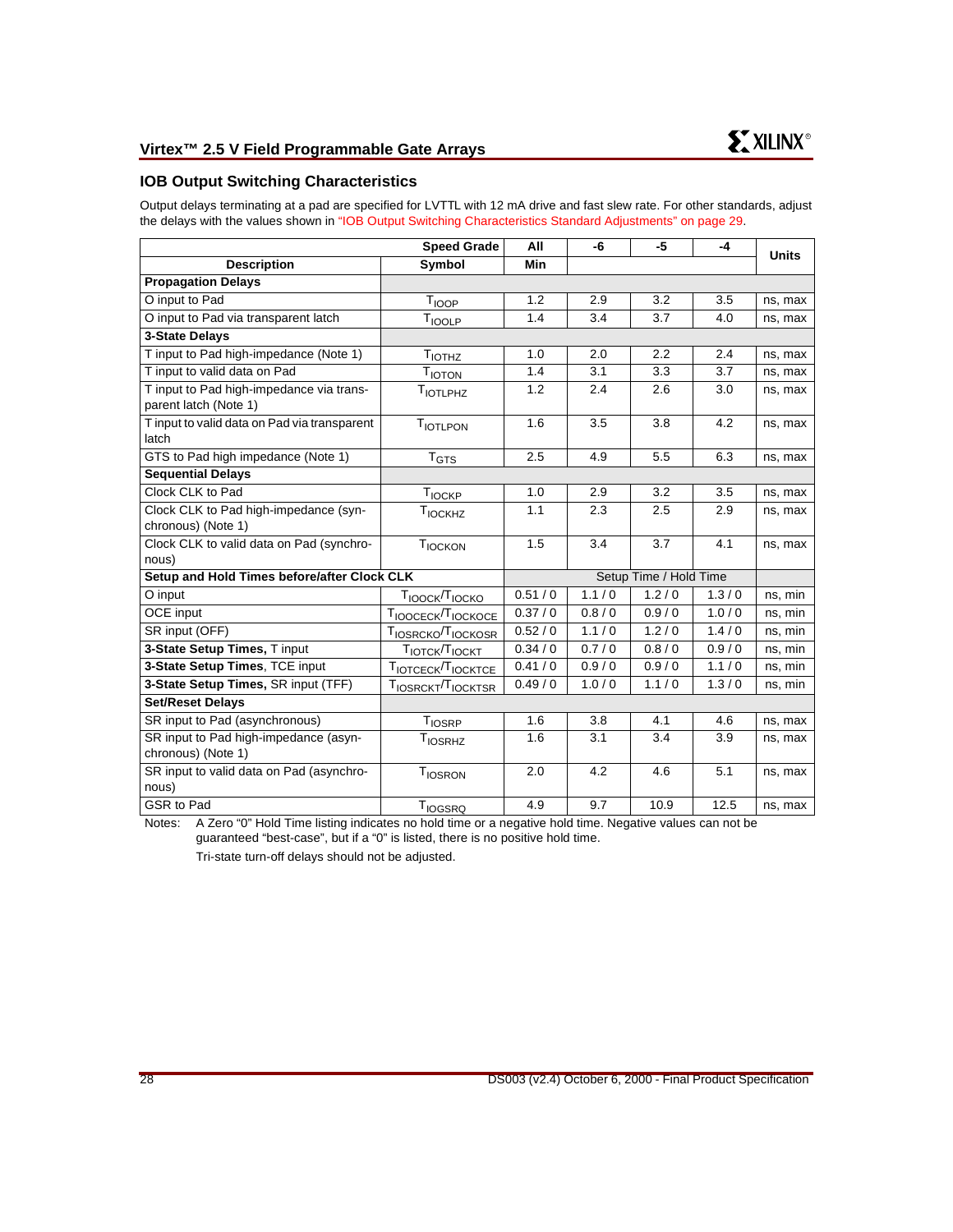## IOB Output Switching Characteristics

Output delays terminating at a pad are specified for LVTTL with 12 mA drive and fast slew rate. For other standards, adjust the delays with the values shown in "IOB Output Switching Characteristics Standard Adjustments" on page 29.

| | Speed Grade | All | -6 | -5 | -4 | Units |
|---|---|---|---|---|---|---|
| Description | Symbol | Min | | | | |
| **Propagation Delays** | | | | | | |
| O input to Pad | $T_{IOOP}$ | 1.2 | 2.9 | 3.2 | 3.5 | ns, max |
| O input to Pad via transparent latch | $T_{IOOLP}$ | 1.4 | 3.4 | 3.7 | 4.0 | ns, max |
| **3-State Delays** | | | | | | |
| T input to Pad high-impedance (Note 1) | $T_{IOTHZ}$ | 1.0 | 2.0 | 2.2 | 2.4 | ns, max |
| T input to valid data on Pad | $T_{IOTON}$ | 1.4 | 3.1 | 3.3 | 3.7 | ns, max |
| T input to Pad high-impedance via transparent latch (Note 1) | $T_{IOTLPHZ}$ | 1.2 | 2.4 | 2.6 | 3.0 | ns, max |
| T input to valid data on Pad via transparent latch | $T_{IOTLPON}$ | 1.6 | 3.5 | 3.8 | 4.2 | ns, max |
| GTS to Pad high impedance (Note 1) | $T_{GTS}$ | 2.5 | 4.9 | 5.5 | 6.3 | ns, max |
| **Sequential Delays** | | | | | | |
| Clock CLK to Pad | $T_{IOCKP}$ | 1.0 | 2.9 | 3.2 | 3.5 | ns, max |
| Clock CLK to Pad high-impedance (synchronous) (Note 1) | $T_{IOCKHZ}$ | 1.1 | 2.3 | 2.5 | 2.9 | ns, max |
| Clock CLK to valid data on Pad (synchronous) | $T_{IOCKON}$ | 1.5 | 3.4 | 3.7 | 4.1 | ns, max |
| **Setup and Hold Times before/after Clock CLK** | | Setup Time / Hold Time | | | | |
| O input | $T_{IOOCK}/T_{IOCKO}$ | 0.51 / 0 | 1.1 / 0 | 1.2 / 0 | 1.3 / 0 | ns, min |
| OCE input | $T_{IOOCECK}/T_{IOCKOCE}$ | 0.37 / 0 | 0.8 / 0 | 0.9 / 0 | 1.0 / 0 | ns, min |
| SR input (OFF) | $T_{IOSRCKO}/T_{IOCKOSR}$ | 0.52 / 0 | 1.1 / 0 | 1.2 / 0 | 1.4 / 0 | ns, min |
| **3-State Setup Times,** T input | $T_{IOTCK}/T_{IOCKT}$ | 0.34 / 0 | 0.7 / 0 | 0.8 / 0 | 0.9 / 0 | ns, min |
| **3-State Setup Times**, TCE input | $T_{IOTCECK}/T_{IOCKTCE}$ | 0.41 / 0 | 0.9 / 0 | 0.9 / 0 | 1.1 / 0 | ns, min |
| **3-State Setup Times,** SR input (TFF) | $T_{IOSRCKT}/T_{IOCKTSR}$ | 0.49 / 0 | 1.0 / 0 | 1.1 / 0 | 1.3 / 0 | ns, min |
| **Set/Reset Delays** | | | | | | |
| SR input to Pad (asynchronous) | $T_{IOSRP}$ | 1.6 | 3.8 | 4.1 | 4.6 | ns, max |
| SR input to Pad high-impedance (asynchronous) (Note 1) | $T_{IOSRHZ}$ | 1.6 | 3.1 | 3.4 | 3.9 | ns, max |
| SR input to valid data on Pad (asynchronous) | $T_{IOSRON}$ | 2.0 | 4.2 | 4.6 | 5.1 | ns, max |
| GSR to Pad | $T_{IOGSRQ}$ | 4.9 | 9.7 | 10.9 | 12.5 | ns, max |

Notes: A Zero "0" Hold Time listing indicates no hold time or a negative hold time. Negative values can not be guaranteed "best-case", but if a "0" is listed, there is no positive hold time.

Tri-state turn-off delays should not be adjusted.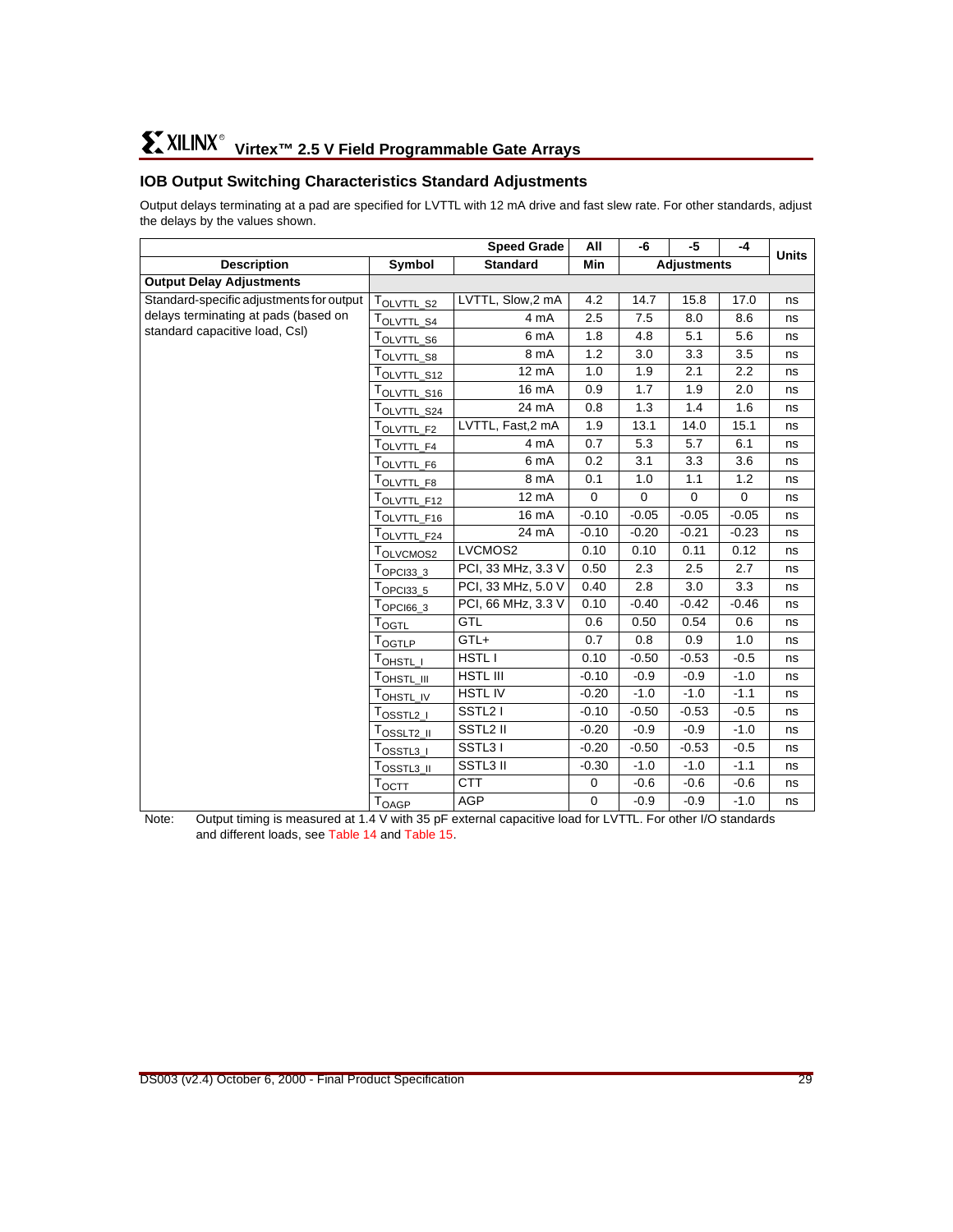## IOB Output Switching Characteristics Standard Adjustments

Output delays terminating at a pad are specified for LVTTL with 12 mA drive and fast slew rate. For other standards, adjust the delays by the values shown.

| | | Speed Grade | All | -6 | -5 | -4 | Units |
|---|---|---|---|---|---|---|---|
| **Description** | **Symbol** | **Standard** | **Min** | **Adjustments** | | | |
| **Output Delay Adjustments** | | | | | | | |
| Standard-specific adjustments for output delays terminating at pads (based on standard capacitive load, Csl) | $T_{OLVTTL\_S2}$ | LVTTL, Slow,2 mA | 4.2 | 14.7 | 15.8 | 17.0 | ns |
| | $T_{OLVTTL\_S4}$ | 4 mA | 2.5 | 7.5 | 8.0 | 8.6 | ns |
| | $T_{OLVTTL\_S6}$ | 6 mA | 1.8 | 4.8 | 5.1 | 5.6 | ns |
| | $T_{OLVTTL\_S8}$ | 8 mA | 1.2 | 3.0 | 3.3 | 3.5 | ns |
| | $T_{OLVTTL\_S12}$ | 12 mA | 1.0 | 1.9 | 2.1 | 2.2 | ns |
| | $T_{OLVTTL\_S16}$ | 16 mA | 0.9 | 1.7 | 1.9 | 2.0 | ns |
| | $T_{OLVTTL\_S24}$ | 24 mA | 0.8 | 1.3 | 1.4 | 1.6 | ns |
| | $T_{OLVTTL\_F2}$ | LVTTL, Fast,2 mA | 1.9 | 13.1 | 14.0 | 15.1 | ns |
| | $T_{OLVTTL\_F4}$ | 4 mA | 0.7 | 5.3 | 5.7 | 6.1 | ns |
| | $T_{OLVTTL\_F6}$ | 6 mA | 0.2 | 3.1 | 3.3 | 3.6 | ns |
| | $T_{OLVTTL\_F8}$ | 8 mA | 0.1 | 1.0 | 1.1 | 1.2 | ns |
| | $T_{OLVTTL\_F12}$ | 12 mA | 0 | 0 | 0 | 0 | ns |
| | $T_{OLVTTL\_F16}$ | 16 mA | -0.10 | -0.05 | -0.05 | -0.05 | ns |
| | $T_{OLVTTL\_F24}$ | 24 mA | -0.10 | -0.20 | -0.21 | -0.23 | ns |
| | $T_{OLVCMOS2}$ | LVCMOS2 | 0.10 | 0.10 | 0.11 | 0.12 | ns |
| | $T_{OPCI33\_3}$ | PCI, 33 MHz, 3.3 V | 0.50 | 2.3 | 2.5 | 2.7 | ns |
| | $T_{OPCI33\_5}$ | PCI, 33 MHz, 5.0 V | 0.40 | 2.8 | 3.0 | 3.3 | ns |
| | $T_{OPCI66\_3}$ | PCI, 66 MHz, 3.3 V | 0.10 | -0.40 | -0.42 | -0.46 | ns |
| | $T_{OGTL}$ | GTL | 0.6 | 0.50 | 0.54 | 0.6 | ns |
| | $T_{OGTLP}$ | GTL+ | 0.7 | 0.8 | 0.9 | 1.0 | ns |
| | $T_{OHSTL\_I}$ | HSTL I | 0.10 | -0.50 | -0.53 | -0.5 | ns |
| | $T_{OHSTL\_III}$ | HSTL III | -0.10 | -0.9 | -0.9 | -1.0 | ns |
| | $T_{OHSTL\_IV}$ | HSTL IV | -0.20 | -1.0 | -1.0 | -1.1 | ns |
| | $T_{OSSTL2\_I}$ | SSTL2 I | -0.10 | -0.50 | -0.53 | -0.5 | ns |
| | $T_{OSSLT2\_II}$ | SSTL2 II | -0.20 | -0.9 | -0.9 | -1.0 | ns |
| | $T_{OSSTL3\_I}$ | SSTL3 I | -0.20 | -0.50 | -0.53 | -0.5 | ns |
| | $T_{OSSTL3\_II}$ | SSTL3 II | -0.30 | -1.0 | -1.0 | -1.1 | ns |
| | $T_{OCTT}$ | CTT | 0 | -0.6 | -0.6 | -0.6 | ns |
| | $T_{OAGP}$ | AGP | 0 | -0.9 | -0.9 | -1.0 | ns |

Note: Output timing is measured at 1.4 V with 35 pF external capacitive load for LVTTL. For other I/O standards and different loads, see Table 14 and Table 15.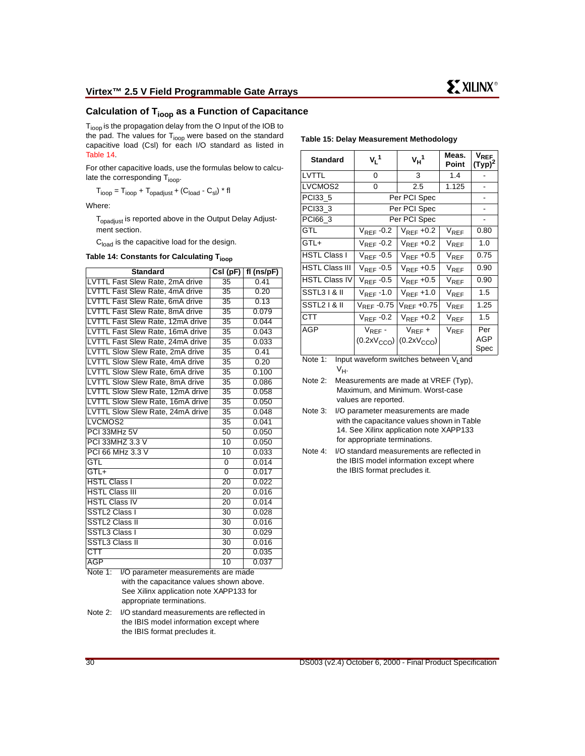## Calculation of $T_{ioop}$ as a Function of Capacitance

$T_{ioop}$ is the propagation delay from the O Input of the IOB to the pad. The values for $T_{ioop}$ were based on the standard capacitive load (Csl) for each I/O standard as listed in Table 14.

For other capacitive loads, use the formulas below to calculate the corresponding $T_{ioop}$.

$$T_{ioop} = T_{ioop} + T_{opadjust} + (C_{load} - C_{sl}) * fl$$

Where:

$T_{opadjust}$ is reported above in the Output Delay Adjustment section.

$C_{load}$ is the capacitive load for the design.

**Table 14: Constants for Calculating $T_{ioop}$**

| Standard | Csl (pF) | fl (ns/pF) |
|---|---|---|
| LVTTL Fast Slew Rate, 2mA drive | 35 | 0.41 |
| LVTTL Fast Slew Rate, 4mA drive | 35 | 0.20 |
| LVTTL Fast Slew Rate, 6mA drive | 35 | 0.13 |
| LVTTL Fast Slew Rate, 8mA drive | 35 | 0.079 |
| LVTTL Fast Slew Rate, 12mA drive | 35 | 0.044 |
| LVTTL Fast Slew Rate, 16mA drive | 35 | 0.043 |
| LVTTL Fast Slew Rate, 24mA drive | 35 | 0.033 |
| LVTTL Slow Slew Rate, 2mA drive | 35 | 0.41 |
| LVTTL Slow Slew Rate, 4mA drive | 35 | 0.20 |
| LVTTL Slow Slew Rate, 6mA drive | 35 | 0.100 |
| LVTTL Slow Slew Rate, 8mA drive | 35 | 0.086 |
| LVTTL Slow Slew Rate, 12mA drive | 35 | 0.058 |
| LVTTL Slow Slew Rate, 16mA drive | 35 | 0.050 |
| LVTTL Slow Slew Rate, 24mA drive | 35 | 0.048 |
| LVCMOS2 | 35 | 0.041 |
| PCI 33MHz 5V | 50 | 0.050 |
| PCI 33MHZ 3.3 V | 10 | 0.050 |
| PCI 66 MHz 3.3 V | 10 | 0.033 |
| GTL | 0 | 0.014 |
| GTL+ | 0 | 0.017 |
| HSTL Class I | 20 | 0.022 |
| HSTL Class III | 20 | 0.016 |
| HSTL Class IV | 20 | 0.014 |
| SSTL2 Class I | 30 | 0.028 |
| SSTL2 Class II | 30 | 0.016 |
| SSTL3 Class I | 30 | 0.029 |
| SSTL3 Class II | 30 | 0.016 |
| CTT | 20 | 0.035 |
| AGP | 10 | 0.037 |

Note 1: I/O parameter measurements are made with the capacitance values shown above. See Xilinx application note XAPP133 for appropriate terminations.

Note 2: I/O standard measurements are reflected in the IBIS model information except where the IBIS format precludes it.

**Table 15: Delay Measurement Methodology**

| Standard | $V_L$[1] | $V_H$[1] | Meas. Point | $V_{REF}$ (Typ)[2] |
|---|---|---|---|---|
| LVTTL | 0 | 3 | 1.4 | - |
| LVCMOS2 | 0 | 2.5 | 1.125 | - |
| PCI33_5 | Per PCI Spec | | | - |
| PCI33_3 | Per PCI Spec | | | - |
| PCI66_3 | Per PCI Spec | | | - |
| GTL | $V_{REF}$ -0.2 | $V_{REF}$ +0.2 | $V_{REF}$ | 0.80 |
| GTL+ | $V_{REF}$ -0.2 | $V_{REF}$ +0.2 | $V_{REF}$ | 1.0 |
| HSTL Class I | $V_{REF}$ -0.5 | $V_{REF}$ +0.5 | $V_{REF}$ | 0.75 |
| HSTL Class III | $V_{REF}$ -0.5 | $V_{REF}$ +0.5 | $V_{REF}$ | 0.90 |
| HSTL Class IV | $V_{REF}$ -0.5 | $V_{REF}$ +0.5 | $V_{REF}$ | 0.90 |
| SSTL3 I & II | $V_{REF}$ -1.0 | $V_{REF}$ +1.0 | $V_{REF}$ | 1.5 |
| SSTL2 I & II | $V_{REF}$ -0.75 | $V_{REF}$ +0.75 | $V_{REF}$ | 1.25 |
| CTT | $V_{REF}$ -0.2 | $V_{REF}$ +0.2 | $V_{REF}$ | 1.5 |
| AGP | $V_{REF}$ - ($0.2xV_{CCO}$) | $V_{REF}$ + ($0.2xV_{CCO}$) | $V_{REF}$ | Per AGP Spec |

Note 1: Input waveform switches between $V_L$ and $V_H$.

Note 2: Measurements are made at VREF (Typ), Maximum, and Minimum. Worst-case values are reported.

Note 3: I/O parameter measurements are made with the capacitance values shown in Table 14. See Xilinx application note XAPP133 for appropriate terminations.

Note 4: I/O standard measurements are reflected in the IBIS model information except where the IBIS format precludes it.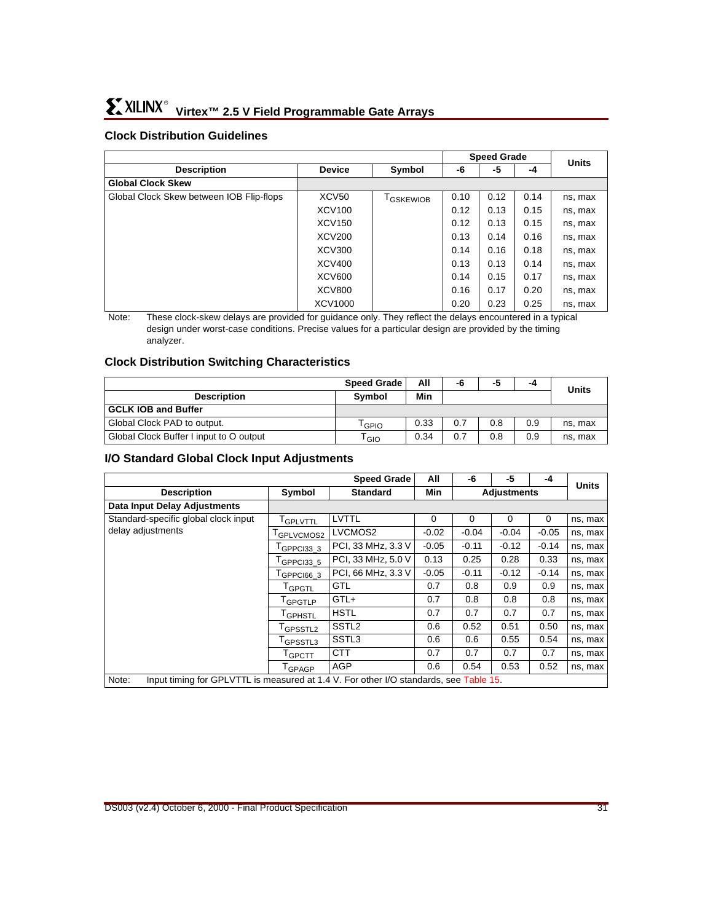## Clock Distribution Guidelines

| Description | Device | Symbol | Speed Grade | | | Units |
|---|---|---|---|---|---|---|
| | | | -6 | -5 | -4 | |
| **Global Clock Skew** | | | | | | |
| Global Clock Skew between IOB Flip-flops | XCV50 | $T_{GSKEWIOB}$ | 0.10 | 0.12 | 0.14 | ns, max |
| | XCV100 | | 0.12 | 0.13 | 0.15 | ns, max |
| | XCV150 | | 0.12 | 0.13 | 0.15 | ns, max |
| | XCV200 | | 0.13 | 0.14 | 0.16 | ns, max |
| | XCV300 | | 0.14 | 0.16 | 0.18 | ns, max |
| | XCV400 | | 0.13 | 0.13 | 0.14 | ns, max |
| | XCV600 | | 0.14 | 0.15 | 0.17 | ns, max |
| | XCV800 | | 0.16 | 0.17 | 0.20 | ns, max |
| | XCV1000 | | 0.20 | 0.23 | 0.25 | ns, max |

Note: These clock-skew delays are provided for guidance only. They reflect the delays encountered in a typical design under worst-case conditions. Precise values for a particular design are provided by the timing analyzer.

## Clock Distribution Switching Characteristics

| | Speed Grade | All | -6 | -5 | -4 | Units |
|---|---|---|---|---|---|---|
| **Description** | **Symbol** | **Min** | | | | |
| **GCLK IOB and Buffer** | | | | | | |
| Global Clock PAD to output. | $T_{GPIO}$ | 0.33 | 0.7 | 0.8 | 0.9 | ns, max |
| Global Clock Buffer I input to O output | $T_{GIO}$ | 0.34 | 0.7 | 0.8 | 0.9 | ns, max |

## I/O Standard Global Clock Input Adjustments

| | | Speed Grade | All | -6 | -5 | -4 | Units |
|---|---|---|---|---|---|---|---|
| **Description** | **Symbol** | **Standard** | **Min** | **Adjustments** | | | |
| **Data Input Delay Adjustments** | | | | | | | |
| Standard-specific global clock input delay adjustments | $T_{GPLVTTL}$ | LVTTL | 0 | 0 | 0 | 0 | ns, max |
| | $T_{GPLVCMOS2}$ | LVCMOS2 | -0.02 | -0.04 | -0.04 | -0.05 | ns, max |
| | $T_{GPPCI33\_3}$ | PCI, 33 MHz, 3.3 V | -0.05 | -0.11 | -0.12 | -0.14 | ns, max |
| | $T_{GPPCI33\_5}$ | PCI, 33 MHz, 5.0 V | 0.13 | 0.25 | 0.28 | 0.33 | ns, max |
| | $T_{GPPCI66\_3}$ | PCI, 66 MHz, 3.3 V | -0.05 | -0.11 | -0.12 | -0.14 | ns, max |
| | $T_{GPGTL}$ | GTL | 0.7 | 0.8 | 0.9 | 0.9 | ns, max |
| | $T_{GPGTLP}$ | GTL+ | 0.7 | 0.8 | 0.8 | 0.8 | ns, max |
| | $T_{GPHSTL}$ | HSTL | 0.7 | 0.7 | 0.7 | 0.7 | ns, max |
| | $T_{GPSSTL2}$ | SSTL2 | 0.6 | 0.52 | 0.51 | 0.50 | ns, max |
| | $T_{GPSSTL3}$ | SSTL3 | 0.6 | 0.6 | 0.55 | 0.54 | ns, max |
| | $T_{GPCTT}$ | CTT | 0.7 | 0.7 | 0.7 | 0.7 | ns, max |
| | $T_{GPAGP}$ | AGP | 0.6 | 0.54 | 0.53 | 0.52 | ns, max |

Note: Input timing for GPLVTTL is measured at 1.4 V. For other I/O standards, see Table 15.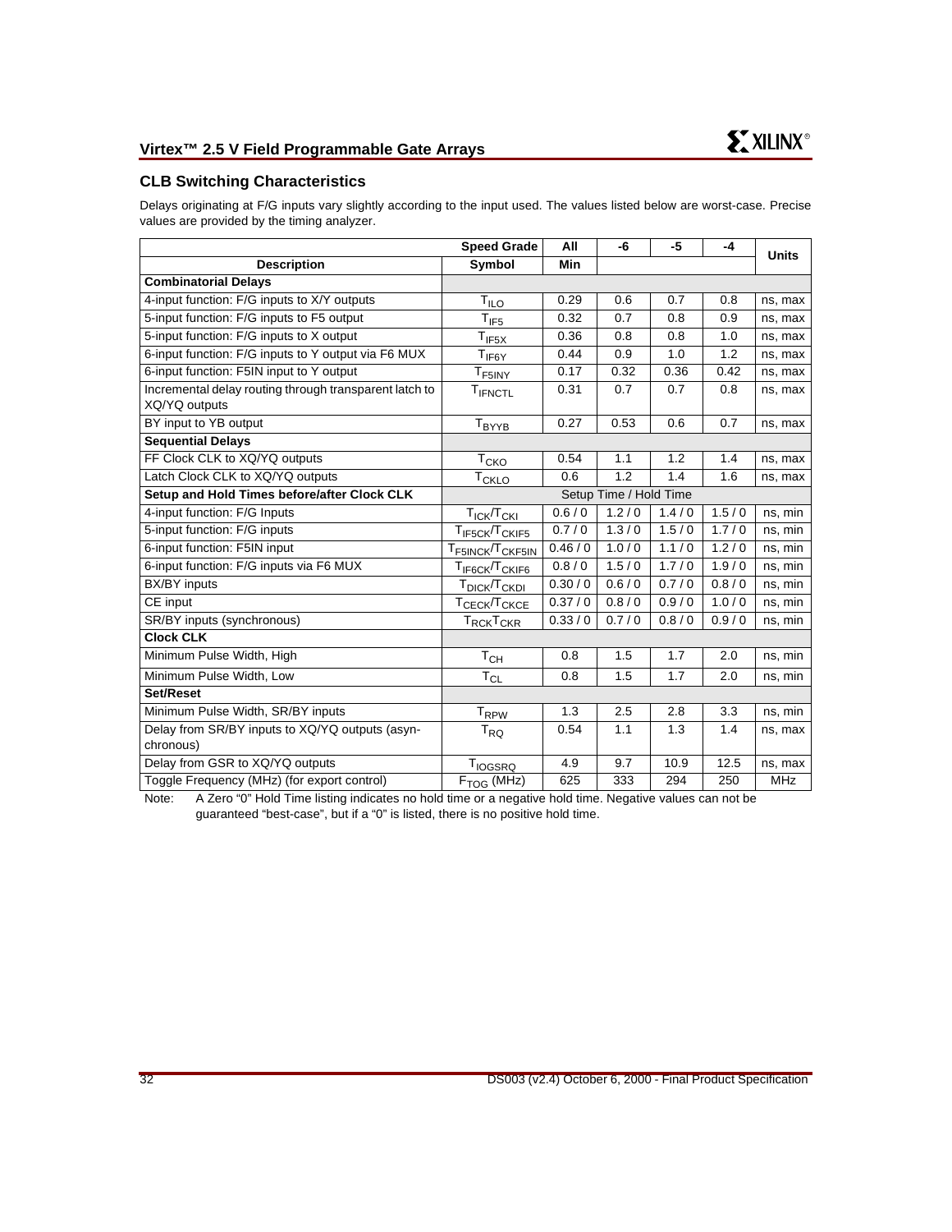## CLB Switching Characteristics

Delays originating at F/G inputs vary slightly according to the input used. The values listed below are worst-case. Precise values are provided by the timing analyzer.

| | Speed Grade | All | -6 | -5 | -4 | Units |
|---|---|---|---|---|---|---|
| **Description** | **Symbol** | **Min** | | | | |
| **Combinatorial Delays** | | | | | | |
| 4-input function: F/G inputs to X/Y outputs | $T_{ILO}$ | 0.29 | 0.6 | 0.7 | 0.8 | ns, max |
| 5-input function: F/G inputs to F5 output | $T_{IF5}$ | 0.32 | 0.7 | 0.8 | 0.9 | ns, max |
| 5-input function: F/G inputs to X output | $T_{IF5X}$ | 0.36 | 0.8 | 0.8 | 1.0 | ns, max |
| 6-input function: F/G inputs to Y output via F6 MUX | $T_{IF6Y}$ | 0.44 | 0.9 | 1.0 | 1.2 | ns, max |
| 6-input function: F5IN input to Y output | $T_{F5INY}$ | 0.17 | 0.32 | 0.36 | 0.42 | ns, max |
| Incremental delay routing through transparent latch to XQ/YQ outputs | $T_{IFNCTL}$ | 0.31 | 0.7 | 0.7 | 0.8 | ns, max |
| BY input to YB output | $T_{BYYB}$ | 0.27 | 0.53 | 0.6 | 0.7 | ns, max |
| **Sequential Delays** | | | | | | |
| FF Clock CLK to XQ/YQ outputs | $T_{CKO}$ | 0.54 | 1.1 | 1.2 | 1.4 | ns, max |
| Latch Clock CLK to XQ/YQ outputs | $T_{CKLO}$ | 0.6 | 1.2 | 1.4 | 1.6 | ns, max |
| **Setup and Hold Times before/after Clock CLK** | Setup Time / Hold Time | | | | | |
| 4-input function: F/G Inputs | $T_{ICK}/T_{CKI}$ | 0.6 / 0 | 1.2 / 0 | 1.4 / 0 | 1.5 / 0 | ns, min |
| 5-input function: F/G inputs | $T_{IF5CK}/T_{CKIF5}$ | 0.7 / 0 | 1.3 / 0 | 1.5 / 0 | 1.7 / 0 | ns, min |
| 6-input function: F5IN input | $T_{F5INCK}/T_{CKF5IN}$ | 0.46 / 0 | 1.0 / 0 | 1.1 / 0 | 1.2 / 0 | ns, min |
| 6-input function: F/G inputs via F6 MUX | $T_{IF6CK}/T_{CKIF6}$ | 0.8 / 0 | 1.5 / 0 | 1.7 / 0 | 1.9 / 0 | ns, min |
| BX/BY inputs | $T_{DICK}/T_{CKDI}$ | 0.30 / 0 | 0.6 / 0 | 0.7 / 0 | 0.8 / 0 | ns, min |
| CE input | $T_{CECK}/T_{CKCE}$ | 0.37 / 0 | 0.8 / 0 | 0.9 / 0 | 1.0 / 0 | ns, min |
| SR/BY inputs (synchronous) | $T_{RCK}T_{CKR}$ | 0.33 / 0 | 0.7 / 0 | 0.8 / 0 | 0.9 / 0 | ns, min |
| **Clock CLK** | | | | | | |
| Minimum Pulse Width, High | $T_{CH}$ | 0.8 | 1.5 | 1.7 | 2.0 | ns, min |
| Minimum Pulse Width, Low | $T_{CL}$ | 0.8 | 1.5 | 1.7 | 2.0 | ns, min |
| **Set/Reset** | | | | | | |
| Minimum Pulse Width, SR/BY inputs | $T_{RPW}$ | 1.3 | 2.5 | 2.8 | 3.3 | ns, min |
| Delay from SR/BY inputs to XQ/YQ outputs (asynchronous) | $T_{RQ}$ | 0.54 | 1.1 | 1.3 | 1.4 | ns, max |
| Delay from GSR to XQ/YQ outputs | $T_{IOGSRQ}$ | 4.9 | 9.7 | 10.9 | 12.5 | ns, max |
| Toggle Frequency (MHz) (for export control) | $F_{TOG}$ (MHz) | 625 | 333 | 294 | 250 | MHz |

Note: A Zero "0" Hold Time listing indicates no hold time or a negative hold time. Negative values can not be guaranteed "best-case", but if a "0" is listed, there is no positive hold time.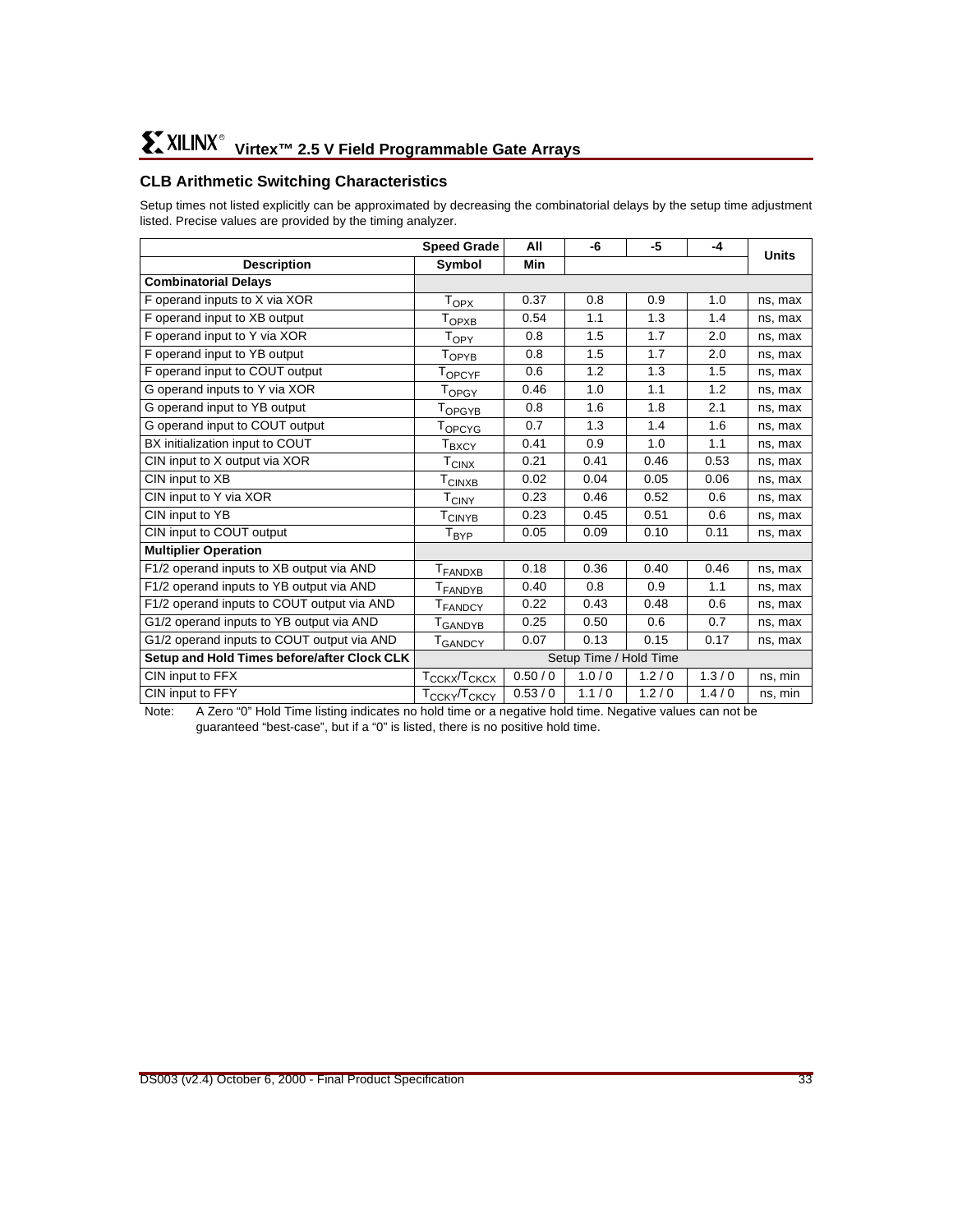## CLB Arithmetic Switching Characteristics

Setup times not listed explicitly can be approximated by decreasing the combinatorial delays by the setup time adjustment listed. Precise values are provided by the timing analyzer.

| | Speed Grade | All | -6 | -5 | -4 | Units |
|---|---|---|---|---|---|---|
| **Description** | **Symbol** | **Min** | | | | |
| **Combinatorial Delays** | | | | | | |
| F operand inputs to X via XOR | $T_{OPX}$ | 0.37 | 0.8 | 0.9 | 1.0 | ns, max |
| F operand input to XB output | $T_{OPXB}$ | 0.54 | 1.1 | 1.3 | 1.4 | ns, max |
| F operand input to Y via XOR | $T_{OPY}$ | 0.8 | 1.5 | 1.7 | 2.0 | ns, max |
| F operand input to YB output | $T_{OPYB}$ | 0.8 | 1.5 | 1.7 | 2.0 | ns, max |
| F operand input to COUT output | $T_{OPCYF}$ | 0.6 | 1.2 | 1.3 | 1.5 | ns, max |
| G operand inputs to Y via XOR | $T_{OPGY}$ | 0.46 | 1.0 | 1.1 | 1.2 | ns, max |
| G operand input to YB output | $T_{OPGYB}$ | 0.8 | 1.6 | 1.8 | 2.1 | ns, max |
| G operand input to COUT output | $T_{OPCYG}$ | 0.7 | 1.3 | 1.4 | 1.6 | ns, max |
| BX initialization input to COUT | $T_{BXCY}$ | 0.41 | 0.9 | 1.0 | 1.1 | ns, max |
| CIN input to X output via XOR | $T_{CINX}$ | 0.21 | 0.41 | 0.46 | 0.53 | ns, max |
| CIN input to XB | $T_{CINXB}$ | 0.02 | 0.04 | 0.05 | 0.06 | ns, max |
| CIN input to Y via XOR | $T_{CINY}$ | 0.23 | 0.46 | 0.52 | 0.6 | ns, max |
| CIN input to YB | $T_{CINYB}$ | 0.23 | 0.45 | 0.51 | 0.6 | ns, max |
| CIN input to COUT output | $T_{BYP}$ | 0.05 | 0.09 | 0.10 | 0.11 | ns, max |
| **Multiplier Operation** | | | | | | |
| F1/2 operand inputs to XB output via AND | $T_{FANDXB}$ | 0.18 | 0.36 | 0.40 | 0.46 | ns, max |
| F1/2 operand inputs to YB output via AND | $T_{FANDYB}$ | 0.40 | 0.8 | 0.9 | 1.1 | ns, max |
| F1/2 operand inputs to COUT output via AND | $T_{FANDCY}$ | 0.22 | 0.43 | 0.48 | 0.6 | ns, max |
| G1/2 operand inputs to YB output via AND | $T_{GANDYB}$ | 0.25 | 0.50 | 0.6 | 0.7 | ns, max |
| G1/2 operand inputs to COUT output via AND | $T_{GANDCY}$ | 0.07 | 0.13 | 0.15 | 0.17 | ns, max |
| **Setup and Hold Times before/after Clock CLK** | Setup Time / Hold Time | | | | | |
| CIN input to FFX | $T_{CCKX}/T_{CKCX}$ | 0.50 / 0 | 1.0 / 0 | 1.2 / 0 | 1.3 / 0 | ns, min |
| CIN input to FFY | $T_{CCKY}/T_{CKCY}$ | 0.53 / 0 | 1.1 / 0 | 1.2 / 0 | 1.4 / 0 | ns, min |

Note: A Zero "0" Hold Time listing indicates no hold time or a negative hold time. Negative values can not be guaranteed "best-case", but if a "0" is listed, there is no positive hold time.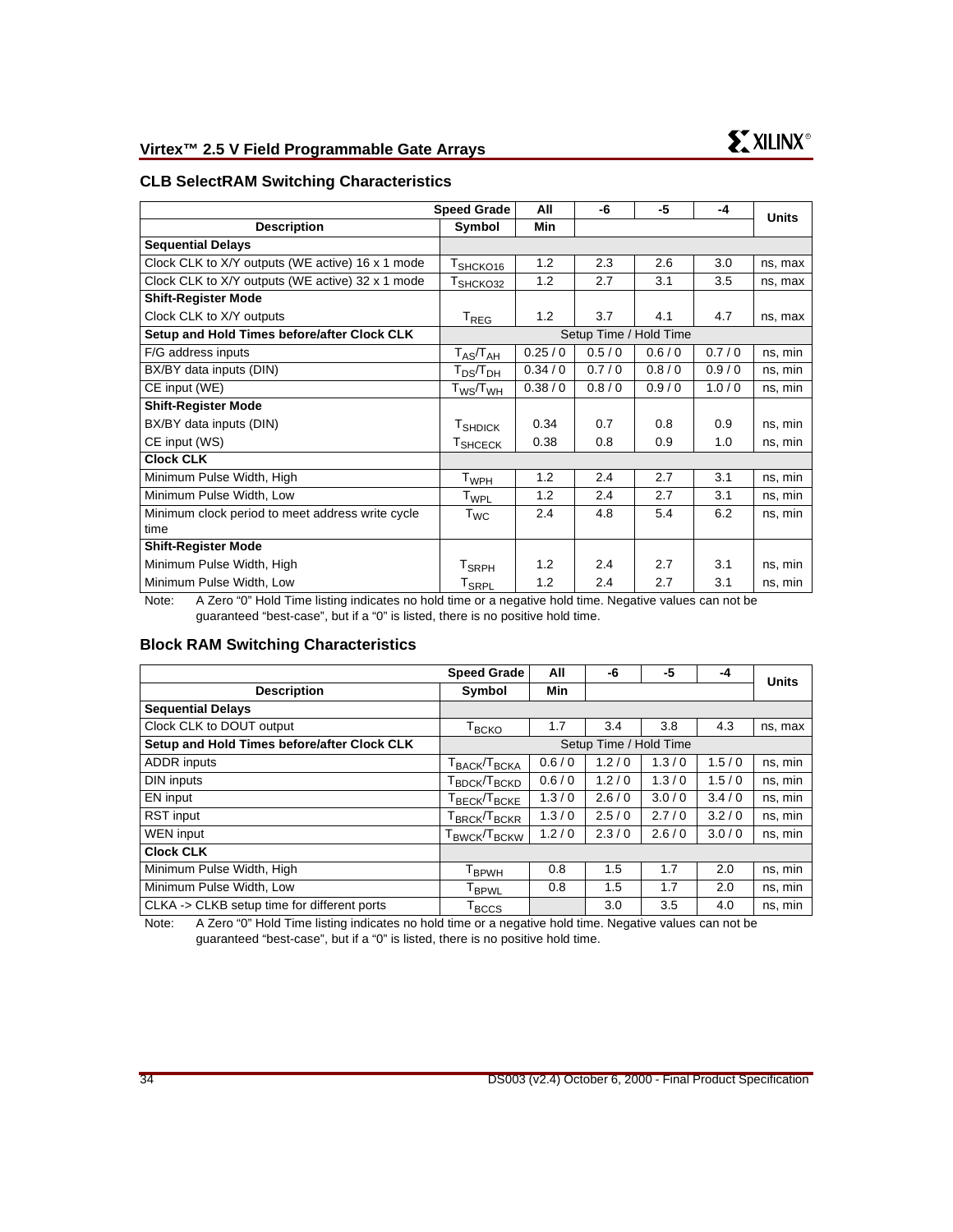## CLB SelectRAM Switching Characteristics

| Description | Speed Grade / Symbol | All (Min) | -6 | -5 | -4 | Units |
|---|---|---|---|---|---|---|
| **Sequential Delays** | | | | | | |
| Clock CLK to X/Y outputs (WE active) 16 x 1 mode | $T_{SHCKO16}$ | 1.2 | 2.3 | 2.6 | 3.0 | ns, max |
| Clock CLK to X/Y outputs (WE active) 32 x 1 mode | $T_{SHCKO32}$ | 1.2 | 2.7 | 3.1 | 3.5 | ns, max |
| **Shift-Register Mode** | | | | | | |
| Clock CLK to X/Y outputs | $T_{REG}$ | 1.2 | 3.7 | 4.1 | 4.7 | ns, max |
| **Setup and Hold Times before/after Clock CLK** | Setup Time / Hold Time | | | | | |
| F/G address inputs | $T_{AS}/T_{AH}$ | 0.25 / 0 | 0.5 / 0 | 0.6 / 0 | 0.7 / 0 | ns, min |
| BX/BY data inputs (DIN) | $T_{DS}/T_{DH}$ | 0.34 / 0 | 0.7 / 0 | 0.8 / 0 | 0.9 / 0 | ns, min |
| CE input (WE) | $T_{WS}/T_{WH}$ | 0.38 / 0 | 0.8 / 0 | 0.9 / 0 | 1.0 / 0 | ns, min |
| **Shift-Register Mode** | | | | | | |
| BX/BY data inputs (DIN) | $T_{SHDICK}$ | 0.34 | 0.7 | 0.8 | 0.9 | ns, min |
| CE input (WS) | $T_{SHCECK}$ | 0.38 | 0.8 | 0.9 | 1.0 | ns, min |
| **Clock CLK** | | | | | | |
| Minimum Pulse Width, High | $T_{WPH}$ | 1.2 | 2.4 | 2.7 | 3.1 | ns, min |
| Minimum Pulse Width, Low | $T_{WPL}$ | 1.2 | 2.4 | 2.7 | 3.1 | ns, min |
| Minimum clock period to meet address write cycle time | $T_{WC}$ | 2.4 | 4.8 | 5.4 | 6.2 | ns, min |
| **Shift-Register Mode** | | | | | | |
| Minimum Pulse Width, High | $T_{SRPH}$ | 1.2 | 2.4 | 2.7 | 3.1 | ns, min |
| Minimum Pulse Width, Low | $T_{SRPL}$ | 1.2 | 2.4 | 2.7 | 3.1 | ns, min |

Note: A Zero "0" Hold Time listing indicates no hold time or a negative hold time. Negative values can not be guaranteed "best-case", but if a "0" is listed, there is no positive hold time.

## Block RAM Switching Characteristics

| Description | Speed Grade / Symbol | All (Min) | -6 | -5 | -4 | Units |
|---|---|---|---|---|---|---|
| **Sequential Delays** | | | | | | |
| Clock CLK to DOUT output | $T_{BCKO}$ | 1.7 | 3.4 | 3.8 | 4.3 | ns, max |
| **Setup and Hold Times before/after Clock CLK** | Setup Time / Hold Time | | | | | |
| ADDR inputs | $T_{BACK}/T_{BCKA}$ | 0.6 / 0 | 1.2 / 0 | 1.3 / 0 | 1.5 / 0 | ns, min |
| DIN inputs | $T_{BDCK}/T_{BCKD}$ | 0.6 / 0 | 1.2 / 0 | 1.3 / 0 | 1.5 / 0 | ns, min |
| EN input | $T_{BECK}/T_{BCKE}$ | 1.3 / 0 | 2.6 / 0 | 3.0 / 0 | 3.4 / 0 | ns, min |
| RST input | $T_{BRCK}/T_{BCKR}$ | 1.3 / 0 | 2.5 / 0 | 2.7 / 0 | 3.2 / 0 | ns, min |
| WEN input | $T_{BWCK}/T_{BCKW}$ | 1.2 / 0 | 2.3 / 0 | 2.6 / 0 | 3.0 / 0 | ns, min |
| **Clock CLK** | | | | | | |
| Minimum Pulse Width, High | $T_{BPWH}$ | 0.8 | 1.5 | 1.7 | 2.0 | ns, min |
| Minimum Pulse Width, Low | $T_{BPWL}$ | 0.8 | 1.5 | 1.7 | 2.0 | ns, min |
| CLKA -> CLKB setup time for different ports | $T_{BCCS}$ | | 3.0 | 3.5 | 4.0 | ns, min |

Note: A Zero "0" Hold Time listing indicates no hold time or a negative hold time. Negative values can not be guaranteed "best-case", but if a "0" is listed, there is no positive hold time.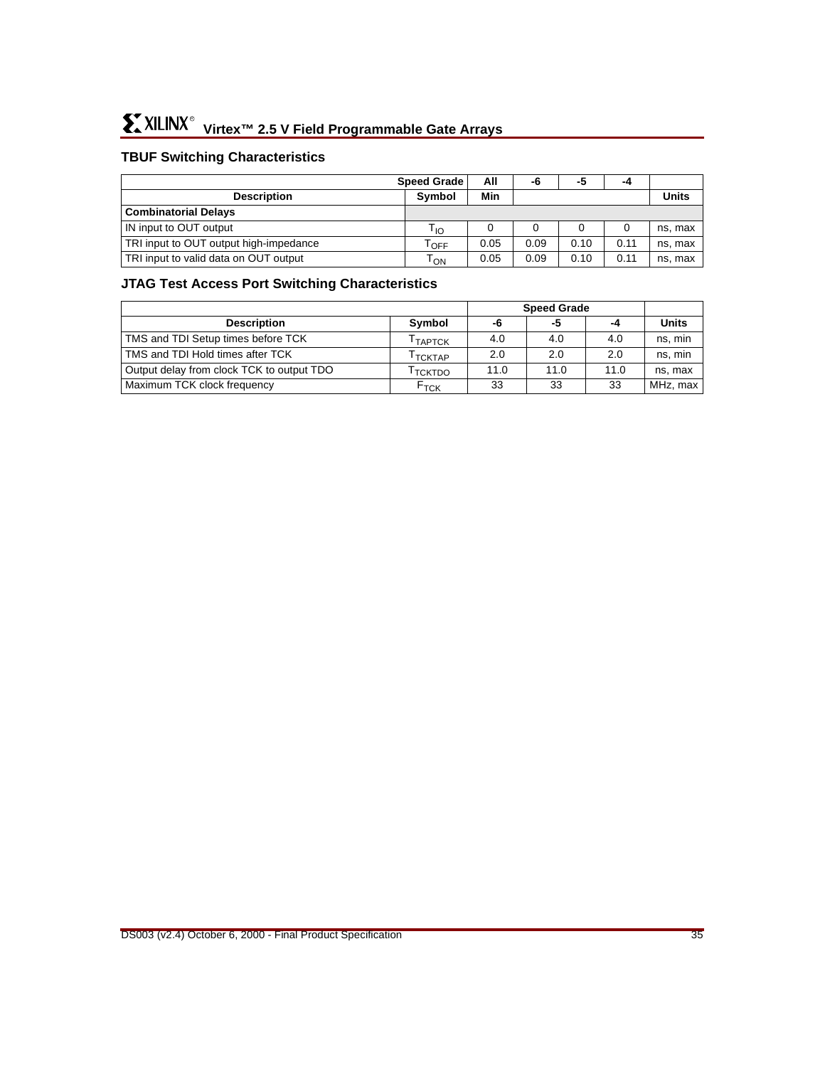### TBUF Switching Characteristics

| Speed Grade | | All | -6 | -5 | -4 | |
|---|---|---|---|---|---|---|
| **Description** | **Symbol** | **Min** | | | | **Units** |
| **Combinatorial Delays** | | | | | | |
| IN input to OUT output | $T_{IO}$ | 0 | 0 | 0 | 0 | ns, max |
| TRI input to OUT output high-impedance | $T_{OFF}$ | 0.05 | 0.09 | 0.10 | 0.11 | ns, max |
| TRI input to valid data on OUT output | $T_{ON}$ | 0.05 | 0.09 | 0.10 | 0.11 | ns, max |

### JTAG Test Access Port Switching Characteristics

| | | Speed Grade | | | |
|---|---|---|---|---|---|
| **Description** | **Symbol** | **-6** | **-5** | **-4** | **Units** |
| TMS and TDI Setup times before TCK | $T_{TAPTCK}$ | 4.0 | 4.0 | 4.0 | ns, min |
| TMS and TDI Hold times after TCK | $T_{TCKTAP}$ | 2.0 | 2.0 | 2.0 | ns, min |
| Output delay from clock TCK to output TDO | $T_{TCKTDO}$ | 11.0 | 11.0 | 11.0 | ns, max |
| Maximum TCK clock frequency | $F_{TCK}$ | 33 | 33 | 33 | MHz, max |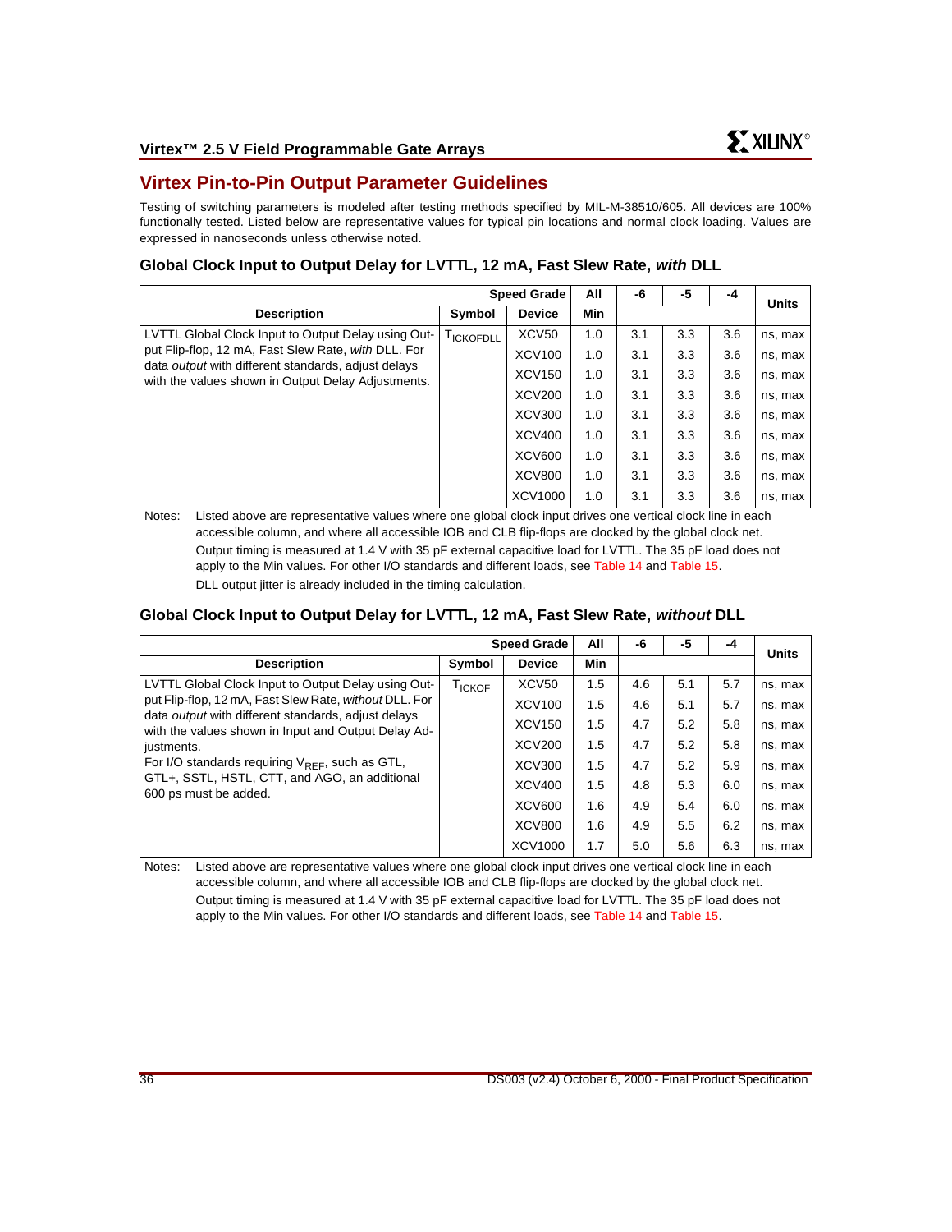## Virtex Pin-to-Pin Output Parameter Guidelines

Testing of switching parameters is modeled after testing methods specified by MIL-M-38510/605. All devices are 100% functionally tested. Listed below are representative values for typical pin locations and normal clock loading. Values are expressed in nanoseconds unless otherwise noted.

### Global Clock Input to Output Delay for LVTTL, 12 mA, Fast Slew Rate, *with* DLL

| | | Speed Grade | All | -6 | -5 | -4 | Units |
|---|---|---|---|---|---|---|---|
| **Description** | **Symbol** | **Device** | **Min** | | | | |
| LVTTL Global Clock Input to Output Delay using Output Flip-flop, 12 mA, Fast Slew Rate, *with* DLL. For data *output* with different standards, adjust delays with the values shown in Output Delay Adjustments. | $T_{ICKOFDLL}$ | XCV50 | 1.0 | 3.1 | 3.3 | 3.6 | ns, max |
| | | XCV100 | 1.0 | 3.1 | 3.3 | 3.6 | ns, max |
| | | XCV150 | 1.0 | 3.1 | 3.3 | 3.6 | ns, max |
| | | XCV200 | 1.0 | 3.1 | 3.3 | 3.6 | ns, max |
| | | XCV300 | 1.0 | 3.1 | 3.3 | 3.6 | ns, max |
| | | XCV400 | 1.0 | 3.1 | 3.3 | 3.6 | ns, max |
| | | XCV600 | 1.0 | 3.1 | 3.3 | 3.6 | ns, max |
| | | XCV800 | 1.0 | 3.1 | 3.3 | 3.6 | ns, max |
| | | XCV1000 | 1.0 | 3.1 | 3.3 | 3.6 | ns, max |

Notes: Listed above are representative values where one global clock input drives one vertical clock line in each accessible column, and where all accessible IOB and CLB flip-flops are clocked by the global clock net.
Output timing is measured at 1.4 V with 35 pF external capacitive load for LVTTL. The 35 pF load does not apply to the Min values. For other I/O standards and different loads, see Table 14 and Table 15.
DLL output jitter is already included in the timing calculation.

### Global Clock Input to Output Delay for LVTTL, 12 mA, Fast Slew Rate, *without* DLL

| | | Speed Grade | All | -6 | -5 | -4 | Units |
|---|---|---|---|---|---|---|---|
| **Description** | **Symbol** | **Device** | **Min** | | | | |
| LVTTL Global Clock Input to Output Delay using Output Flip-flop, 12 mA, Fast Slew Rate, *without* DLL. For data *output* with different standards, adjust delays with the values shown in Input and Output Delay Adjustments. For I/O standards requiring $V_{REF}$, such as GTL, GTL+, SSTL, HSTL, CTT, and AGO, an additional 600 ps must be added. | $T_{ICKOF}$ | XCV50 | 1.5 | 4.6 | 5.1 | 5.7 | ns, max |
| | | XCV100 | 1.5 | 4.6 | 5.1 | 5.7 | ns, max |
| | | XCV150 | 1.5 | 4.7 | 5.2 | 5.8 | ns, max |
| | | XCV200 | 1.5 | 4.7 | 5.2 | 5.8 | ns, max |
| | | XCV300 | 1.5 | 4.7 | 5.2 | 5.9 | ns, max |
| | | XCV400 | 1.5 | 4.8 | 5.3 | 6.0 | ns, max |
| | | XCV600 | 1.6 | 4.9 | 5.4 | 6.0 | ns, max |
| | | XCV800 | 1.6 | 4.9 | 5.5 | 6.2 | ns, max |
| | | XCV1000 | 1.7 | 5.0 | 5.6 | 6.3 | ns, max |

Notes: Listed above are representative values where one global clock input drives one vertical clock line in each accessible column, and where all accessible IOB and CLB flip-flops are clocked by the global clock net.
Output timing is measured at 1.4 V with 35 pF external capacitive load for LVTTL. The 35 pF load does not apply to the Min values. For other I/O standards and different loads, see Table 14 and Table 15.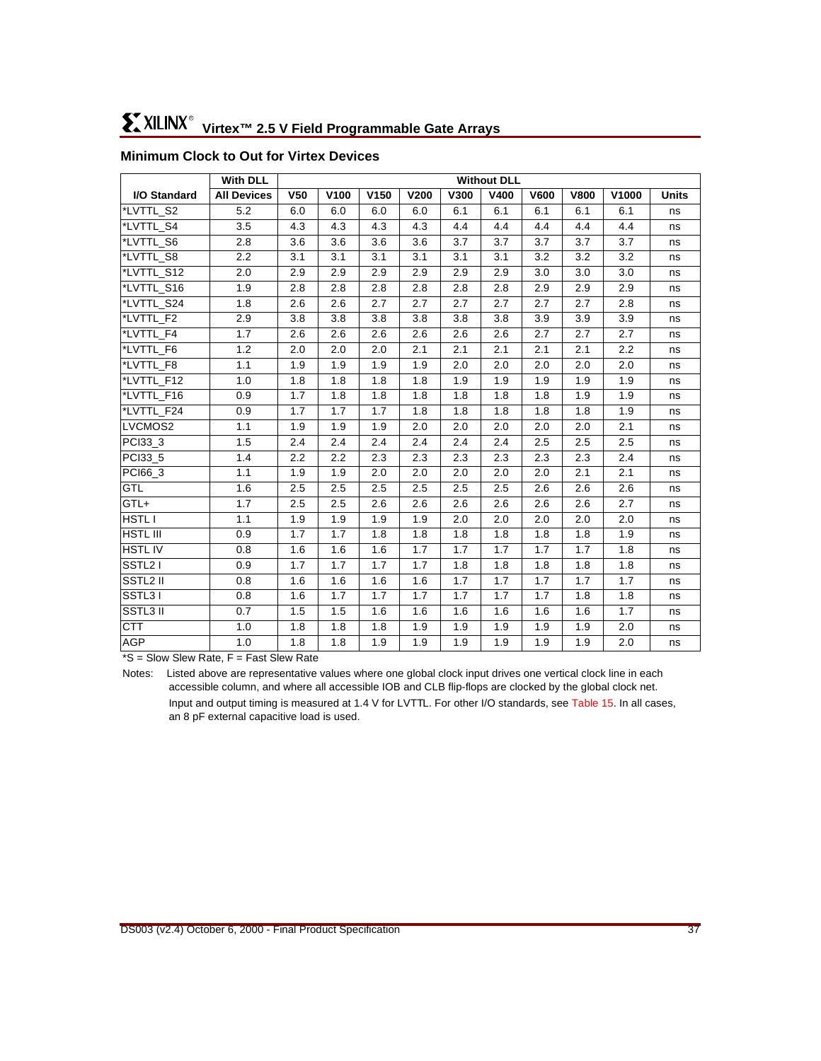## Minimum Clock to Out for Virtex Devices

| | With DLL | Without DLL | | | | | | | | | |
|---|---|---|---|---|---|---|---|---|---|---|---|
| I/O Standard | All Devices | V50 | V100 | V150 | V200 | V300 | V400 | V600 | V800 | V1000 | Units |
| *LVTTL_S2 | 5.2 | 6.0 | 6.0 | 6.0 | 6.0 | 6.1 | 6.1 | 6.1 | 6.1 | 6.1 | ns |
| *LVTTL_S4 | 3.5 | 4.3 | 4.3 | 4.3 | 4.3 | 4.4 | 4.4 | 4.4 | 4.4 | 4.4 | ns |
| *LVTTL_S6 | 2.8 | 3.6 | 3.6 | 3.6 | 3.6 | 3.7 | 3.7 | 3.7 | 3.7 | 3.7 | ns |
| *LVTTL_S8 | 2.2 | 3.1 | 3.1 | 3.1 | 3.1 | 3.1 | 3.1 | 3.2 | 3.2 | 3.2 | ns |
| *LVTTL_S12 | 2.0 | 2.9 | 2.9 | 2.9 | 2.9 | 2.9 | 2.9 | 3.0 | 3.0 | 3.0 | ns |
| *LVTTL_S16 | 1.9 | 2.8 | 2.8 | 2.8 | 2.8 | 2.8 | 2.8 | 2.9 | 2.9 | 2.9 | ns |
| *LVTTL_S24 | 1.8 | 2.6 | 2.6 | 2.7 | 2.7 | 2.7 | 2.7 | 2.7 | 2.7 | 2.8 | ns |
| *LVTTL_F2 | 2.9 | 3.8 | 3.8 | 3.8 | 3.8 | 3.8 | 3.8 | 3.9 | 3.9 | 3.9 | ns |
| *LVTTL_F4 | 1.7 | 2.6 | 2.6 | 2.6 | 2.6 | 2.6 | 2.6 | 2.7 | 2.7 | 2.7 | ns |
| *LVTTL_F6 | 1.2 | 2.0 | 2.0 | 2.0 | 2.1 | 2.1 | 2.1 | 2.1 | 2.1 | 2.2 | ns |
| *LVTTL_F8 | 1.1 | 1.9 | 1.9 | 1.9 | 1.9 | 2.0 | 2.0 | 2.0 | 2.0 | 2.0 | ns |
| *LVTTL_F12 | 1.0 | 1.8 | 1.8 | 1.8 | 1.8 | 1.9 | 1.9 | 1.9 | 1.9 | 1.9 | ns |
| *LVTTL_F16 | 0.9 | 1.7 | 1.8 | 1.8 | 1.8 | 1.8 | 1.8 | 1.8 | 1.9 | 1.9 | ns |
| *LVTTL_F24 | 0.9 | 1.7 | 1.7 | 1.7 | 1.8 | 1.8 | 1.8 | 1.8 | 1.8 | 1.9 | ns |
| LVCMOS2 | 1.1 | 1.9 | 1.9 | 1.9 | 2.0 | 2.0 | 2.0 | 2.0 | 2.0 | 2.1 | ns |
| PCI33_3 | 1.5 | 2.4 | 2.4 | 2.4 | 2.4 | 2.4 | 2.4 | 2.5 | 2.5 | 2.5 | ns |
| PCI33_5 | 1.4 | 2.2 | 2.2 | 2.3 | 2.3 | 2.3 | 2.3 | 2.3 | 2.3 | 2.4 | ns |
| PCI66_3 | 1.1 | 1.9 | 1.9 | 2.0 | 2.0 | 2.0 | 2.0 | 2.0 | 2.1 | 2.1 | ns |
| GTL | 1.6 | 2.5 | 2.5 | 2.5 | 2.5 | 2.5 | 2.5 | 2.6 | 2.6 | 2.6 | ns |
| GTL+ | 1.7 | 2.5 | 2.5 | 2.6 | 2.6 | 2.6 | 2.6 | 2.6 | 2.6 | 2.7 | ns |
| HSTL I | 1.1 | 1.9 | 1.9 | 1.9 | 1.9 | 2.0 | 2.0 | 2.0 | 2.0 | 2.0 | ns |
| HSTL III | 0.9 | 1.7 | 1.7 | 1.8 | 1.8 | 1.8 | 1.8 | 1.8 | 1.8 | 1.9 | ns |
| HSTL IV | 0.8 | 1.6 | 1.6 | 1.6 | 1.7 | 1.7 | 1.7 | 1.7 | 1.7 | 1.8 | ns |
| SSTL2 I | 0.9 | 1.7 | 1.7 | 1.7 | 1.7 | 1.8 | 1.8 | 1.8 | 1.8 | 1.8 | ns |
| SSTL2 II | 0.8 | 1.6 | 1.6 | 1.6 | 1.6 | 1.7 | 1.7 | 1.7 | 1.7 | 1.7 | ns |
| SSTL3 I | 0.8 | 1.6 | 1.7 | 1.7 | 1.7 | 1.7 | 1.7 | 1.7 | 1.8 | 1.8 | ns |
| SSTL3 II | 0.7 | 1.5 | 1.5 | 1.6 | 1.6 | 1.6 | 1.6 | 1.6 | 1.6 | 1.7 | ns |
| CTT | 1.0 | 1.8 | 1.8 | 1.8 | 1.9 | 1.9 | 1.9 | 1.9 | 1.9 | 2.0 | ns |
| AGP | 1.0 | 1.8 | 1.8 | 1.9 | 1.9 | 1.9 | 1.9 | 1.9 | 1.9 | 2.0 | ns |

*S = Slow Slew Rate, F = Fast Slew Rate

Notes: Listed above are representative values where one global clock input drives one vertical clock line in each accessible column, and where all accessible IOB and CLB flip-flops are clocked by the global clock net.

Input and output timing is measured at 1.4 V for LVTTL. For other I/O standards, see Table 15. In all cases, an 8 pF external capacitive load is used.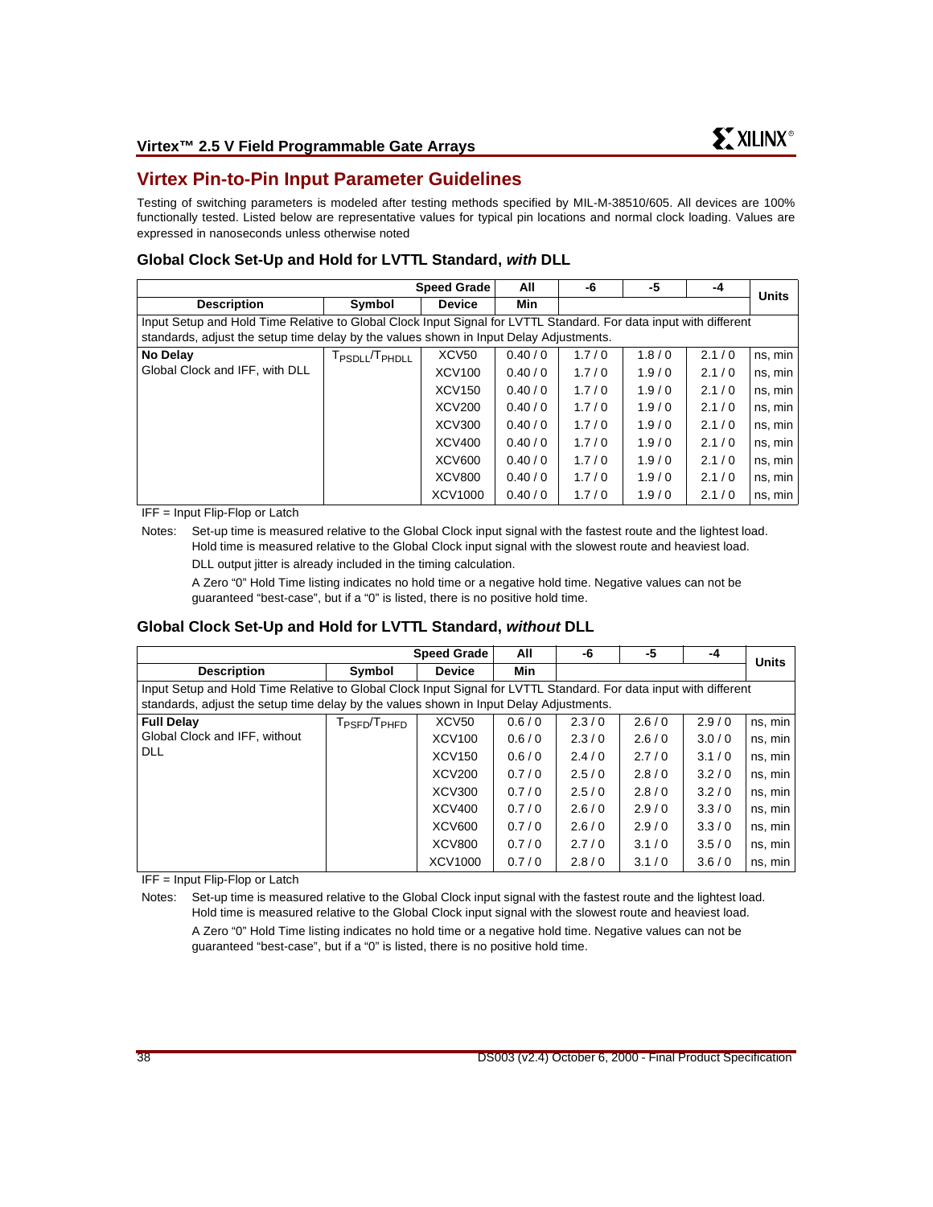## Virtex Pin-to-Pin Input Parameter Guidelines

Testing of switching parameters is modeled after testing methods specified by MIL-M-38510/605. All devices are 100% functionally tested. Listed below are representative values for typical pin locations and normal clock loading. Values are expressed in nanoseconds unless otherwise noted

### Global Clock Set-Up and Hold for LVTTL Standard, *with* DLL

| | | Speed Grade | All | -6 | -5 | -4 | Units |
|---|---|---|---|---|---|---|---|
| **Description** | **Symbol** | **Device** | **Min** | | | | |
| Input Setup and Hold Time Relative to Global Clock Input Signal for LVTTL Standard. For data input with different standards, adjust the setup time delay by the values shown in Input Delay Adjustments. | | | | | | | |
| **No Delay** Global Clock and IFF, with DLL | $T_{PSDLL}/T_{PHDLL}$ | XCV50 | 0.40 / 0 | 1.7 / 0 | 1.8 / 0 | 2.1 / 0 | ns, min |
| | | XCV100 | 0.40 / 0 | 1.7 / 0 | 1.9 / 0 | 2.1 / 0 | ns, min |
| | | XCV150 | 0.40 / 0 | 1.7 / 0 | 1.9 / 0 | 2.1 / 0 | ns, min |
| | | XCV200 | 0.40 / 0 | 1.7 / 0 | 1.9 / 0 | 2.1 / 0 | ns, min |
| | | XCV300 | 0.40 / 0 | 1.7 / 0 | 1.9 / 0 | 2.1 / 0 | ns, min |
| | | XCV400 | 0.40 / 0 | 1.7 / 0 | 1.9 / 0 | 2.1 / 0 | ns, min |
| | | XCV600 | 0.40 / 0 | 1.7 / 0 | 1.9 / 0 | 2.1 / 0 | ns, min |
| | | XCV800 | 0.40 / 0 | 1.7 / 0 | 1.9 / 0 | 2.1 / 0 | ns, min |
| | | XCV1000 | 0.40 / 0 | 1.7 / 0 | 1.9 / 0 | 2.1 / 0 | ns, min |

IFF = Input Flip-Flop or Latch

Notes: Set-up time is measured relative to the Global Clock input signal with the fastest route and the lightest load. Hold time is measured relative to the Global Clock input signal with the slowest route and heaviest load.

DLL output jitter is already included in the timing calculation.

A Zero "0" Hold Time listing indicates no hold time or a negative hold time. Negative values can not be guaranteed "best-case", but if a "0" is listed, there is no positive hold time.

### Global Clock Set-Up and Hold for LVTTL Standard, *without* DLL

| | | Speed Grade | All | -6 | -5 | -4 | Units |
|---|---|---|---|---|---|---|---|
| **Description** | **Symbol** | **Device** | **Min** | | | | |
| Input Setup and Hold Time Relative to Global Clock Input Signal for LVTTL Standard. For data input with different standards, adjust the setup time delay by the values shown in Input Delay Adjustments. | | | | | | | |
| **Full Delay** Global Clock and IFF, without DLL | $T_{PSFD}/T_{PHFD}$ | XCV50 | 0.6 / 0 | 2.3 / 0 | 2.6 / 0 | 2.9 / 0 | ns, min |
| | | XCV100 | 0.6 / 0 | 2.3 / 0 | 2.6 / 0 | 3.0 / 0 | ns, min |
| | | XCV150 | 0.6 / 0 | 2.4 / 0 | 2.7 / 0 | 3.1 / 0 | ns, min |
| | | XCV200 | 0.7 / 0 | 2.5 / 0 | 2.8 / 0 | 3.2 / 0 | ns, min |
| | | XCV300 | 0.7 / 0 | 2.5 / 0 | 2.8 / 0 | 3.2 / 0 | ns, min |
| | | XCV400 | 0.7 / 0 | 2.6 / 0 | 2.9 / 0 | 3.3 / 0 | ns, min |
| | | XCV600 | 0.7 / 0 | 2.6 / 0 | 2.9 / 0 | 3.3 / 0 | ns, min |
| | | XCV800 | 0.7 / 0 | 2.7 / 0 | 3.1 / 0 | 3.5 / 0 | ns, min |
| | | XCV1000 | 0.7 / 0 | 2.8 / 0 | 3.1 / 0 | 3.6 / 0 | ns, min |

IFF = Input Flip-Flop or Latch

Notes: Set-up time is measured relative to the Global Clock input signal with the fastest route and the lightest load. Hold time is measured relative to the Global Clock input signal with the slowest route and heaviest load.

A Zero "0" Hold Time listing indicates no hold time or a negative hold time. Negative values can not be guaranteed "best-case", but if a "0" is listed, there is no positive hold time.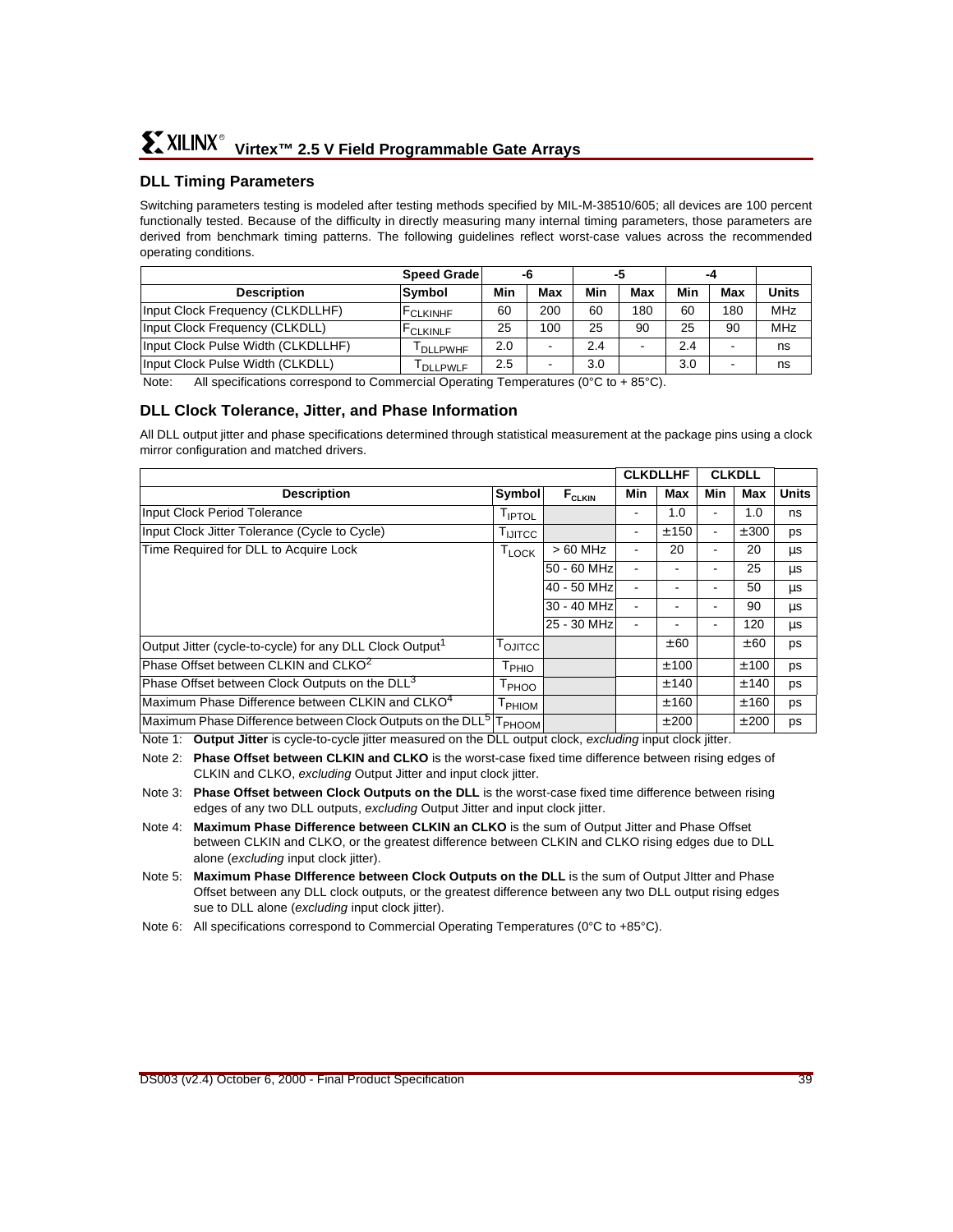## DLL Timing Parameters

Switching parameters testing is modeled after testing methods specified by MIL-M-38510/605; all devices are 100 percent functionally tested. Because of the difficulty in directly measuring many internal timing parameters, those parameters are derived from benchmark timing patterns. The following guidelines reflect worst-case values across the recommended operating conditions.

| | Speed Grade | -6 | | -5 | | -4 | | |
|---|---|---|---|---|---|---|---|---|
| **Description** | **Symbol** | **Min** | **Max** | **Min** | **Max** | **Min** | **Max** | **Units** |
| Input Clock Frequency (CLKDLLHF) | $F_{CLKINHF}$ | 60 | 200 | 60 | 180 | 60 | 180 | MHz |
| Input Clock Frequency (CLKDLL) | $F_{CLKINLF}$ | 25 | 100 | 25 | 90 | 25 | 90 | MHz |
| Input Clock Pulse Width (CLKDLLHF) | $T_{DLLPWHF}$ | 2.0 | - | 2.4 | - | 2.4 | - | ns |
| Input Clock Pulse Width (CLKDLL) | $T_{DLLPWLF}$ | 2.5 | - | 3.0 | | 3.0 | - | ns |

Note: All specifications correspond to Commercial Operating Temperatures (0°C to + 85°C).

## DLL Clock Tolerance, Jitter, and Phase Information

All DLL output jitter and phase specifications determined through statistical measurement at the package pins using a clock mirror configuration and matched drivers.

| | | | CLKDLLHF | | CLKDLL | | |
|---|---|---|---|---|---|---|---|
| **Description** | **Symbol** | $F_{CLKIN}$ | **Min** | **Max** | **Min** | **Max** | **Units** |
| Input Clock Period Tolerance | $T_{IPTOL}$ | | - | 1.0 | - | 1.0 | ns |
| Input Clock Jitter Tolerance (Cycle to Cycle) | $T_{IJITCC}$ | | - | ±150 | - | ±300 | ps |
| Time Required for DLL to Acquire Lock | $T_{LOCK}$ | > 60 MHz | - | 20 | - | 20 | µs |
| | | 50 - 60 MHz | - | - | - | 25 | µs |
| | | 40 - 50 MHz | - | - | - | 50 | µs |
| | | 30 - 40 MHz | - | - | - | 90 | µs |
| | | 25 - 30 MHz | - | - | - | 120 | µs |
| Output Jitter (cycle-to-cycle) for any DLL Clock Output[1] | $T_{OJITCC}$ | | | ±60 | | ±60 | ps |
| Phase Offset between CLKIN and CLKO[2] | $T_{PHIO}$ | | | ±100 | | ±100 | ps |
| Phase Offset between Clock Outputs on the DLL[3] | $T_{PHOO}$ | | | ±140 | | ±140 | ps |
| Maximum Phase Difference between CLKIN and CLKO[4] | $T_{PHIOM}$ | | | ±160 | | ±160 | ps |
| Maximum Phase Difference between Clock Outputs on the DLL[5] | $T_{PHOOM}$ | | | ±200 | | ±200 | ps |

Note 1: **Output Jitter** is cycle-to-cycle jitter measured on the DLL output clock, *excluding* input clock jitter.

Note 2: **Phase Offset between CLKIN and CLKO** is the worst-case fixed time difference between rising edges of CLKIN and CLKO, *excluding* Output Jitter and input clock jitter.

Note 3: **Phase Offset between Clock Outputs on the DLL** is the worst-case fixed time difference between rising edges of any two DLL outputs, *excluding* Output Jitter and input clock jitter.

Note 4: **Maximum Phase Difference between CLKIN an CLKO** is the sum of Output Jitter and Phase Offset between CLKIN and CLKO, or the greatest difference between CLKIN and CLKO rising edges due to DLL alone (*excluding* input clock jitter).

Note 5: **Maximum Phase DIfference between Clock Outputs on the DLL** is the sum of Output JItter and Phase Offset between any DLL clock outputs, or the greatest difference between any two DLL output rising edges sue to DLL alone (*excluding* input clock jitter).

Note 6: All specifications correspond to Commercial Operating Temperatures (0°C to +85°C).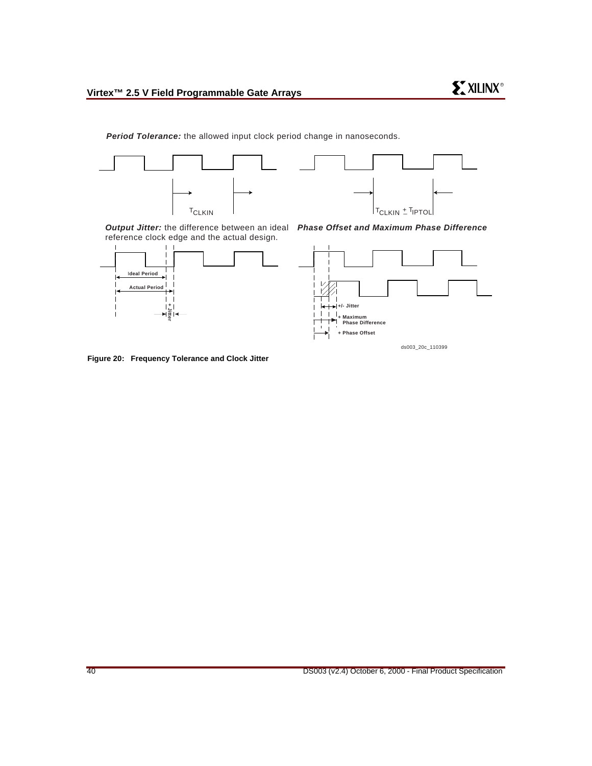***Period Tolerance:*** the allowed input clock period change in nanoseconds.

***Output Jitter:*** the difference between an ideal reference clock edge and the actual design.

***Phase Offset and Maximum Phase Difference***

ds003_20c_110399

**Figure 20: Frequency Tolerance and Clock Jitter**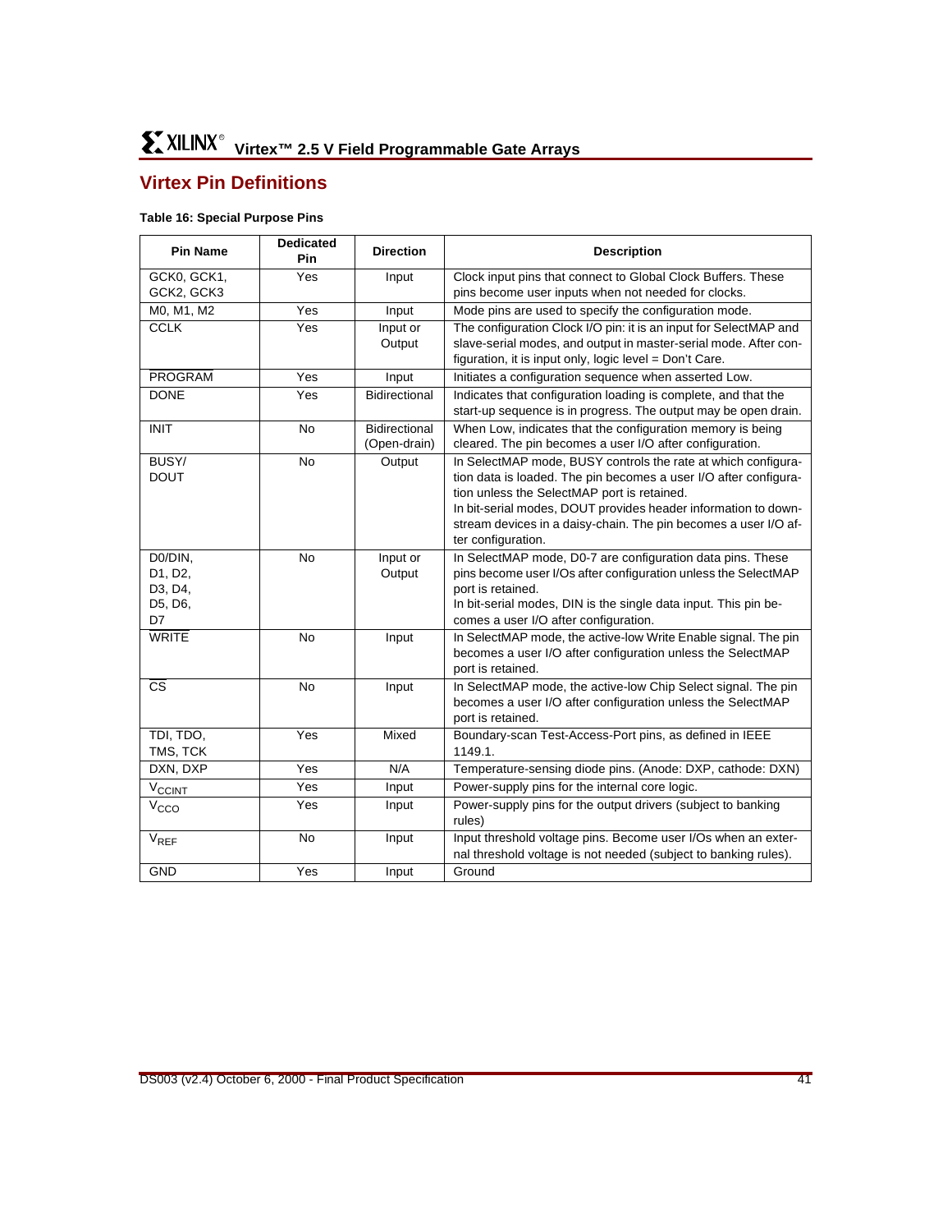## Virtex Pin Definitions

**Table 16: Special Purpose Pins**

| Pin Name | Dedicated Pin | Direction | Description |
|---|---|---|---|
| GCK0, GCK1, GCK2, GCK3 | Yes | Input | Clock input pins that connect to Global Clock Buffers. These pins become user inputs when not needed for clocks. |
| M0, M1, M2 | Yes | Input | Mode pins are used to specify the configuration mode. |
| CCLK | Yes | Input or Output | The configuration Clock I/O pin: it is an input for SelectMAP and slave-serial modes, and output in master-serial mode. After configuration, it is input only, logic level = Don't Care. |
| $\overline{\text{PROGRAM}}$ | Yes | Input | Initiates a configuration sequence when asserted Low. |
| DONE | Yes | Bidirectional | Indicates that configuration loading is complete, and that the start-up sequence is in progress. The output may be open drain. |
| $\overline{\text{INIT}}$ | No | Bidirectional (Open-drain) | When Low, indicates that the configuration memory is being cleared. The pin becomes a user I/O after configuration. |
| BUSY/ DOUT | No | Output | In SelectMAP mode, BUSY controls the rate at which configuration data is loaded. The pin becomes a user I/O after configuration unless the SelectMAP port is retained.<br>In bit-serial modes, DOUT provides header information to downstream devices in a daisy-chain. The pin becomes a user I/O after configuration. |
| D0/DIN, D1, D2, D3, D4, D5, D6, D7 | No | Input or Output | In SelectMAP mode, D0-7 are configuration data pins. These pins become user I/Os after configuration unless the SelectMAP port is retained.<br>In bit-serial modes, DIN is the single data input. This pin becomes a user I/O after configuration. |
| $\overline{\text{WRITE}}$ | No | Input | In SelectMAP mode, the active-low Write Enable signal. The pin becomes a user I/O after configuration unless the SelectMAP port is retained. |
| $\overline{\text{CS}}$ | No | Input | In SelectMAP mode, the active-low Chip Select signal. The pin becomes a user I/O after configuration unless the SelectMAP port is retained. |
| TDI, TDO, TMS, TCK | Yes | Mixed | Boundary-scan Test-Access-Port pins, as defined in IEEE 1149.1. |
| DXN, DXP | Yes | N/A | Temperature-sensing diode pins. (Anode: DXP, cathode: DXN) |
| $V_{CCINT}$ | Yes | Input | Power-supply pins for the internal core logic. |
| $V_{CCO}$ | Yes | Input | Power-supply pins for the output drivers (subject to banking rules) |
| $V_{REF}$ | No | Input | Input threshold voltage pins. Become user I/Os when an external threshold voltage is not needed (subject to banking rules). |
| GND | Yes | Input | Ground |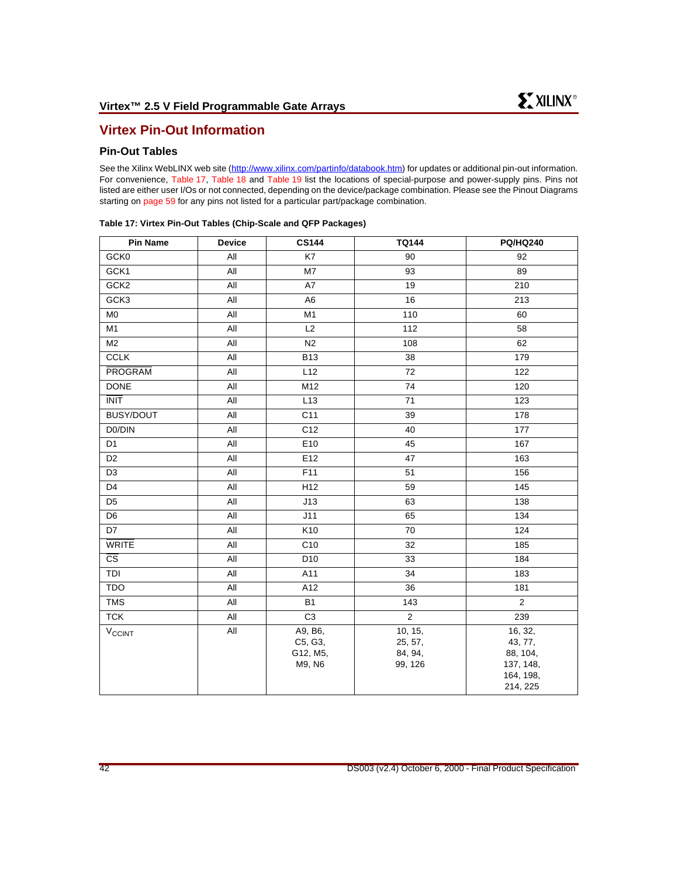# Virtex Pin-Out Information

## Pin-Out Tables

See the Xilinx WebLINX web site (http://www.xilinx.com/partinfo/databook.htm) for updates or additional pin-out information. For convenience, Table 17, Table 18 and Table 19 list the locations of special-purpose and power-supply pins. Pins not listed are either user I/Os or not connected, depending on the device/package combination. Please see the Pinout Diagrams starting on page 59 for any pins not listed for a particular part/package combination.

**Table 17: Virtex Pin-Out Tables (Chip-Scale and QFP Packages)**

| Pin Name | Device | CS144 | TQ144 | PQ/HQ240 |
|---|---|---|---|---|
| GCK0 | All | K7 | 90 | 92 |
| GCK1 | All | M7 | 93 | 89 |
| GCK2 | All | A7 | 19 | 210 |
| GCK3 | All | A6 | 16 | 213 |
| M0 | All | M1 | 110 | 60 |
| M1 | All | L2 | 112 | 58 |
| M2 | All | N2 | 108 | 62 |
| CCLK | All | B13 | 38 | 179 |
| $\overline{\text{PROGRAM}}$ | All | L12 | 72 | 122 |
| DONE | All | M12 | 74 | 120 |
| $\overline{\text{INIT}}$ | All | L13 | 71 | 123 |
| BUSY/DOUT | All | C11 | 39 | 178 |
| D0/DIN | All | C12 | 40 | 177 |
| D1 | All | E10 | 45 | 167 |
| D2 | All | E12 | 47 | 163 |
| D3 | All | F11 | 51 | 156 |
| D4 | All | H12 | 59 | 145 |
| D5 | All | J13 | 63 | 138 |
| D6 | All | J11 | 65 | 134 |
| D7 | All | K10 | 70 | 124 |
| $\overline{\text{WRITE}}$ | All | C10 | 32 | 185 |
| $\overline{\text{CS}}$ | All | D10 | 33 | 184 |
| TDI | All | A11 | 34 | 183 |
| TDO | All | A12 | 36 | 181 |
| TMS | All | B1 | 143 | 2 |
| TCK | All | C3 | 2 | 239 |
| $V_{CCINT}$ | All | A9, B6, C5, G3, G12, M5, M9, N6 | 10, 15, 25, 57, 84, 94, 99, 126 | 16, 32, 43, 77, 88, 104, 137, 148, 164, 198, 214, 225 |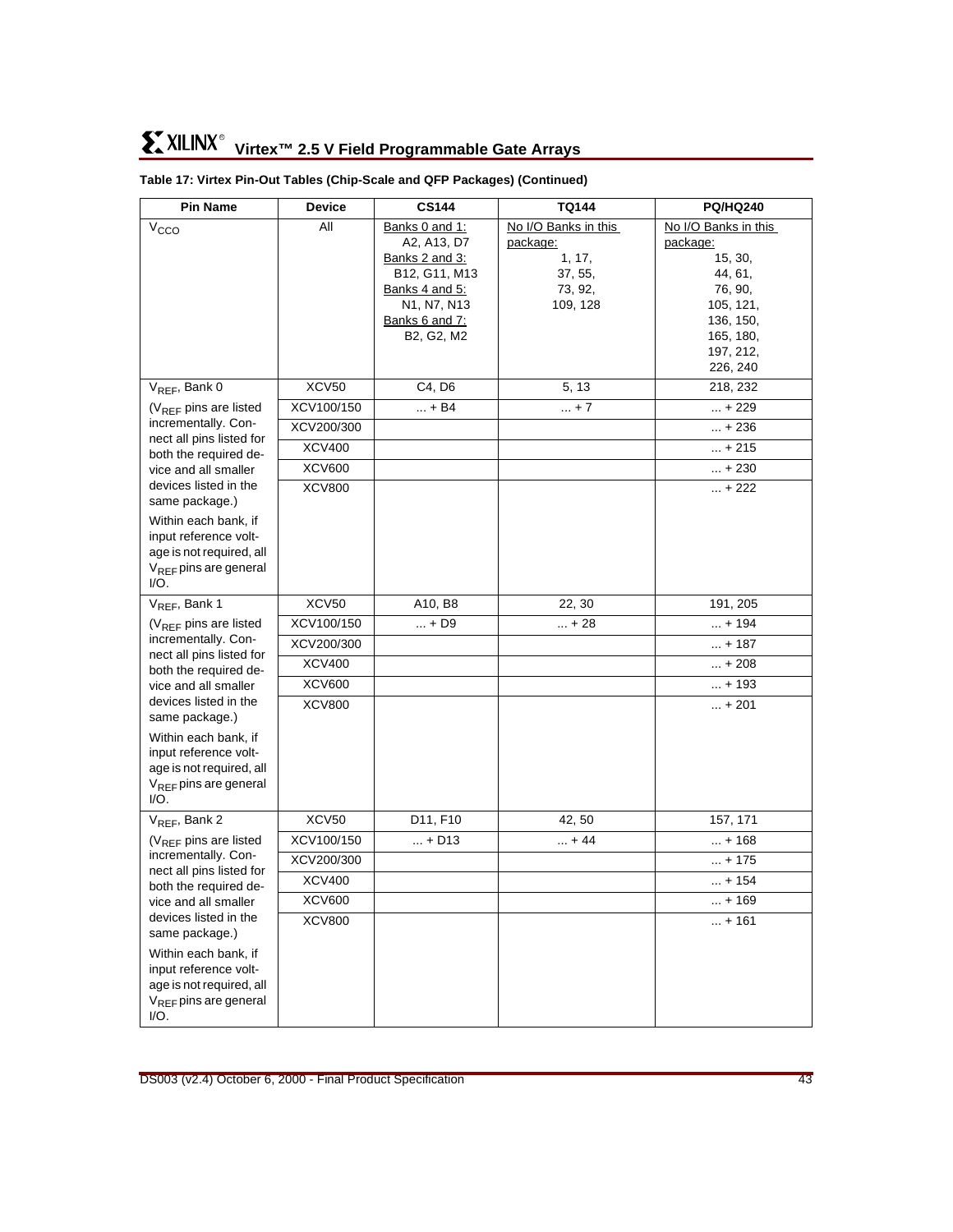**Table 17: Virtex Pin-Out Tables (Chip-Scale and QFP Packages) (Continued)**

| Pin Name | Device | CS144 | TQ144 | PQ/HQ240 |
|---|---|---|---|---|
| $V_{CCO}$ | All | Banks 0 and 1: A2, A13, D7 Banks 2 and 3: B12, G11, M13 Banks 4 and 5: N1, N7, N13 Banks 6 and 7: B2, G2, M2 | No I/O Banks in this package: 1, 17, 37, 55, 73, 92, 109, 128 | No I/O Banks in this package: 15, 30, 44, 61, 76, 90, 105, 121, 136, 150, 165, 180, 197, 212, 226, 240 |
| $V_{REF}$, Bank 0 | XCV50 | C4, D6 | 5, 13 | 218, 232 |
| ($V_{REF}$ pins are listed incrementally. Connect all pins listed for both the required device and all smaller devices listed in the same package.) Within each bank, if input reference voltage is not required, all $V_{REF}$ pins are general I/O. | XCV100/150 | ... + B4 | ... + 7 | ... + 229 |
| | XCV200/300 | | | ... + 236 |
| | XCV400 | | | ... + 215 |
| | XCV600 | | | ... + 230 |
| | XCV800 | | | ... + 222 |
| $V_{REF}$, Bank 1 | XCV50 | A10, B8 | 22, 30 | 191, 205 |
| ($V_{REF}$ pins are listed incrementally. Connect all pins listed for both the required device and all smaller devices listed in the same package.) Within each bank, if input reference voltage is not required, all $V_{REF}$ pins are general I/O. | XCV100/150 | ... + D9 | ... + 28 | ... + 194 |
| | XCV200/300 | | | ... + 187 |
| | XCV400 | | | ... + 208 |
| | XCV600 | | | ... + 193 |
| | XCV800 | | | ... + 201 |
| $V_{REF}$, Bank 2 | XCV50 | D11, F10 | 42, 50 | 157, 171 |
| ($V_{REF}$ pins are listed incrementally. Connect all pins listed for both the required device and all smaller devices listed in the same package.) Within each bank, if input reference voltage is not required, all $V_{REF}$ pins are general I/O. | XCV100/150 | ... + D13 | ... + 44 | ... + 168 |
| | XCV200/300 | | | ... + 175 |
| | XCV400 | | | ... + 154 |
| | XCV600 | | | ... + 169 |
| | XCV800 | | | ... + 161 |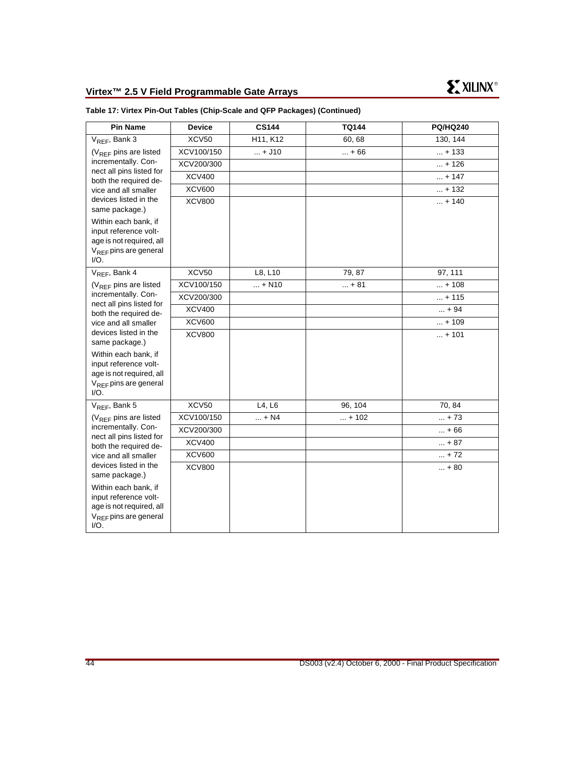**Table 17: Virtex Pin-Out Tables (Chip-Scale and QFP Packages) (Continued)**

| Pin Name | Device | CS144 | TQ144 | PQ/HQ240 |
|---|---|---|---|---|
| $V_{REF}$, Bank 3 | XCV50 | H11, K12 | 60, 68 | 130, 144 |
| ($V_{REF}$ pins are listed incrementally. Connect all pins listed for both the required device and all smaller devices listed in the same package.) | XCV100/150 | ... + J10 | ... + 66 | ... + 133 |
| Within each bank, if input reference voltage is not required, all $V_{REF}$ pins are general I/O. | XCV200/300 | | | ... + 126 |
| | XCV400 | | | ... + 147 |
| | XCV600 | | | ... + 132 |
| | XCV800 | | | ... + 140 |
| $V_{REF}$, Bank 4 | XCV50 | L8, L10 | 79, 87 | 97, 111 |
| ($V_{REF}$ pins are listed incrementally. Connect all pins listed for both the required device and all smaller devices listed in the same package.) | XCV100/150 | ... + N10 | ... + 81 | ... + 108 |
| Within each bank, if input reference voltage is not required, all $V_{REF}$ pins are general I/O. | XCV200/300 | | | ... + 115 |
| | XCV400 | | | ... + 94 |
| | XCV600 | | | ... + 109 |
| | XCV800 | | | ... + 101 |
| $V_{REF}$, Bank 5 | XCV50 | L4, L6 | 96, 104 | 70, 84 |
| ($V_{REF}$ pins are listed incrementally. Connect all pins listed for both the required device and all smaller devices listed in the same package.) | XCV100/150 | ... + N4 | ... + 102 | ... + 73 |
| Within each bank, if input reference voltage is not required, all $V_{REF}$ pins are general I/O. | XCV200/300 | | | ... + 66 |
| | XCV400 | | | ... + 87 |
| | XCV600 | | | ... + 72 |
| | XCV800 | | | ... + 80 |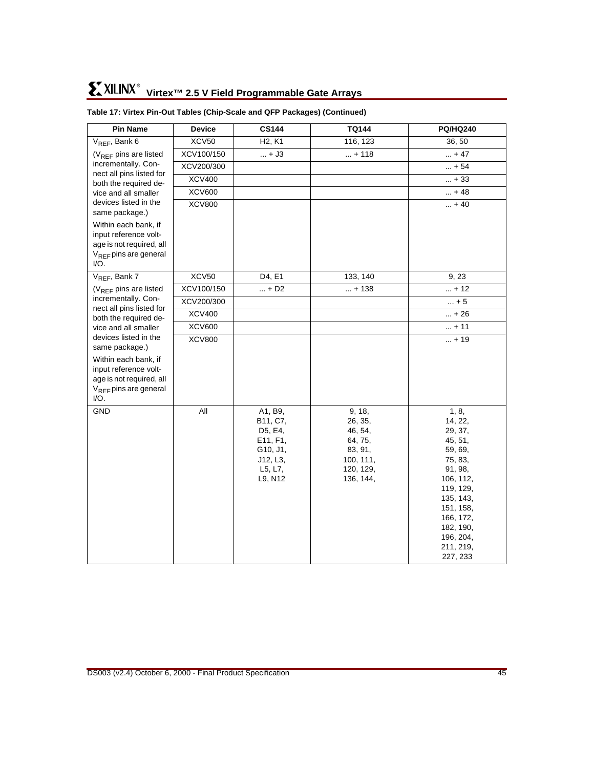**Table 17: Virtex Pin-Out Tables (Chip-Scale and QFP Packages) (Continued)**

| Pin Name | Device | CS144 | TQ144 | PQ/HQ240 |
|---|---|---|---|---|
| $V_{REF}$, Bank 6 | XCV50 | H2, K1 | 116, 123 | 36, 50 |
| ($V_{REF}$ pins are listed incrementally. Connect all pins listed for both the required device and all smaller devices listed in the same package.) | XCV100/150 | ... + J3 | ... + 118 | ... + 47 |
| Within each bank, if input reference voltage is not required, all $V_{REF}$ pins are general I/O. | XCV200/300 | | | ... + 54 |
| | XCV400 | | | ... + 33 |
| | XCV600 | | | ... + 48 |
| | XCV800 | | | ... + 40 |
| $V_{REF}$, Bank 7 | XCV50 | D4, E1 | 133, 140 | 9, 23 |
| ($V_{REF}$ pins are listed incrementally. Connect all pins listed for both the required device and all smaller devices listed in the same package.) | XCV100/150 | ... + D2 | ... + 138 | ... + 12 |
| Within each bank, if input reference voltage is not required, all $V_{REF}$ pins are general I/O. | XCV200/300 | | | ... + 5 |
| | XCV400 | | | ... + 26 |
| | XCV600 | | | ... + 11 |
| | XCV800 | | | ... + 19 |
| GND | All | A1, B9, B11, C7, D5, E4, E11, F1, G10, J1, J12, L3, L5, L7, L9, N12 | 9, 18, 26, 35, 46, 54, 64, 75, 83, 91, 100, 111, 120, 129, 136, 144, | 1, 8, 14, 22, 29, 37, 45, 51, 59, 69, 75, 83, 91, 98, 106, 112, 119, 129, 135, 143, 151, 158, 166, 172, 182, 190, 196, 204, 211, 219, 227, 233 |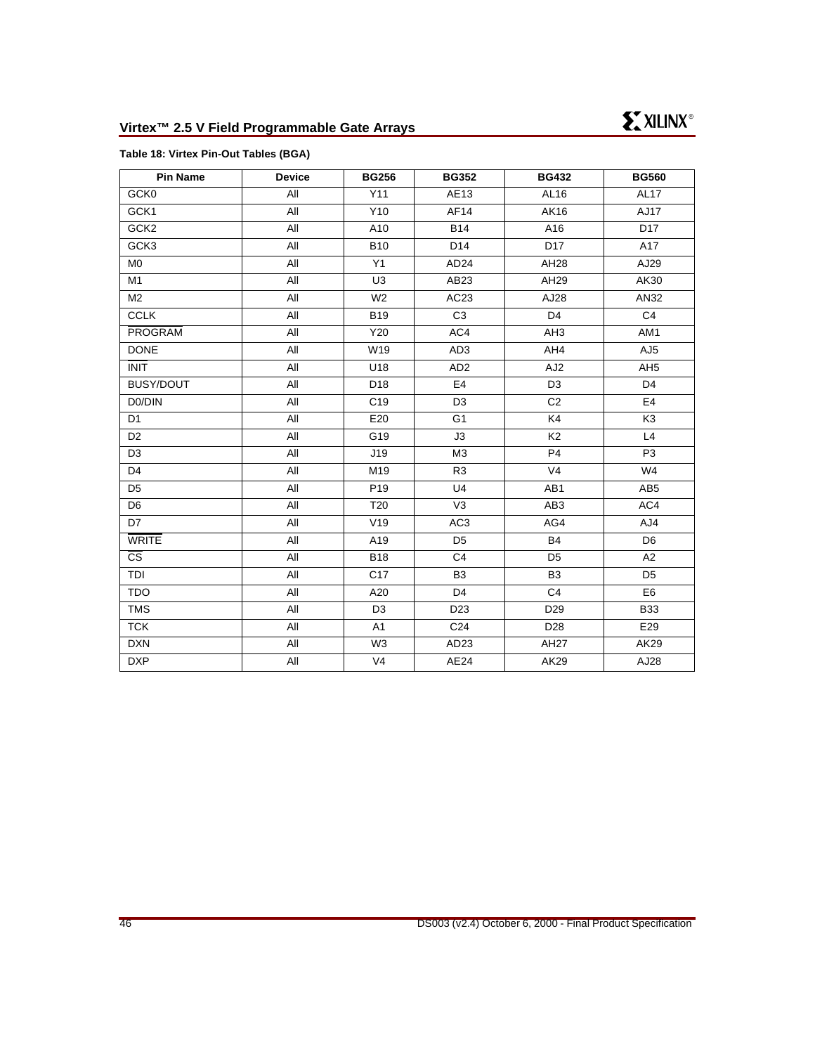**Table 18: Virtex Pin-Out Tables (BGA)**

| Pin Name | Device | BG256 | BG352 | BG432 | BG560 |
|---|---|---|---|---|---|
| GCK0 | All | Y11 | AE13 | AL16 | AL17 |
| GCK1 | All | Y10 | AF14 | AK16 | AJ17 |
| GCK2 | All | A10 | B14 | A16 | D17 |
| GCK3 | All | B10 | D14 | D17 | A17 |
| M0 | All | Y1 | AD24 | AH28 | AJ29 |
| M1 | All | U3 | AB23 | AH29 | AK30 |
| M2 | All | W2 | AC23 | AJ28 | AN32 |
| CCLK | All | B19 | C3 | D4 | C4 |
| PROGRAM | All | Y20 | AC4 | AH3 | AM1 |
| DONE | All | W19 | AD3 | AH4 | AJ5 |
| INIT | All | U18 | AD2 | AJ2 | AH5 |
| BUSY/DOUT | All | D18 | E4 | D3 | D4 |
| D0/DIN | All | C19 | D3 | C2 | E4 |
| D1 | All | E20 | G1 | K4 | K3 |
| D2 | All | G19 | J3 | K2 | L4 |
| D3 | All | J19 | M3 | P4 | P3 |
| D4 | All | M19 | R3 | V4 | W4 |
| D5 | All | P19 | U4 | AB1 | AB5 |
| D6 | All | T20 | V3 | AB3 | AC4 |
| D7 | All | V19 | AC3 | AG4 | AJ4 |
| WRITE | All | A19 | D5 | B4 | D6 |
| CS | All | B18 | C4 | D5 | A2 |
| TDI | All | C17 | B3 | B3 | D5 |
| TDO | All | A20 | D4 | C4 | E6 |
| TMS | All | D3 | D23 | D29 | B33 |
| TCK | All | A1 | C24 | D28 | E29 |
| DXN | All | W3 | AD23 | AH27 | AK29 |
| DXP | All | V4 | AE24 | AK29 | AJ28 |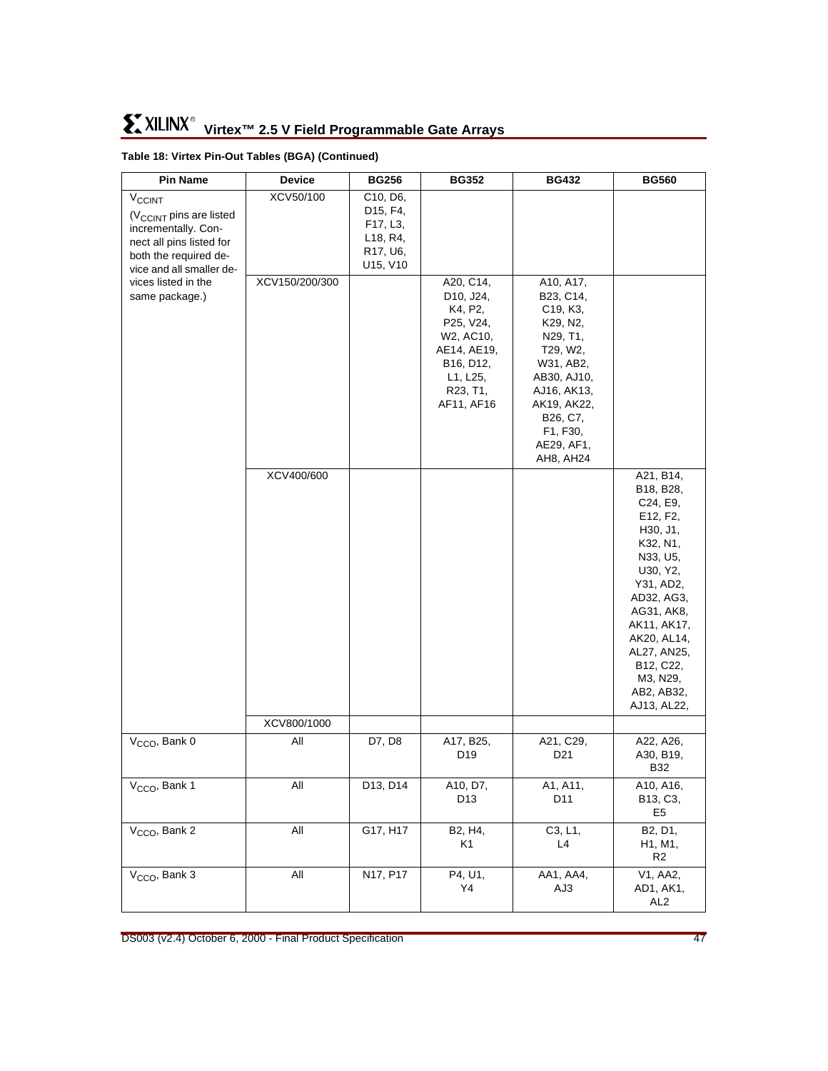**Table 18: Virtex Pin-Out Tables (BGA) (Continued)**

| Pin Name | Device | BG256 | BG352 | BG432 | BG560 |
|---|---|---|---|---|---|
| $V_{CCINT}$ ($V_{CCINT}$ pins are listed incrementally. Connect all pins listed for both the required device and all smaller devices listed in the same package.) | XCV50/100 | C10, D6, D15, F4, F17, L3, L18, R4, R17, U6, U15, V10 | | | |
| | XCV150/200/300 | | A20, C14, D10, J24, K4, P2, P25, V24, W2, AC10, AE14, AE19, B16, D12, L1, L25, R23, T1, AF11, AF16 | A10, A17, B23, C14, C19, K3, K29, N2, N29, T1, T29, W2, W31, AB2, AB30, AJ10, AJ16, AK13, AK19, AK22, B26, C7, F1, F30, AE29, AF1, AH8, AH24 | |
| | XCV400/600 | | | | A21, B14, B18, B28, C24, E9, E12, F2, H30, J1, K32, N1, N33, U5, U30, Y2, Y31, AD2, AD32, AG3, AG31, AK8, AK11, AK17, AK20, AL14, AL27, AN25, B12, C22, M3, N29, AB2, AB32, AJ13, AL22, |
| | XCV800/1000 | | | | |
| $V_{CCO}$, Bank 0 | All | D7, D8 | A17, B25, D19 | A21, C29, D21 | A22, A26, A30, B19, B32 |
| $V_{CCO}$, Bank 1 | All | D13, D14 | A10, D7, D13 | A1, A11, D11 | A10, A16, B13, C3, E5 |
| $V_{CCO}$, Bank 2 | All | G17, H17 | B2, H4, K1 | C3, L1, L4 | B2, D1, H1, M1, R2 |
| $V_{CCO}$, Bank 3 | All | N17, P17 | P4, U1, Y4 | AA1, AA4, AJ3 | V1, AA2, AD1, AK1, AL2 |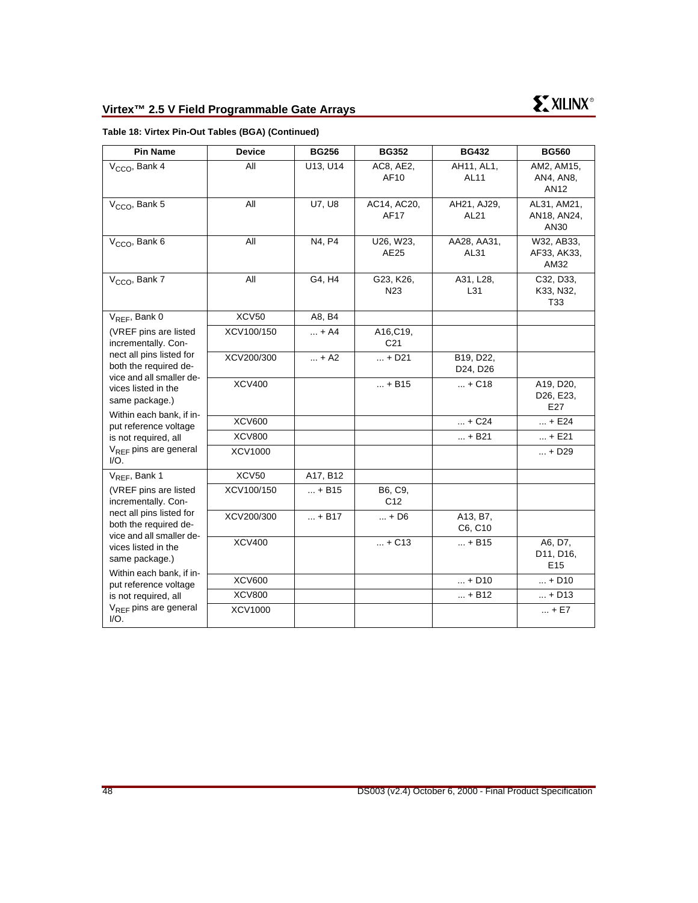**Table 18: Virtex Pin-Out Tables (BGA) (Continued)**

| Pin Name | Device | BG256 | BG352 | BG432 | BG560 |
|---|---|---|---|---|---|
| $V_{CCO}$, Bank 4 | All | U13, U14 | AC8, AE2, AF10 | AH11, AL1, AL11 | AM2, AM15, AN4, AN8, AN12 |
| $V_{CCO}$, Bank 5 | All | U7, U8 | AC14, AC20, AF17 | AH21, AJ29, AL21 | AL31, AM21, AN18, AN24, AN30 |
| $V_{CCO}$, Bank 6 | All | N4, P4 | U26, W23, AE25 | AA28, AA31, AL31 | W32, AB33, AF33, AK33, AM32 |
| $V_{CCO}$, Bank 7 | All | G4, H4 | G23, K26, N23 | A31, L28, L31 | C32, D33, K33, N32, T33 |
| $V_{REF}$, Bank 0 | XCV50 | A8, B4 | | | |
| (VREF pins are listed incrementally. Connect all pins listed for both the required device and all smaller devices listed in the same package.) | XCV100/150 | ... + A4 | A16,C19, C21 | | |
| | XCV200/300 | ... + A2 | ... + D21 | B19, D22, D24, D26 | |
| | XCV400 | | ... + B15 | ... + C18 | A19, D20, D26, E23, E27 |
| Within each bank, if input reference voltage is not required, all $V_{REF}$ pins are general I/O. | XCV600 | | | ... + C24 | ... + E24 |
| | XCV800 | | | ... + B21 | ... + E21 |
| | XCV1000 | | | | ... + D29 |
| $V_{REF}$, Bank 1 | XCV50 | A17, B12 | | | |
| (VREF pins are listed incrementally. Connect all pins listed for both the required device and all smaller devices listed in the same package.) | XCV100/150 | ... + B15 | B6, C9, C12 | | |
| | XCV200/300 | ... + B17 | ... + D6 | A13, B7, C6, C10 | |
| | XCV400 | | ... + C13 | ... + B15 | A6, D7, D11, D16, E15 |
| Within each bank, if input reference voltage is not required, all $V_{REF}$ pins are general I/O. | XCV600 | | | ... + D10 | ... + D10 |
| | XCV800 | | | ... + B12 | ... + D13 |
| | XCV1000 | | | | ... + E7 |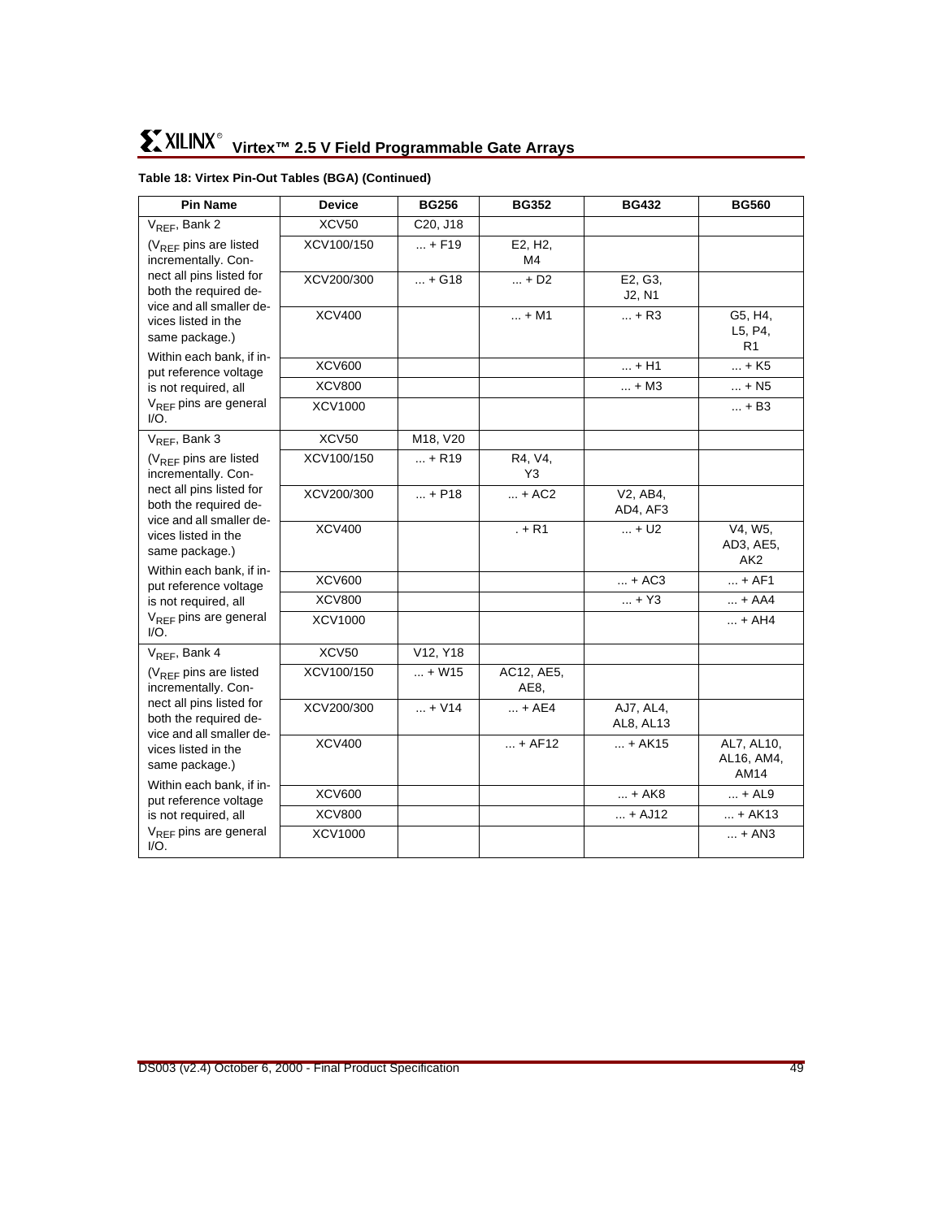**Table 18: Virtex Pin-Out Tables (BGA) (Continued)**

| Pin Name | Device | BG256 | BG352 | BG432 | BG560 |
|---|---|---|---|---|---|
| $V_{REF}$, Bank 2 | XCV50 | C20, J18 | | | |
| ($V_{REF}$ pins are listed incrementally. Connect all pins listed for both the required device and all smaller devices listed in the same package.) | XCV100/150 | ... + F19 | E2, H2, M4 | | |
| | XCV200/300 | ... + G18 | ... + D2 | E2, G3, J2, N1 | |
| | XCV400 | | ... + M1 | ... + R3 | G5, H4, L5, P4, R1 |
| Within each bank, if input reference voltage is not required, all $V_{REF}$ pins are general I/O. | XCV600 | | | ... + H1 | ... + K5 |
| | XCV800 | | | ... + M3 | ... + N5 |
| | XCV1000 | | | | ... + B3 |
| $V_{REF}$, Bank 3 | XCV50 | M18, V20 | | | |
| ($V_{REF}$ pins are listed incrementally. Connect all pins listed for both the required device and all smaller devices listed in the same package.) | XCV100/150 | ... + R19 | R4, V4, Y3 | | |
| | XCV200/300 | ... + P18 | ... + AC2 | V2, AB4, AD4, AF3 | |
| | XCV400 | | . + R1 | ... + U2 | V4, W5, AD3, AE5, AK2 |
| Within each bank, if input reference voltage is not required, all $V_{REF}$ pins are general I/O. | XCV600 | | | ... + AC3 | ... + AF1 |
| | XCV800 | | | ... + Y3 | ... + AA4 |
| | XCV1000 | | | | ... + AH4 |
| $V_{REF}$, Bank 4 | XCV50 | V12, Y18 | | | |
| ($V_{REF}$ pins are listed incrementally. Connect all pins listed for both the required device and all smaller devices listed in the same package.) | XCV100/150 | ... + W15 | AC12, AE5, AE8, | | |
| | XCV200/300 | ... + V14 | ... + AE4 | AJ7, AL4, AL8, AL13 | |
| | XCV400 | | ... + AF12 | ... + AK15 | AL7, AL10, AL16, AM4, AM14 |
| Within each bank, if input reference voltage is not required, all $V_{REF}$ pins are general I/O. | XCV600 | | | ... + AK8 | ... + AL9 |
| | XCV800 | | | ... + AJ12 | ... + AK13 |
| | XCV1000 | | | | ... + AN3 |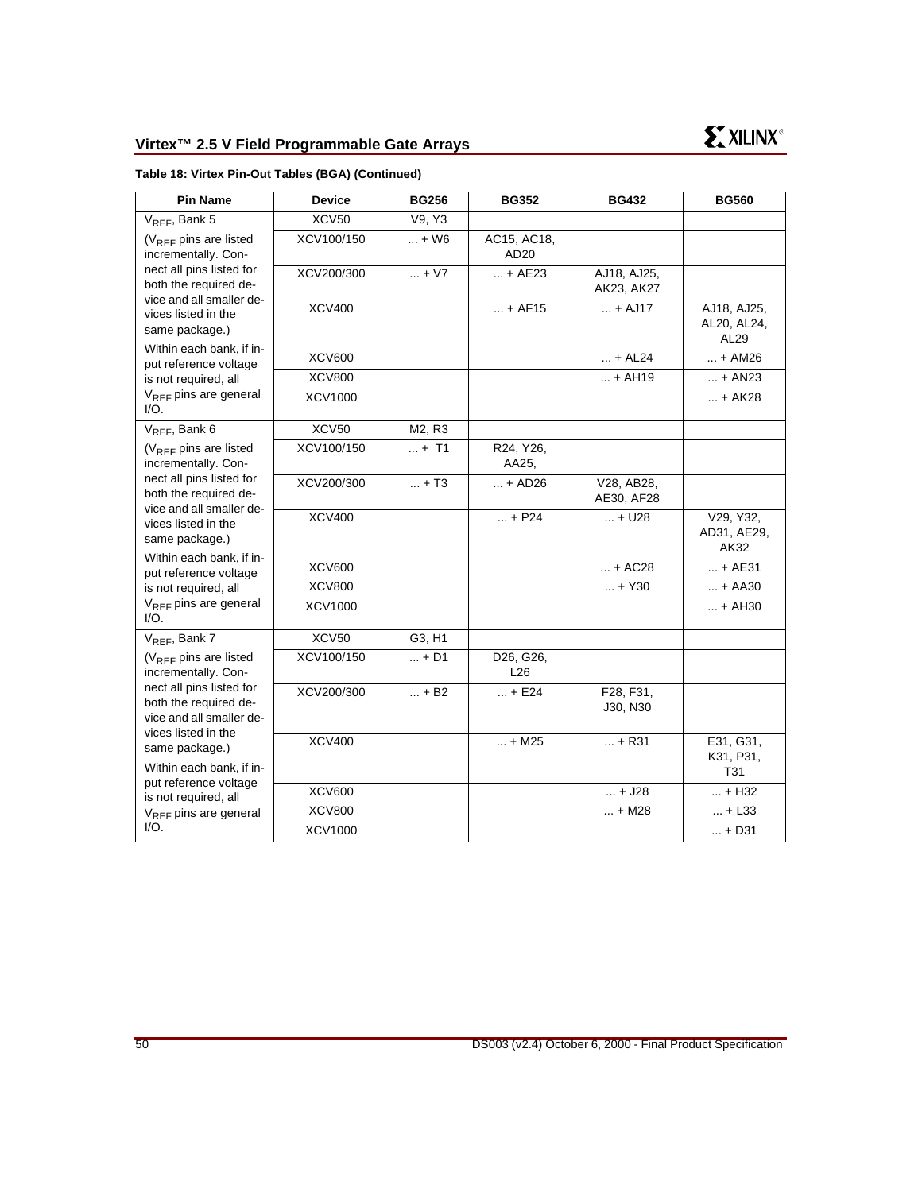**Table 18: Virtex Pin-Out Tables (BGA) (Continued)**

| Pin Name | Device | BG256 | BG352 | BG432 | BG560 |
|---|---|---|---|---|---|
| $V_{REF}$, Bank 5 | XCV50 | V9, Y3 | | | |
| ($V_{REF}$ pins are listed incrementally. Connect all pins listed for both the required device and all smaller devices listed in the same package.) | XCV100/150 | ... + W6 | AC15, AC18, AD20 | | |
| | XCV200/300 | ... + V7 | ... + AE23 | AJ18, AJ25, AK23, AK27 | |
| | XCV400 | | ... + AF15 | ... + AJ17 | AJ18, AJ25, AL20, AL24, AL29 |
| Within each bank, if input reference voltage is not required, all $V_{REF}$ pins are general I/O. | XCV600 | | | ... + AL24 | ... + AM26 |
| | XCV800 | | | ... + AH19 | ... + AN23 |
| | XCV1000 | | | | ... + AK28 |
| $V_{REF}$, Bank 6 | XCV50 | M2, R3 | | | |
| ($V_{REF}$ pins are listed incrementally. Connect all pins listed for both the required device and all smaller devices listed in the same package.) | XCV100/150 | ... + T1 | R24, Y26, AA25, | | |
| | XCV200/300 | ... + T3 | ... + AD26 | V28, AB28, AE30, AF28 | |
| | XCV400 | | ... + P24 | ... + U28 | V29, Y32, AD31, AE29, AK32 |
| Within each bank, if input reference voltage is not required, all $V_{REF}$ pins are general I/O. | XCV600 | | | ... + AC28 | ... + AE31 |
| | XCV800 | | | ... + Y30 | ... + AA30 |
| | XCV1000 | | | | ... + AH30 |
| $V_{REF}$, Bank 7 | XCV50 | G3, H1 | | | |
| ($V_{REF}$ pins are listed incrementally. Connect all pins listed for both the required device and all smaller devices listed in the same package.) | XCV100/150 | ... + D1 | D26, G26, L26 | | |
| | XCV200/300 | ... + B2 | ... + E24 | F28, F31, J30, N30 | |
| | XCV400 | | ... + M25 | ... + R31 | E31, G31, K31, P31, T31 |
| Within each bank, if input reference voltage is not required, all $V_{REF}$ pins are general I/O. | XCV600 | | | ... + J28 | ... + H32 |
| | XCV800 | | | ... + M28 | ... + L33 |
| | XCV1000 | | | | ... + D31 |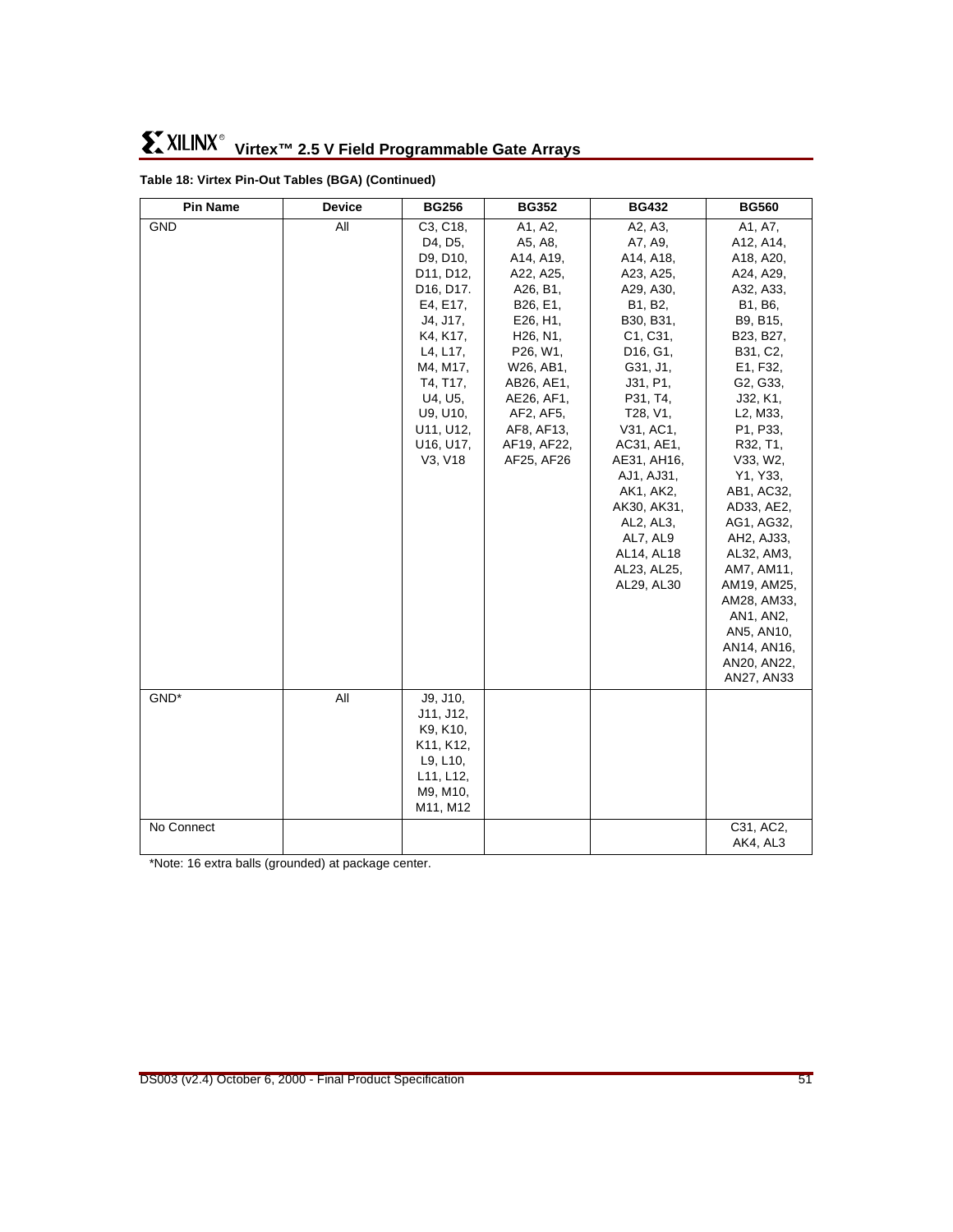**Table 18: Virtex Pin-Out Tables (BGA) (Continued)**

| Pin Name | Device | BG256 | BG352 | BG432 | BG560 |
|---|---|---|---|---|---|
| GND | All | C3, C18, D4, D5, D9, D10, D11, D12, D16, D17. E4, E17, J4, J17, K4, K17, L4, L17, M4, M17, T4, T17, U4, U5, U9, U10, U11, U12, U16, U17, V3, V18 | A1, A2, A5, A8, A14, A19, A22, A25, A26, B1, B26, E1, E26, H1, H26, N1, P26, W1, W26, AB1, AB26, AE1, AE26, AF1, AF2, AF5, AF8, AF13, AF19, AF22, AF25, AF26 | A2, A3, A7, A9, A14, A18, A23, A25, A29, A30, B1, B2, B30, B31, C1, C31, D16, G1, G31, J1, J31, P1, P31, T4, T28, V1, V31, AC1, AC31, AE1, AE31, AH16, AJ1, AJ31, AK1, AK2, AK30, AK31, AL2, AL3, AL7, AL9 AL14, AL18 AL23, AL25, AL29, AL30 | A1, A7, A12, A14, A18, A20, A24, A29, A32, A33, B1, B6, B9, B15, B23, B27, B31, C2, E1, F32, G2, G33, J32, K1, L2, M33, P1, P33, R32, T1, V33, W2, Y1, Y33, AB1, AC32, AD33, AE2, AG1, AG32, AH2, AJ33, AL32, AM3, AM7, AM11, AM19, AM25, AM28, AM33, AN1, AN2, AN5, AN10, AN14, AN16, AN20, AN22, AN27, AN33 |
| GND* | All | J9, J10, J11, J12, K9, K10, K11, K12, L9, L10, L11, L12, M9, M10, M11, M12 | | | |
| No Connect | | | | | C31, AC2, AK4, AL3 |

*Note: 16 extra balls (grounded) at package center.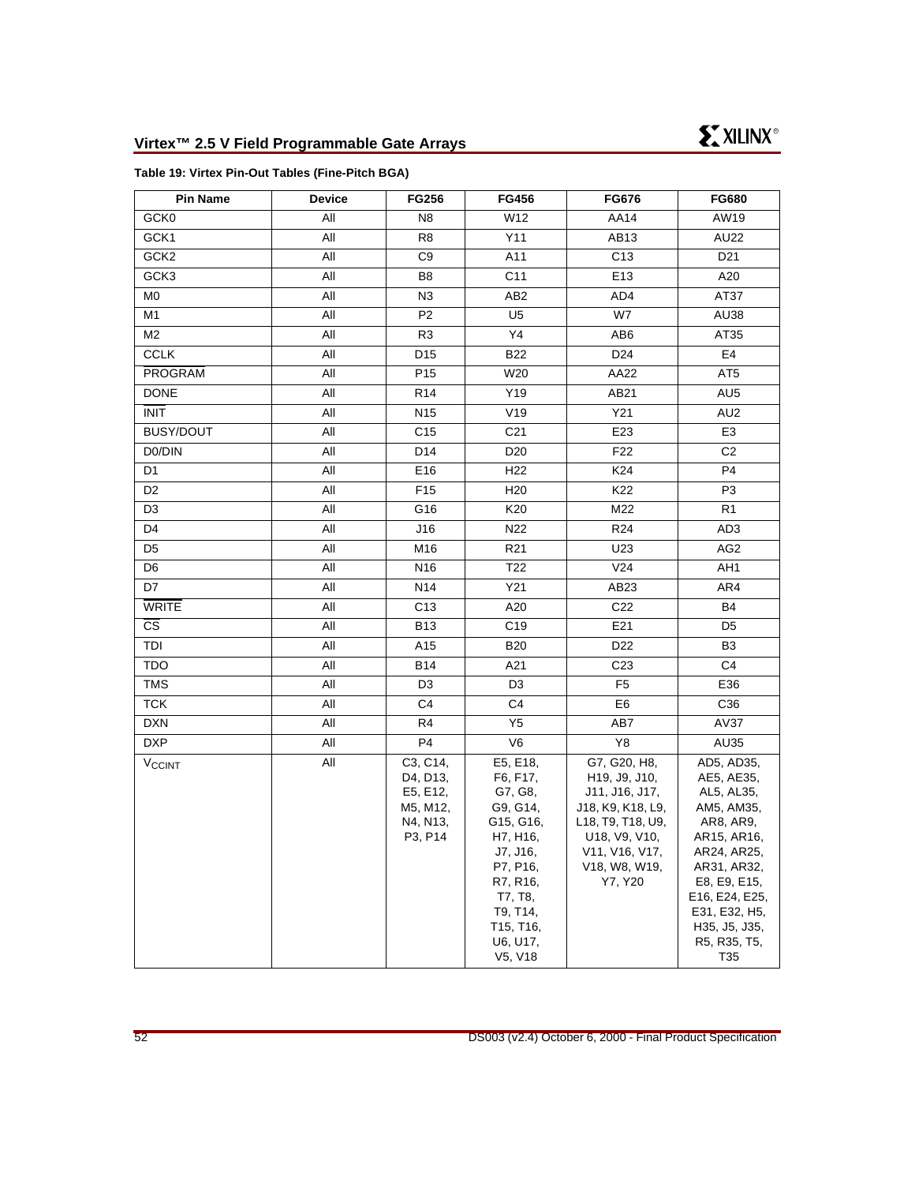**Table 19: Virtex Pin-Out Tables (Fine-Pitch BGA)**

| Pin Name | Device | FG256 | FG456 | FG676 | FG680 |
|---|---|---|---|---|---|
| GCK0 | All | N8 | W12 | AA14 | AW19 |
| GCK1 | All | R8 | Y11 | AB13 | AU22 |
| GCK2 | All | C9 | A11 | C13 | D21 |
| GCK3 | All | B8 | C11 | E13 | A20 |
| M0 | All | N3 | AB2 | AD4 | AT37 |
| M1 | All | P2 | U5 | W7 | AU38 |
| M2 | All | R3 | Y4 | AB6 | AT35 |
| CCLK | All | D15 | B22 | D24 | E4 |
| $\overline{\text{PROGRAM}}$ | All | P15 | W20 | AA22 | AT5 |
| DONE | All | R14 | Y19 | AB21 | AU5 |
| $\overline{\text{INIT}}$ | All | N15 | V19 | Y21 | AU2 |
| BUSY/DOUT | All | C15 | C21 | E23 | E3 |
| D0/DIN | All | D14 | D20 | F22 | C2 |
| D1 | All | E16 | H22 | K24 | P4 |
| D2 | All | F15 | H20 | K22 | P3 |
| D3 | All | G16 | K20 | M22 | R1 |
| D4 | All | J16 | N22 | R24 | AD3 |
| D5 | All | M16 | R21 | U23 | AG2 |
| D6 | All | N16 | T22 | V24 | AH1 |
| D7 | All | N14 | Y21 | AB23 | AR4 |
| $\overline{\text{WRITE}}$ | All | C13 | A20 | C22 | B4 |
| $\overline{\text{CS}}$ | All | B13 | C19 | E21 | D5 |
| TDI | All | A15 | B20 | D22 | B3 |
| TDO | All | B14 | A21 | C23 | C4 |
| TMS | All | D3 | D3 | F5 | E36 |
| TCK | All | C4 | C4 | E6 | C36 |
| DXN | All | R4 | Y5 | AB7 | AV37 |
| DXP | All | P4 | V6 | Y8 | AU35 |
| $V_{CCINT}$ | All | C3, C14, D4, D13, E5, E12, M5, M12, N4, N13, P3, P14 | E5, E18, F6, F17, G7, G8, G9, G14, G15, G16, H7, H16, J7, J16, P7, P16, R7, R16, T7, T8, T9, T14, T15, T16, U6, U17, V5, V18 | G7, G20, H8, H19, J9, J10, J11, J16, J17, J18, K9, K18, L9, L18, T9, T18, U9, U18, V9, V10, V11, V16, V17, V18, W8, W19, Y7, Y20 | AD5, AD35, AE5, AE35, AL5, AL35, AM5, AM35, AR8, AR9, AR15, AR16, AR24, AR25, AR31, AR32, E8, E9, E15, E16, E24, E25, E31, E32, H5, H35, J5, J35, R5, R35, T5, T35 |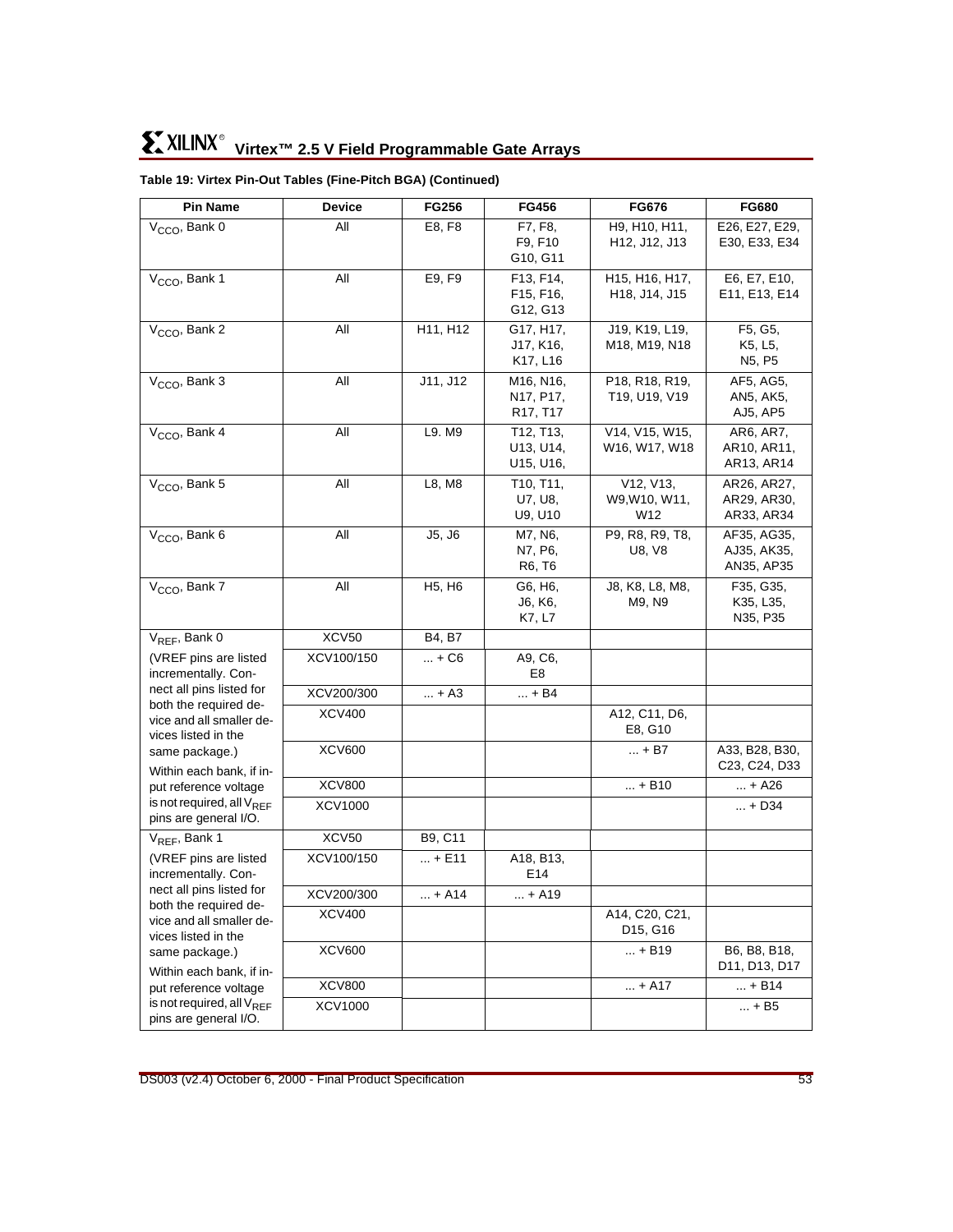**Table 19: Virtex Pin-Out Tables (Fine-Pitch BGA) (Continued)**

| Pin Name | Device | FG256 | FG456 | FG676 | FG680 |
|---|---|---|---|---|---|
| $V_{CCO}$, Bank 0 | All | E8, F8 | F7, F8, F9, F10 G10, G11 | H9, H10, H11, H12, J12, J13 | E26, E27, E29, E30, E33, E34 |
| $V_{CCO}$, Bank 1 | All | E9, F9 | F13, F14, F15, F16, G12, G13 | H15, H16, H17, H18, J14, J15 | E6, E7, E10, E11, E13, E14 |
| $V_{CCO}$, Bank 2 | All | H11, H12 | G17, H17, J17, K16, K17, L16 | J19, K19, L19, M18, M19, N18 | F5, G5, K5, L5, N5, P5 |
| $V_{CCO}$, Bank 3 | All | J11, J12 | M16, N16, N17, P17, R17, T17 | P18, R18, R19, T19, U19, V19 | AF5, AG5, AN5, AK5, AJ5, AP5 |
| $V_{CCO}$, Bank 4 | All | L9. M9 | T12, T13, U13, U14, U15, U16, | V14, V15, W15, W16, W17, W18 | AR6, AR7, AR10, AR11, AR13, AR14 |
| $V_{CCO}$, Bank 5 | All | L8, M8 | T10, T11, U7, U8, U9, U10 | V12, V13, W9,W10, W11, W12 | AR26, AR27, AR29, AR30, AR33, AR34 |
| $V_{CCO}$, Bank 6 | All | J5, J6 | M7, N6, N7, P6, R6, T6 | P9, R8, R9, T8, U8, V8 | AF35, AG35, AJ35, AK35, AN35, AP35 |
| $V_{CCO}$, Bank 7 | All | H5, H6 | G6, H6, J6, K6, K7, L7 | J8, K8, L8, M8, M9, N9 | F35, G35, K35, L35, N35, P35 |
| $V_{REF}$, Bank 0 | XCV50 | B4, B7 | | | |
| (VREF pins are listed incrementally. Connect all pins listed for both the required device and all smaller devices listed in the same package.) | XCV100/150 | ... + C6 | A9, C6, E8 | | |
| | XCV200/300 | ... + A3 | ... + B4 | | |
| | XCV400 | | | A12, C11, D6, E8, G10 | |
| Within each bank, if input reference voltage is not required, all $V_{REF}$ pins are general I/O. | XCV600 | | | ... + B7 | A33, B28, B30, C23, C24, D33 |
| | XCV800 | | | ... + B10 | ... + A26 |
| | XCV1000 | | | | ... + D34 |
| $V_{REF}$, Bank 1 | XCV50 | B9, C11 | | | |
| (VREF pins are listed incrementally. Connect all pins listed for both the required device and all smaller devices listed in the same package.) | XCV100/150 | ... + E11 | A18, B13, E14 | | |
| | XCV200/300 | ... + A14 | ... + A19 | | |
| | XCV400 | | | A14, C20, C21, D15, G16 | |
| Within each bank, if input reference voltage is not required, all $V_{REF}$ pins are general I/O. | XCV600 | | | ... + B19 | B6, B8, B18, D11, D13, D17 |
| | XCV800 | | | ... + A17 | ... + B14 |
| | XCV1000 | | | | ... + B5 |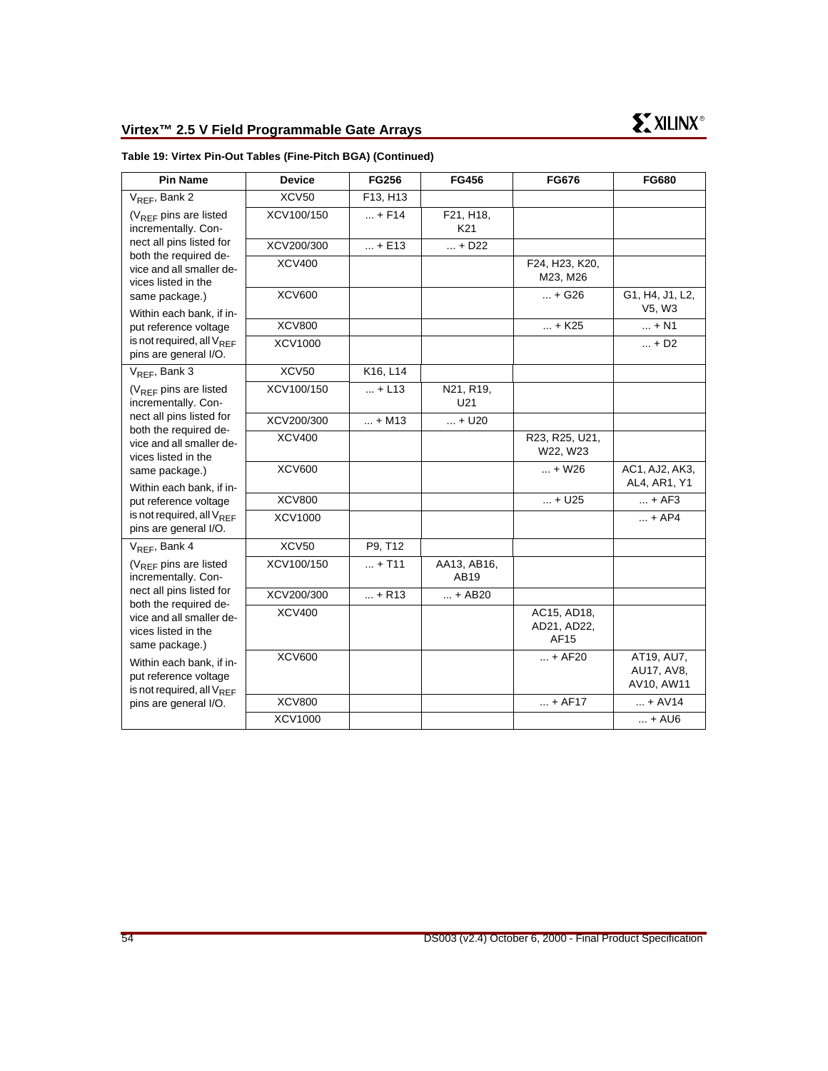**Table 19: Virtex Pin-Out Tables (Fine-Pitch BGA) (Continued)**

| Pin Name | Device | FG256 | FG456 | FG676 | FG680 |
|---|---|---|---|---|---|
| $V_{REF}$, Bank 2 | XCV50 | F13, H13 | | | |
| ($V_{REF}$ pins are listed incrementally. Connect all pins listed for both the required device and all smaller devices listed in the same package.) | XCV100/150 | ... + F14 | F21, H18, K21 | | |
| Within each bank, if input reference voltage is not required, all $V_{REF}$ pins are general I/O. | XCV200/300 | ... + E13 | ... + D22 | | |
| | XCV400 | | | F24, H23, K20, M23, M26 | |
| | XCV600 | | | ... + G26 | G1, H4, J1, L2, V5, W3 |
| | XCV800 | | | ... + K25 | ... + N1 |
| | XCV1000 | | | | ... + D2 |
| $V_{REF}$, Bank 3 | XCV50 | K16, L14 | | | |
| ($V_{REF}$ pins are listed incrementally. Connect all pins listed for both the required device and all smaller devices listed in the same package.) | XCV100/150 | ... + L13 | N21, R19, U21 | | |
| Within each bank, if input reference voltage is not required, all $V_{REF}$ pins are general I/O. | XCV200/300 | ... + M13 | ... + U20 | | |
| | XCV400 | | | R23, R25, U21, W22, W23 | |
| | XCV600 | | | ... + W26 | AC1, AJ2, AK3, AL4, AR1, Y1 |
| | XCV800 | | | ... + U25 | ... + AF3 |
| | XCV1000 | | | | ... + AP4 |
| $V_{REF}$, Bank 4 | XCV50 | P9, T12 | | | |
| ($V_{REF}$ pins are listed incrementally. Connect all pins listed for both the required device and all smaller devices listed in the same package.) | XCV100/150 | ... + T11 | AA13, AB16, AB19 | | |
| Within each bank, if input reference voltage is not required, all $V_{REF}$ pins are general I/O. | XCV200/300 | ... + R13 | ... + AB20 | | |
| | XCV400 | | | AC15, AD18, AD21, AD22, AF15 | |
| | XCV600 | | | ... + AF20 | AT19, AU7, AU17, AV8, AV10, AW11 |
| | XCV800 | | | ... + AF17 | ... + AV14 |
| | XCV1000 | | | | ... + AU6 |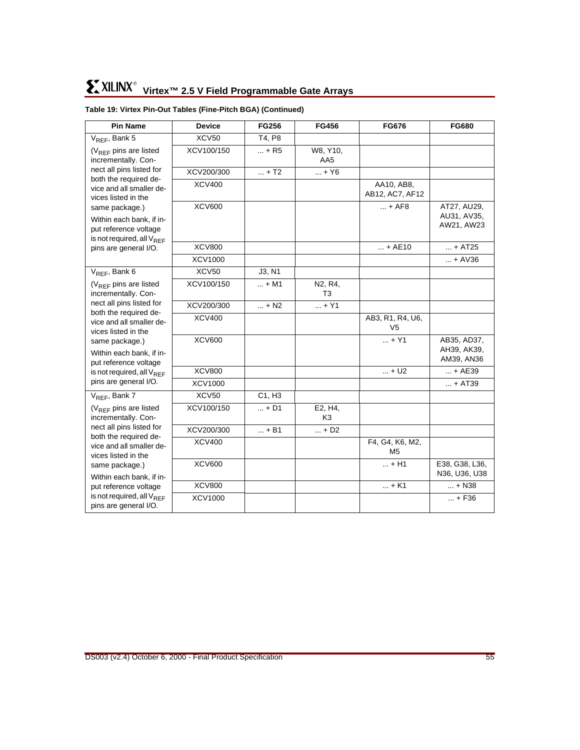**Table 19: Virtex Pin-Out Tables (Fine-Pitch BGA) (Continued)**

| Pin Name | Device | FG256 | FG456 | FG676 | FG680 |
|---|---|---|---|---|---|
| $V_{REF}$, Bank 5 | XCV50 | T4, P8 | | | |
| ($V_{REF}$ pins are listed incrementally. Connect all pins listed for both the required device and all smaller devices listed in the same package.) | XCV100/150 | ... + R5 | W8, Y10, AA5 | | |
| Within each bank, if input reference voltage is not required, all $V_{REF}$ pins are general I/O. | XCV200/300 | ... + T2 | ... + Y6 | | |
| | XCV400 | | | AA10, AB8, AB12, AC7, AF12 | |
| | XCV600 | | | ... + AF8 | AT27, AU29, AU31, AV35, AW21, AW23 |
| | XCV800 | | | ... + AE10 | ... + AT25 |
| | XCV1000 | | | | ... + AV36 |
| $V_{REF}$, Bank 6 | XCV50 | J3, N1 | | | |
| ($V_{REF}$ pins are listed incrementally. Connect all pins listed for both the required device and all smaller devices listed in the same package.) | XCV100/150 | ... + M1 | N2, R4, T3 | | |
| Within each bank, if input reference voltage is not required, all $V_{REF}$ pins are general I/O. | XCV200/300 | ... + N2 | ... + Y1 | | |
| | XCV400 | | | AB3, R1, R4, U6, V5 | |
| | XCV600 | | | ... + Y1 | AB35, AD37, AH39, AK39, AM39, AN36 |
| | XCV800 | | | ... + U2 | ... + AE39 |
| | XCV1000 | | | | ... + AT39 |
| $V_{REF}$, Bank 7 | XCV50 | C1, H3 | | | |
| ($V_{REF}$ pins are listed incrementally. Connect all pins listed for both the required device and all smaller devices listed in the same package.) | XCV100/150 | ... + D1 | E2, H4, K3 | | |
| Within each bank, if input reference voltage is not required, all $V_{REF}$ pins are general I/O. | XCV200/300 | ... + B1 | ... + D2 | | |
| | XCV400 | | | F4, G4, K6, M2, M5 | |
| | XCV600 | | | ... + H1 | E38, G38, L36, N36, U36, U38 |
| | XCV800 | | | ... + K1 | ... + N38 |
| | XCV1000 | | | | ... + F36 |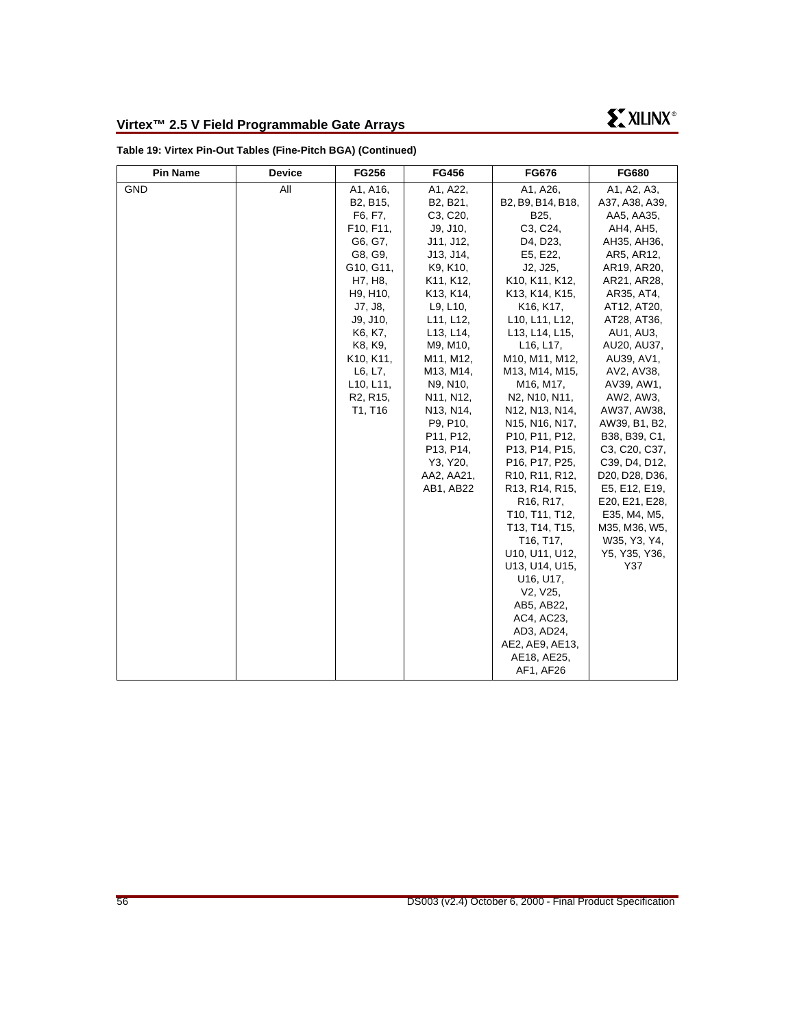**Table 19: Virtex Pin-Out Tables (Fine-Pitch BGA) (Continued)**

| Pin Name | Device | FG256 | FG456 | FG676 | FG680 |
|---|---|---|---|---|---|
| GND | All | A1, A16, B2, B15, F6, F7, F10, F11, G6, G7, G8, G9, G10, G11, H7, H8, H9, H10, J7, J8, J9, J10, K6, K7, K8, K9, K10, K11, L6, L7, L10, L11, R2, R15, T1, T16 | A1, A22, B2, B21, C3, C20, J9, J10, J11, J12, J13, J14, K9, K10, K11, K12, K13, K14, L9, L10, L11, L12, L13, L14, M9, M10, M11, M12, M13, M14, N9, N10, N11, N12, N13, N14, P9, P10, P11, P12, P13, P14, Y3, Y20, AA2, AA21, AB1, AB22 | A1, A26, B2, B9, B14, B18, B25, C3, C24, D4, D23, E5, E22, J2, J25, K10, K11, K12, K13, K14, K15, K16, K17, L10, L11, L12, L13, L14, L15, L16, L17, M10, M11, M12, M13, M14, M15, M16, M17, N2, N10, N11, N12, N13, N14, N15, N16, N17, P10, P11, P12, P13, P14, P15, P16, P17, P25, R10, R11, R12, R13, R14, R15, R16, R17, T10, T11, T12, T13, T14, T15, T16, T17, U10, U11, U12, U13, U14, U15, U16, U17, V2, V25, AB5, AB22, AC4, AC23, AD3, AD24, AE2, AE9, AE13, AE18, AE25, AF1, AF26 | A1, A2, A3, A37, A38, A39, AA5, AA35, AH4, AH5, AH35, AH36, AR5, AR12, AR19, AR20, AR21, AR28, AR35, AT4, AT12, AT20, AT28, AT36, AU1, AU3, AU20, AU37, AU39, AV1, AV2, AV38, AV39, AW1, AW2, AW3, AW37, AW38, AW39, B1, B2, B38, B39, C1, C3, C20, C37, C39, D4, D12, D20, D28, D36, E5, E12, E19, E20, E21, E28, E35, M4, M5, M35, M36, W5, W35, Y3, Y4, Y5, Y35, Y36, Y37 |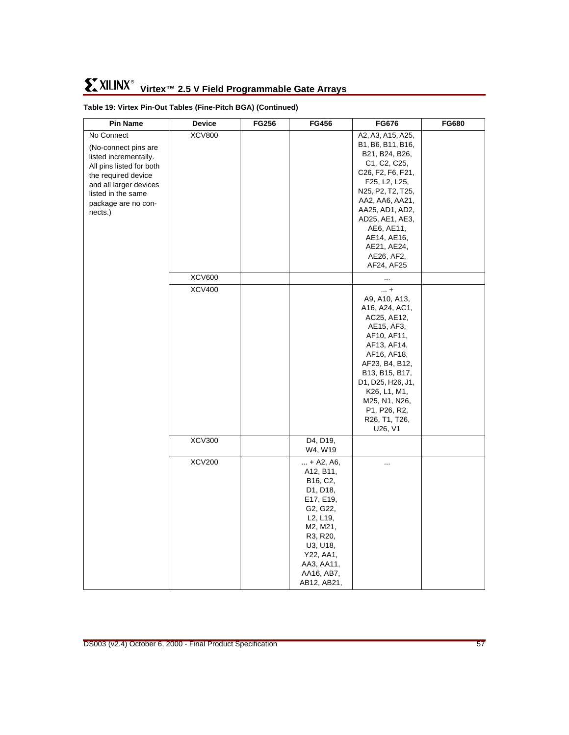**Table 19: Virtex Pin-Out Tables (Fine-Pitch BGA) (Continued)**

| Pin Name | Device | FG256 | FG456 | FG676 | FG680 |
|---|---|---|---|---|---|
| No Connect<br><br>(No-connect pins are listed incrementally. All pins listed for both the required device and all larger devices listed in the same package are no connects.) | XCV800 | | | A2, A3, A15, A25, B1, B6, B11, B16, B21, B24, B26, C1, C2, C25, C26, F2, F6, F21, F25, L2, L25, N25, P2, T2, T25, AA2, AA6, AA21, AA25, AD1, AD2, AD25, AE1, AE3, AE6, AE11, AE14, AE16, AE21, AE24, AE26, AF2, AF24, AF25 | |
| | XCV600 | | | ... | |
| | XCV400 | | | ... + A9, A10, A13, A16, A24, AC1, AC25, AE12, AE15, AF3, AF10, AF11, AF13, AF14, AF16, AF18, AF23, B4, B12, B13, B15, B17, D1, D25, H26, J1, K26, L1, M1, M25, N1, N26, P1, P26, R2, R26, T1, T26, U26, V1 | |
| | XCV300 | | D4, D19, W4, W19 | | |
| | XCV200 | | ... + A2, A6, A12, B11, B16, C2, D1, D18, E17, E19, G2, G22, L2, L19, M2, M21, R3, R20, U3, U18, Y22, AA1, AA3, AA11, AA16, AB7, AB12, AB21, | ... | |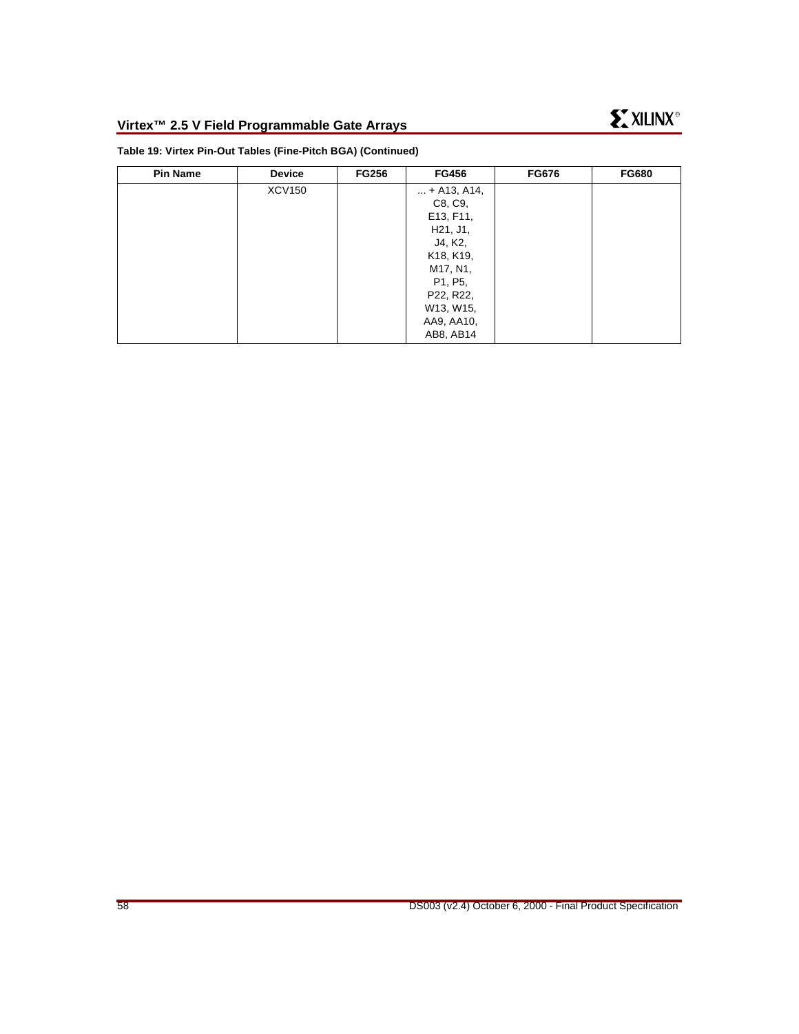**Table 19: Virtex Pin-Out Tables (Fine-Pitch BGA) (Continued)**

| Pin Name | Device | FG256 | FG456 | FG676 | FG680 |
|---|---|---|---|---|---|
| | XCV150 | | ... + A13, A14, C8, C9, E13, F11, H21, J1, J4, K2, K18, K19, M17, N1, P1, P5, P22, R22, W13, W15, AA9, AA10, AB8, AB14 | | |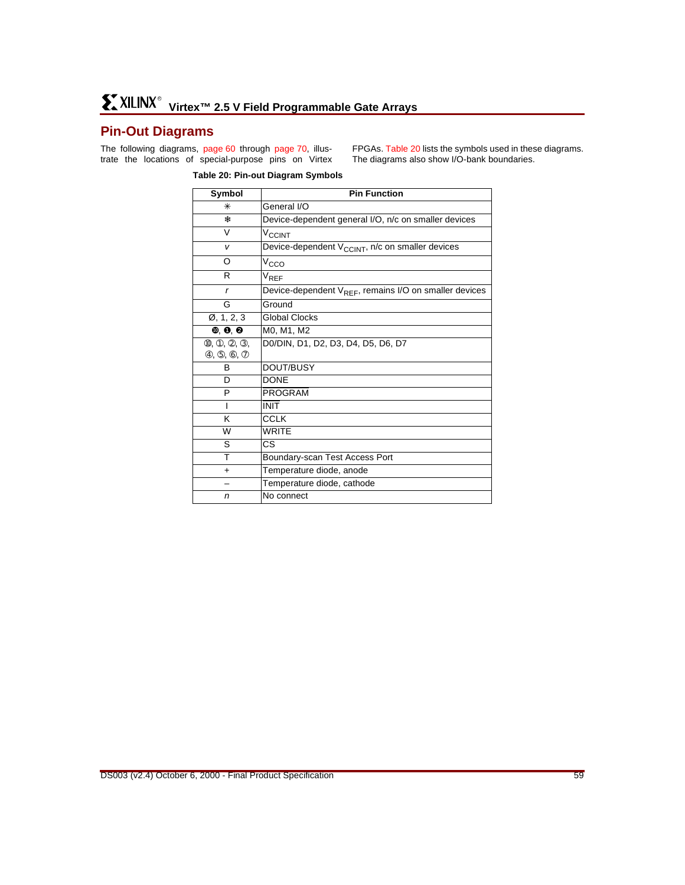## Pin-Out Diagrams

The following diagrams, page 60 through page 70, illustrate the locations of special-purpose pins on Virtex FPGAs. Table 20 lists the symbols used in these diagrams. The diagrams also show I/O-bank boundaries.

**Table 20: Pin-out Diagram Symbols**

| Symbol | Pin Function |
|---|---|
| ✳ | General I/O |
| ❄ | Device-dependent general I/O, n/c on smaller devices |
| V | $V_{CCINT}$ |
| *v* | Device-dependent $V_{CCINT}$, n/c on smaller devices |
| O | $V_{CCO}$ |
| R | $V_{REF}$ |
| *r* | Device-dependent $V_{REF}$, remains I/O on smaller devices |
| G | Ground |
| Ø, 1, 2, 3 | Global Clocks |
| ⓿, ❶, ❷ | M0, M1, M2 |
| ⓪, ①, ②, ③, ④, ⑤, ⑥, ⑦ | D0/DIN, D1, D2, D3, D4, D5, D6, D7 |
| B | DOUT/BUSY |
| D | DONE |
| P | PROGRAM |
| I | INIT |
| K | CCLK |
| W | WRITE |
| S | CS |
| T | Boundary-scan Test Access Port |
| + | Temperature diode, anode |
| – | Temperature diode, cathode |
| *n* | No connect |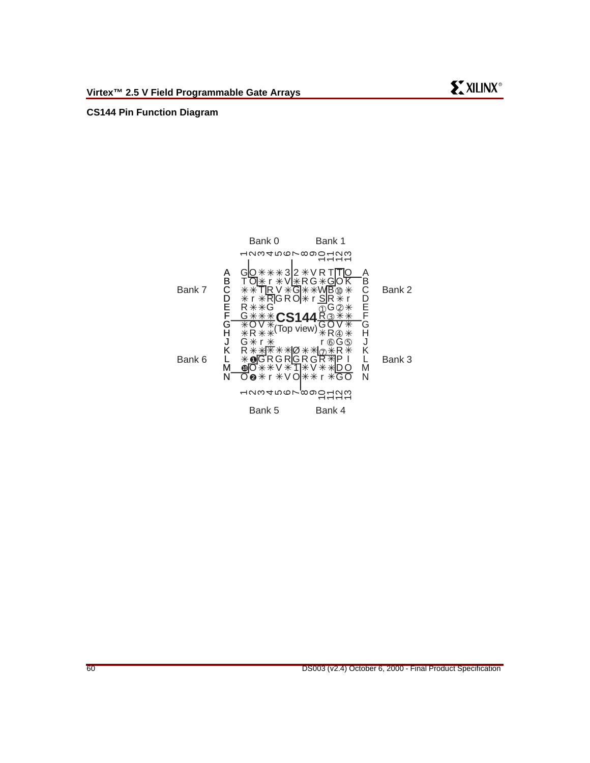## CS144 Pin Function Diagram

```
                    Bank 0        Bank 1
                 1 2 3 4 5 6 7 8 9 10 11 12 13

            A    G O ✳ ✳ ✳ 3 2 ✳ V R T T O      A
            B    T O ✳ r ✳ V ✳ R G ✳ G O K      B
Bank 7      C    ✳ ✳ T R V ✳ G ✳ ✳ W B ⑩ ✳      C     Bank 2
            D    ✳ r ✳ R G R O ✳ r S R ✳ r      D
            E    R ✳ ✳ G             ① G ② ✳    E
            F    G ✳ ✳ ✳   CS144     R ③ ✳ ✳    F
            G    ✳ O V ✳           G O V ✳      G
            H    ✳ R ✳ ✳ (Top view) ✳ R ④ ✳     H
            J    G ✳ r ✳             r ⑥ G ⑤    J
            K    R ✳ ✳ ✳ ✳ ✳ Ø ✳ ✳ ⑦ ✳ R ✳      K
Bank 6      L    ✳ ❶ G R G R G R G R ✳ P I      L     Bank 3
            M    ❿ O ✳ ✳ V ✳ 1 ✳ V ✳ ✳ D O      M
            N    O ❷ ✳ r ✳ V O ✳ ✳ r ✳ G O      N

                 1 2 3 4 5 6 7 8 9 10 11 12 13
                    Bank 5        Bank 4
```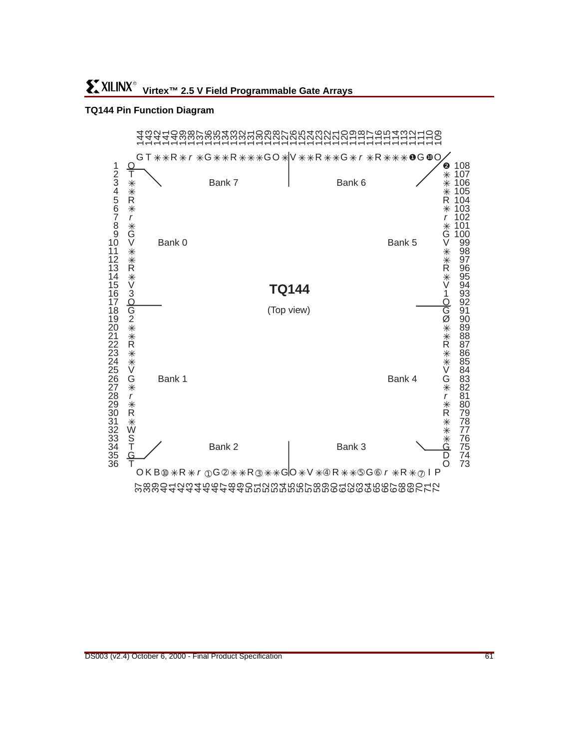## TQ144 Pin Function Diagram

TQ144

(Top view)

Bank 0, Bank 1, Bank 2, Bank 3, Bank 4, Bank 5, Bank 6, Bank 7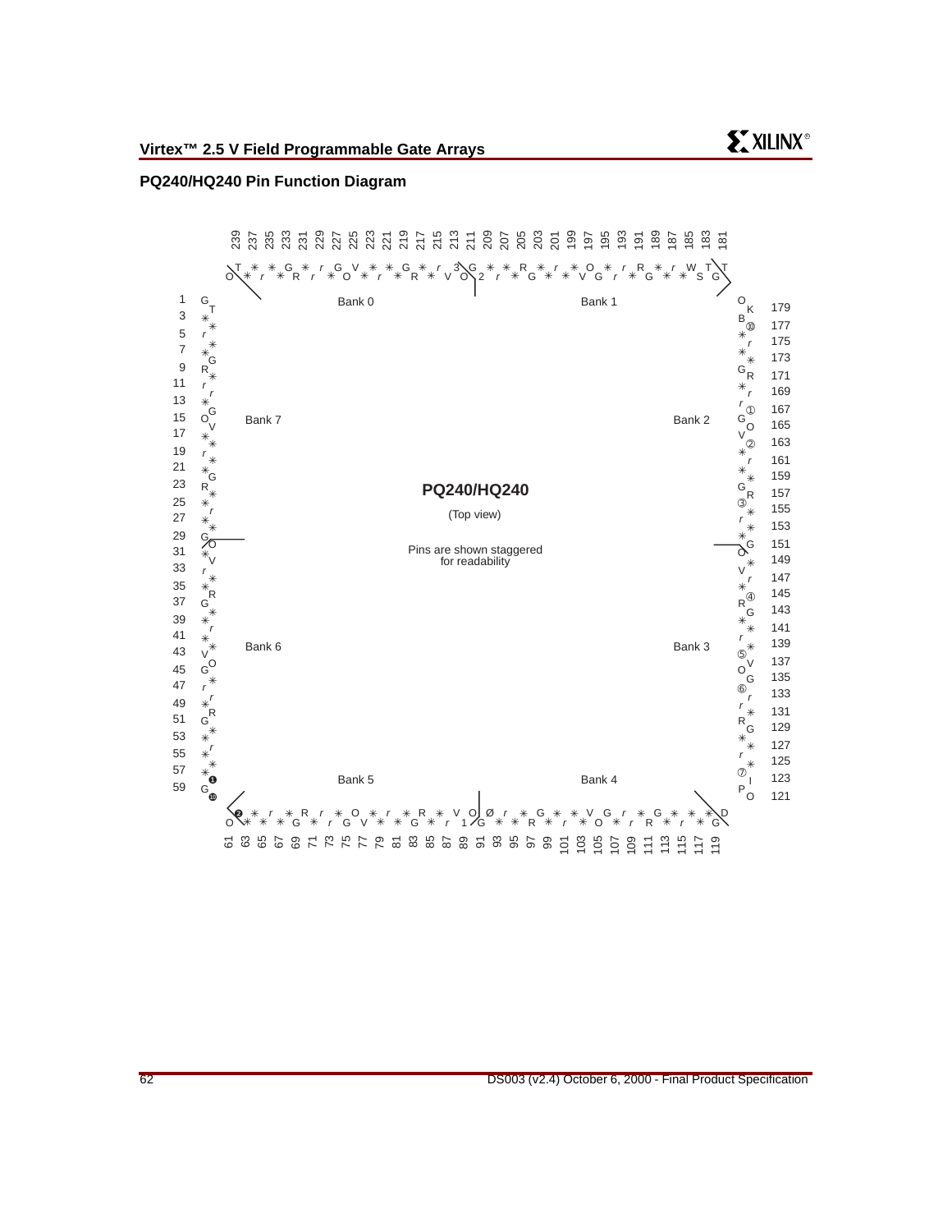## PQ240/HQ240 Pin Function Diagram

Bank 0 Bank 1

Bank 7 Bank 2

PQ240/HQ240

(Top view)

Pins are shown staggered for readability

Bank 6 Bank 3

Bank 5 Bank 4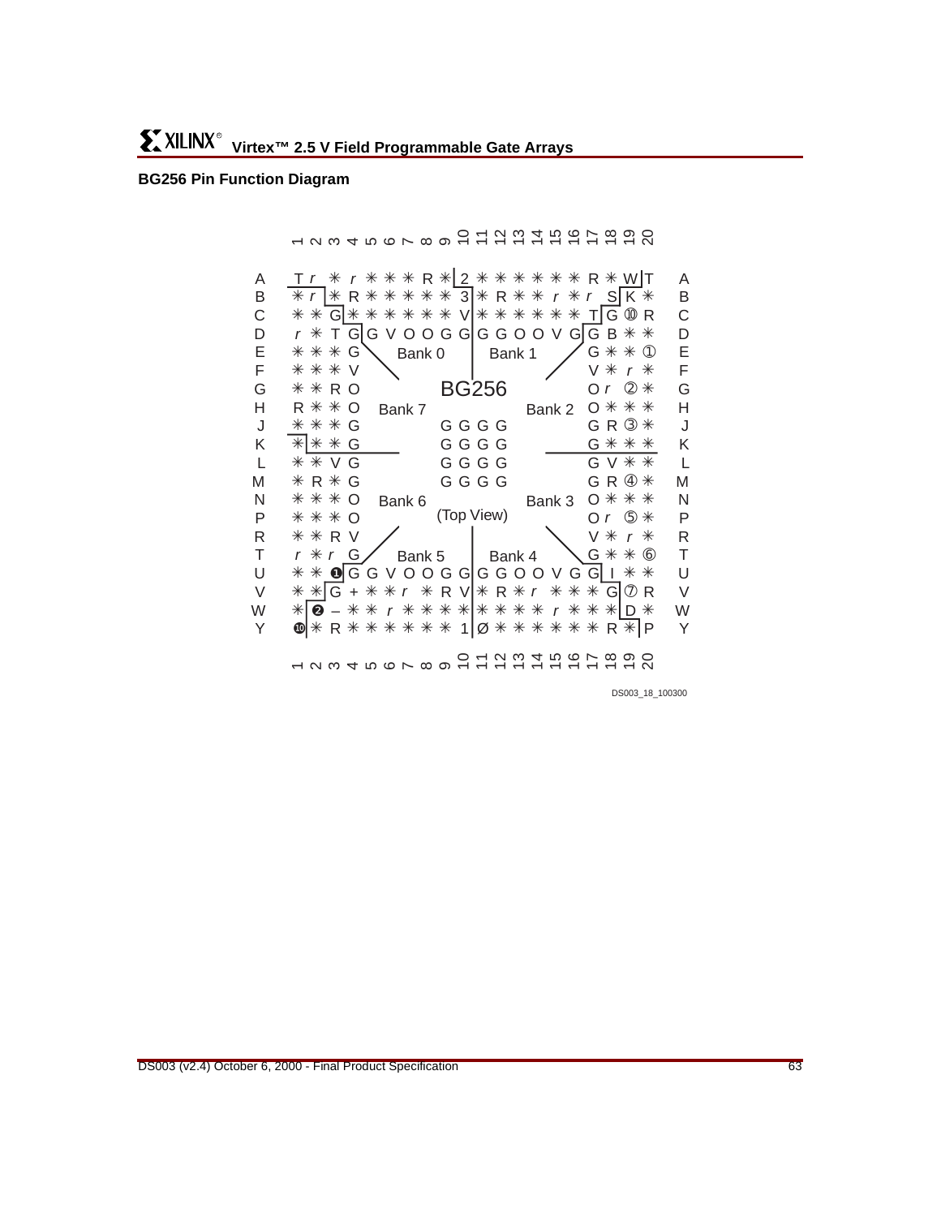## BG256 Pin Function Diagram

```
        1  2  3  4  5  6  7  8  9  10 11 12 13 14 15 16 17 18 19 20

A       T  r  ✳  r  ✳  ✳  ✳  R  ✳ |2  ✳  ✳  ✳  ✳  ✳  ✳  R  ✳  W |T     A
B       ✳  r |✳  R  ✳  ✳  ✳  ✳  ✳  3 |✳  R  ✳  ✳  r  ✳  r  S |K  ✳     B
C       ✳  ✳  G |✳  ✳  ✳  ✳  ✳  ✳  V |✳  ✳  ✳  ✳  ✳  ✳  T |G  ⑩  R     C
D       r  ✳  T  G |G  V  O  O  G  G |G  G  O  O  V  G |G  B  ✳  ✳     D
E       ✳  ✳  ✳  G     Bank 0      |   Bank 1          G  ✳  ✳  ①     E
F       ✳  ✳  ✳  V                                     V  ✳  r  ✳     F
G       ✳  ✳  R  O             BG256                   O  r  ②  ✳     G
H       R  ✳  ✳  O    Bank 7                 Bank 2    O  ✳  ✳  ✳     H
J       ✳  ✳  ✳  G             G  G  G  G              G  R  ③  ✳     J
K       ✳ |✳  ✳  G             G  G  G  G              G  ✳  ✳  ✳     K
L       ✳  ✳  V  G             G  G  G  G              G  V  ✳  ✳     L
M       ✳  R  ✳  G             G  G  G  G              G  R  ④  ✳     M
N       ✳  ✳  ✳  O    Bank 6                 Bank 3    O  ✳  ✳  ✳     N
P       ✳  ✳  ✳  O           (Top View)                O  r  ⑤  ✳     P
R       ✳  ✳  R  V                                     V  ✳  r  ✳     R
T       r  ✳  r  G     Bank 5      |   Bank 4          G  ✳  ✳  ⑥     T
U       ✳  ✳  ❶  G  G  V  O  O  G  G |G  G  O  O  V  G  G |I  ✳  ✳     U
V       ✳  ✳ |G  +  ✳  ✳  r  ✳  R  V |✳  R  ✳  r  ✳  ✳  ✳  G |⑦  R     V
W       ✳ |❷  –  ✳  ✳  r  ✳  ✳  ✳  ✳ |✳  ✳  ✳  ✳  r  ✳  ✳  ✳ |D  ✳     W
Y       ❿ |✳  R  ✳  ✳  ✳  ✳  ✳  ✳  1 |Ø  ✳  ✳  ✳  ✳  ✳  ✳  R  ✳ |P     Y

        1  2  3  4  5  6  7  8  9  10 11 12 13 14 15 16 17 18 19 20
```

DS003_18_100300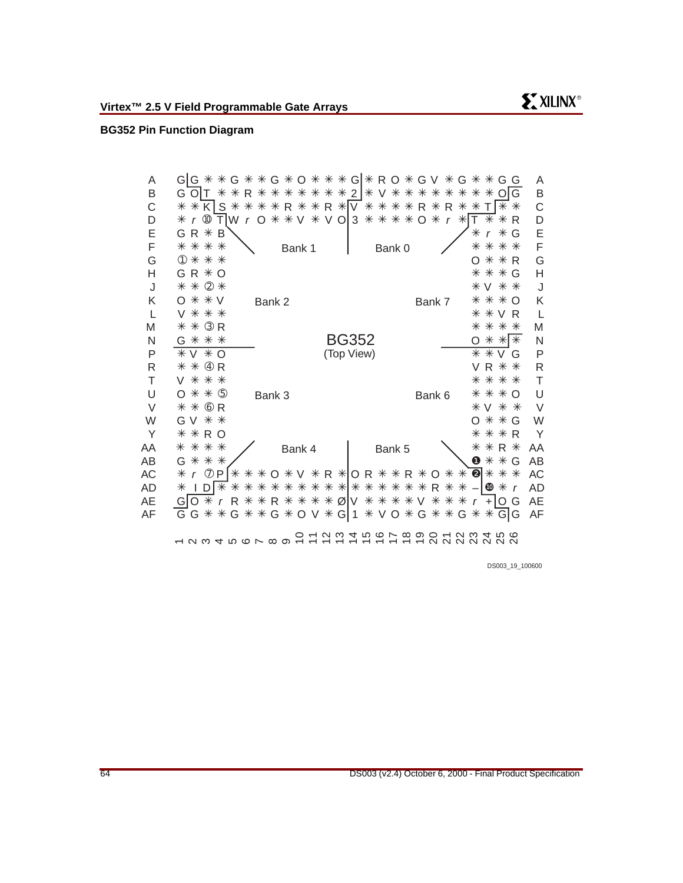## BG352 Pin Function Diagram

```
     1 2 3 4 5 6 7 8 9 10 11 12 13 14 15 16 17 18 19 20 21 22 23 24 25 26
A    G|G * * G * * G * O * * * G|* R O * G V * G * * G G         A
B    G O|T * * R * * * * * * * 2|* V * * * * * * * * O|G         B
C    * * K|S * * * * R * * R *|V * * * * R * R * * T|* *         C
D    * r ⑩ T|W r O * * V * V O|3 * * * * O * r *|T * * R        D
E    G R * B                                          * r * G    E
F    * * * *              Bank 1  |  Bank 0           * * * *    F
G    ① * * *                                         O * * R    G
H    G R * O                                          * * * G    H
J    * * ② *                                         * V * *    J
K    O * * V        Bank 2                  Bank 7    * * * O    K
L    V * * *                                          * * V R    L
M    * * ③ R                                         * * * *    M
N    G * * *                  BG352                   O * *|*    N
P    * V * O                (Top View)                * * V G    P
R    * * ④ R                                         V R * *    R
T    V * * *                                          * * * *    T
U    O * * ⑤        Bank 3                  Bank 6    * * * O    U
V    * * ⑥ R                                         * V * *    V
W    G V * *                                          O * * G    W
Y    * * R O                                          * * * R    Y
AA   * * * *              Bank 4  |  Bank 5           * * R *    AA
AB   G * * *                                          ❶ * * G    AB
AC   * r ⑦ P|* * * O * V * R *|O R * * R * O * * ❷ * * *        AC
AD   * I D|* * * * * * * * * * *|* * * * * * R * * – ❿ * r     AD
AE   G|O * r R * * R * * * * Ø|V * * * * V * * * r +|O G        AE
AF   G G * * G * * G * O V * G|1 * V O * G * * G * * G|G        AF
     1 2 3 4 5 6 7 8 9 10 11 12 13 14 15 16 17 18 19 20 21 22 23 24 25 26
```

DS003_19_100600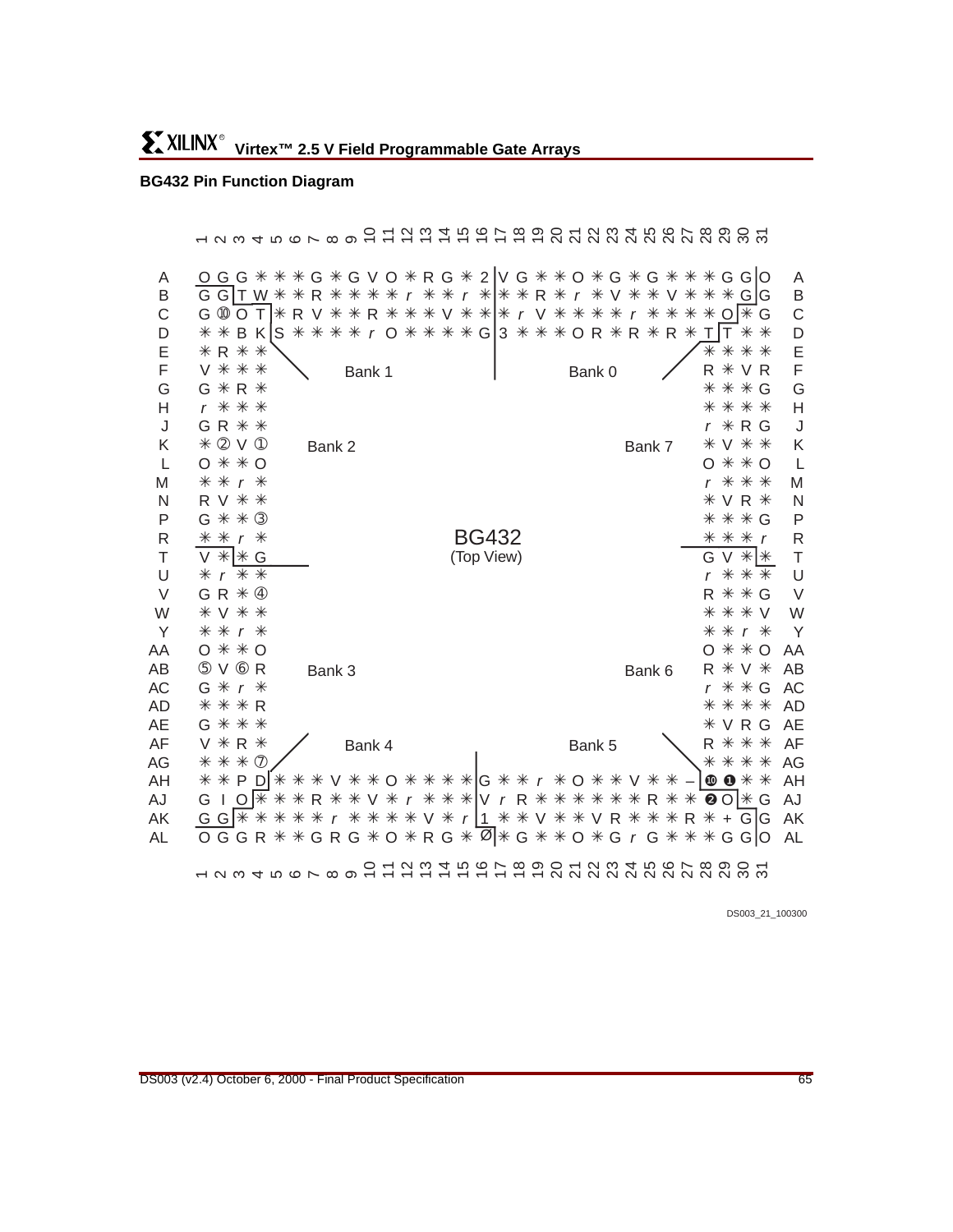## BG432 Pin Function Diagram

```
      1 2 3 4 5 6 7 8 9 10 11 12 13 14 15 16 17 18 19 20 21 22 23 24 25 26 27 28 29 30 31

A     O G G ✳ ✳ ✳ G ✳ G V O ✳ R G ✳ 2 |V G ✳ ✳ O ✳ G ✳ G ✳ ✳ ✳ G G |O     A
B     G G|T W ✳ ✳ R ✳ ✳ ✳ ✳ r ✳ ✳ r ✳ |✳ ✳ R ✳ r ✳ V ✳ ✳ V ✳ ✳ ✳ G|G     B
C     G ⑩ O T|✳ R V ✳ ✳ R ✳ ✳ ✳ V ✳ ✳ |✳ r V ✳ ✳ ✳ ✳ r ✳ ✳ ✳ ✳ O|✳ G    C
D     ✳ ✳ B K|S ✳ ✳ ✳ ✳ r O ✳ ✳ ✳ ✳ G|3 ✳ ✳ ✳ O R ✳ R ✳ R ✳ T|T ✳ ✳    D
E     ✳ R ✳ ✳                                                     ✳ ✳ ✳ ✳     E
F     V ✳ ✳ ✳          Bank 1                  Bank 0             R ✳ V R     F
G     G ✳ R ✳                                                     ✳ ✳ ✳ G     G
H     r ✳ ✳ ✳                                                     ✳ ✳ ✳ ✳     H
J     G R ✳ ✳                                                     r ✳ R G     J
K     ✳ ② V ①     Bank 2                              Bank 7      ✳ V ✳ ✳     K
L     O ✳ ✳ O                                                     O ✳ ✳ O     L
M     ✳ ✳ r ✳                                                     r ✳ ✳ ✳     M
N     R V ✳ ✳                                                     ✳ V R ✳     N
P     G ✳ ✳ ③                                                     ✳ ✳ ✳ G     P
R     ✳ ✳ r ✳                       BG432                         ✳ ✳ ✳ r     R
T     V ✳|✳ G                     (Top View)                      G V ✳|✳     T
U     ✳ r ✳ ✳                                                     r ✳ ✳ ✳     U
V     G R ✳ ④                                                     R ✳ ✳ G     V
W     ✳ V ✳ ✳                                                     ✳ ✳ ✳ V     W
Y     ✳ ✳ r ✳                                                     ✳ ✳ r ✳     Y
AA    O ✳ ✳ O                                                     O ✳ ✳ O     AA
AB    ⑤ V ⑥ R     Bank 3                              Bank 6      R ✳ V ✳     AB
AC    G ✳ r ✳                                                     r ✳ ✳ G     AC
AD    ✳ ✳ ✳ R                                                     ✳ ✳ ✳ ✳     AD
AE    G ✳ ✳ ✳                                                     ✳ V R G     AE
AF    V ✳ R ✳          Bank 4                  Bank 5             R ✳ ✳ ✳     AF
AG    ✳ ✳ ✳ ⑦                                                     ✳ ✳ ✳ ✳     AG
AH    ✳ ✳ P D|✳ ✳ ✳ V ✳ ✳ O ✳ ✳ ✳ ✳|G ✳ ✳ r ✳ O ✳ ✳ V ✳ ✳ – |⑩ ❶ ✳ ✳    AH
AJ    G I O|✳ ✳ ✳ R ✳ ✳ V ✳ r ✳ ✳ ✳|V r R ✳ ✳ ✳ ✳ ✳ ✳ R ✳ ✳ ❷ O|✳ G    AJ
AK    G G|✳ ✳ ✳ ✳ ✳ r ✳ ✳ ✳ ✳ V ✳ r|1 ✳ ✳ V ✳ ✳ V R ✳ ✳ ✳ R ✳ + G|G    AK
AL    O G G R ✳ ✳ G R G ✳ O ✳ R G ✳ Ø|✳ G ✳ ✳ O ✳ G r G ✳ ✳ ✳ G G|O    AL

      1 2 3 4 5 6 7 8 9 10 11 12 13 14 15 16 17 18 19 20 21 22 23 24 25 26 27 28 29 30 31
```

DS003_21_100300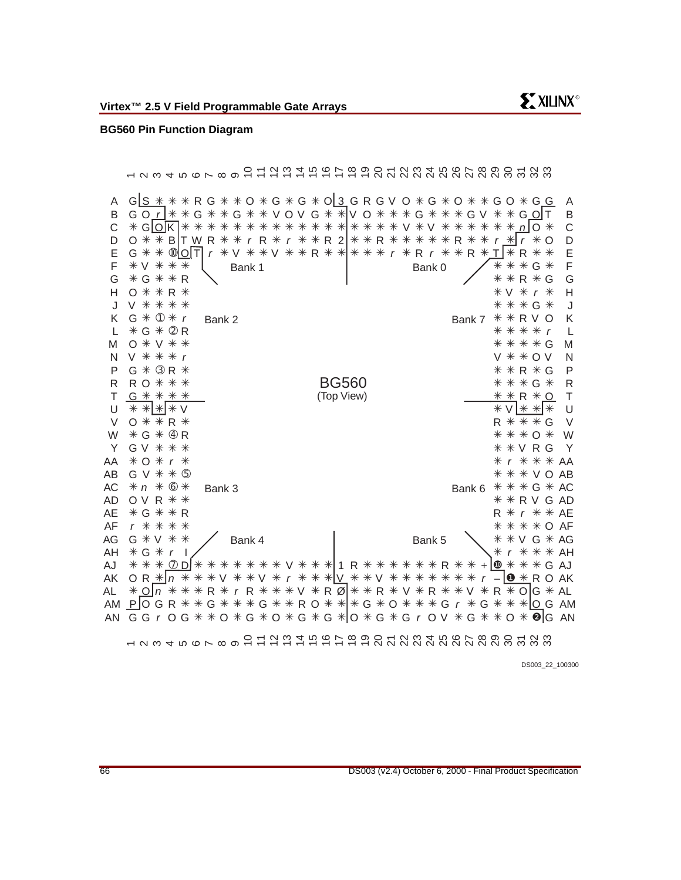## BG560 Pin Function Diagram

```
     1 2 3 4 5 6 7 8 9 10 11 12 13 14 15 16 17 18 19 20 21 22 23 24 25 26 27 28 29 30 31 32 33

A    G|S ✳ ✳ ✳ R G ✳ ✳ O ✳ G ✳ G ✳ O|3 G R G V O ✳ G ✳ O ✳ ✳ G O ✳ G G    A
B    G O r|✳ ✳ G ✳ ✳ G ✳ ✳ V O V G ✳ ✳|V O ✳ ✳ ✳ G ✳ ✳ ✳ G V ✳ ✳ G O|T    B
C    ✳ G|O|K|✳ ✳ ✳ ✳ ✳ ✳ ✳ ✳ ✳ ✳ ✳ ✳ ✳|✳ ✳ ✳ ✳ V ✳ V ✳ ✳ ✳ ✳ ✳ ✳ n|O ✳    C
D    O ✳ ✳ B|T W R ✳ ✳ r R ✳ r ✳ ✳ R 2|✳ ✳ R ✳ ✳ ✳ ✳ ✳ R ✳ ✳ r ✳|r ✳ O    D
E    G ✳ ✳ ⑩|O|T| r ✳ V ✳ ✳ V ✳ ✳ R ✳ ✳|✳ ✳ ✳ r ✳ R r ✳ ✳ R ✳ T|✳ R ✳ ✳    E
F    ✳ V ✳ ✳ ✳          Bank 1                     Bank 0          ✳ ✳ ✳ G ✳    F
G    ✳ G ✳ ✳ R                                                     ✳ ✳ R ✳ G    G
H    O ✳ ✳ R ✳                                                     ✳ V ✳ r ✳    H
J    V ✳ ✳ ✳ ✳                                                     ✳ ✳ ✳ G ✳    J
K    G ✳ ① ✳ r    Bank 2                               Bank 7     ✳ ✳ R V O    K
L    ✳ G ✳ ② R                                                     ✳ ✳ ✳ ✳ r    L
M    O ✳ V ✳ ✳                                                     ✳ ✳ ✳ ✳ G    M
N    V ✳ ✳ ✳ r                                                     V ✳ ✳ O V    N
P    G ✳ ③ R ✳                                                     ✳ ✳ R ✳ G    P
R    R O ✳ ✳ ✳                  BG560                              ✳ ✳ ✳ G ✳    R
T    G ✳ ✳ ✳ ✳                (Top View)                           ✳ ✳ R ✳ O    T
U    ✳ ✳|✳|✳ V                                                     ✳ V|✳ ✳|✳    U
V    O ✳ ✳ R ✳                                                     R ✳ ✳ ✳ G    V
W    ✳ G ✳ ④ R                                                     ✳ ✳ ✳ O ✳    W
Y    G V ✳ ✳ ✳                                                     ✳ ✳ V R G    Y
AA   ✳ O ✳ r ✳                                                     ✳ r ✳ ✳ ✳    AA
AB   G V ✳ ✳ ⑤                                                     ✳ ✳ ✳ V O    AB
AC   ✳ n ✳ ⑥ ✳    Bank 3                               Bank 6     ✳ ✳ ✳ G ✳    AC
AD   O V R ✳ ✳                                                     ✳ ✳ R V G    AD
AE   ✳ G ✳ ✳ R                                                     R ✳ r ✳ ✳    AE
AF   r ✳ ✳ ✳ ✳                                                     ✳ ✳ ✳ ✳ O    AF
AG   G ✳ V ✳ ✳          Bank 4                     Bank 5          ✳ ✳ V G ✳    AG
AH   ✳ G ✳ r I                                                     ✳ r ✳ ✳ ✳    AH
AJ   ✳ ✳ ✳ ⑦ D|✳ ✳ ✳ ✳ ✳ ✳ ✳ V ✳ ✳ ✳|1 R ✳ ✳ ✳ ✳ ✳ ✳ R ✳ ✳ +|⑩ ✳ ✳ ✳ G    AJ
AK   O R ✳|n ✳ ✳ ✳ V ✳ ✳ V ✳ r ✳ ✳ ✳|V ✳ ✳ V ✳ ✳ ✳ ✳ ✳ ✳ ✳ r –|❶ ✳ R O    AK
AL   ✳ O|n ✳ ✳ ✳ R ✳ r R ✳ ✳ ✳ V ✳ R Ø|✳ ✳ R ✳ V ✳ R ✳ ✳ V ✳ R ✳ O|G ✳    AL
AM   P|O G R ✳ ✳ G ✳ ✳ ✳ G ✳ ✳ R O ✳ ✳|✳ G ✳ O ✳ ✳ ✳ G r ✳ G ✳ ✳ ✳|O G    AM
AN   G G r O G ✳ ✳ O ✳ G ✳ O ✳ G ✳ G ✳|O ✳ G ✳ G r O V ✳ G ✳ ✳ O ✳ ❷|G    AN

     1 2 3 4 5 6 7 8 9 10 11 12 13 14 15 16 17 18 19 20 21 22 23 24 25 26 27 28 29 30 31 32 33
```

DS003_22_100300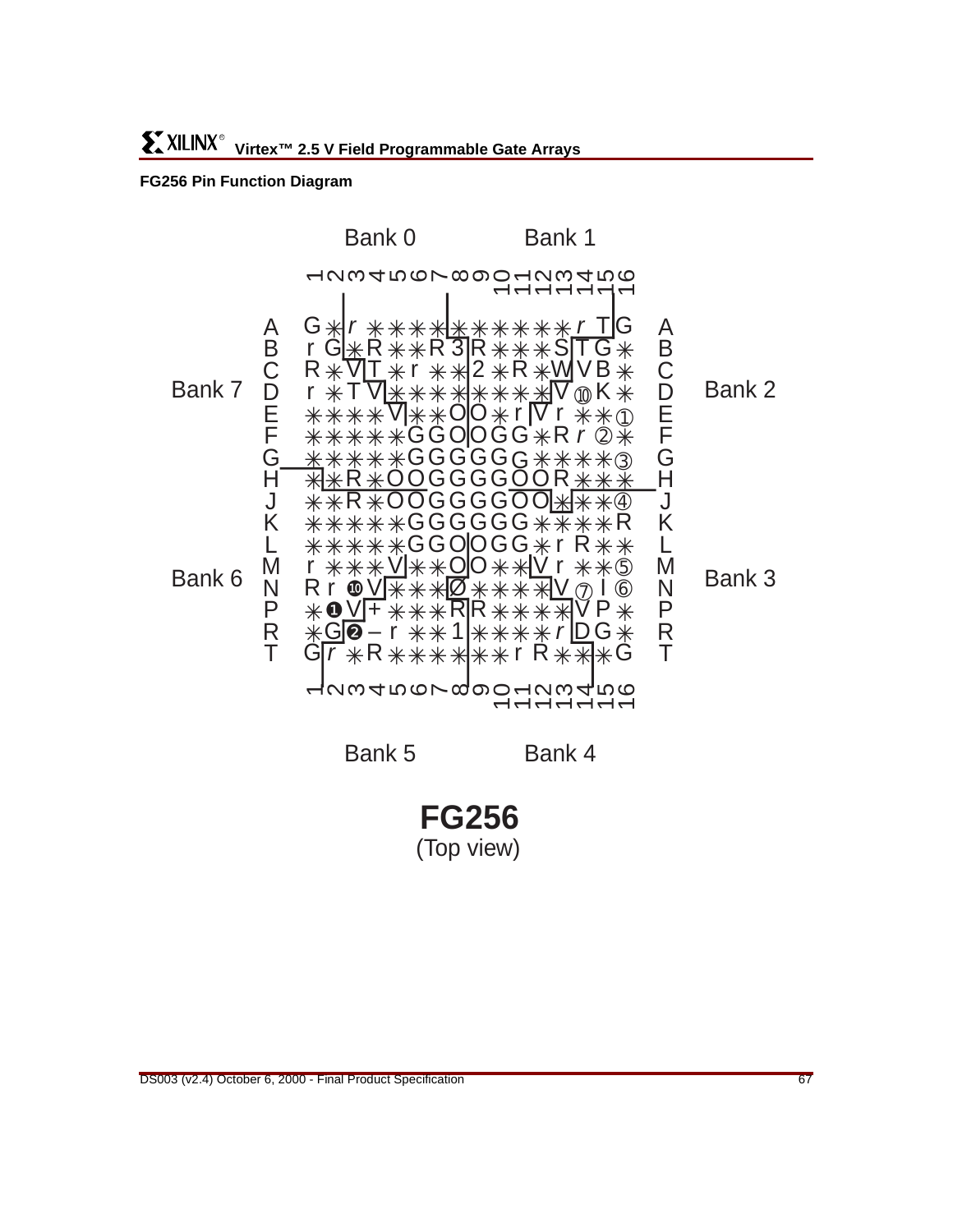**FG256 Pin Function Diagram**

Bank 0 Bank 1

Bank 7 Bank 2

Bank 6 Bank 3

Bank 5 Bank 4

**FG256**
(Top view)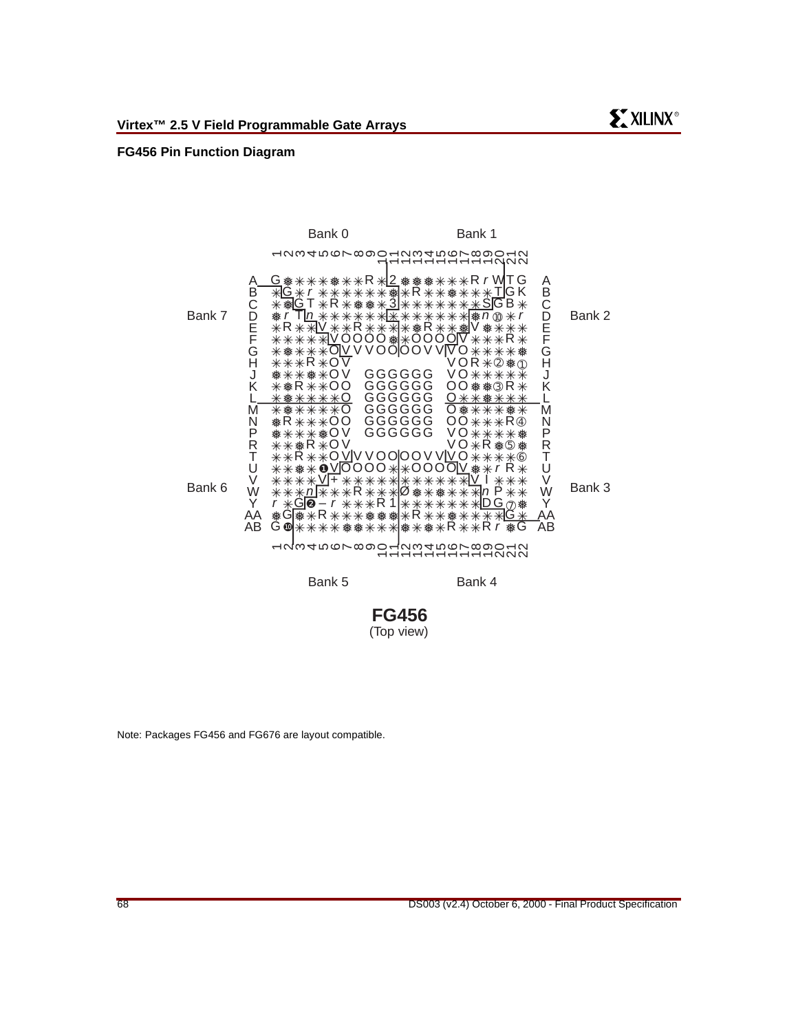## FG456 Pin Function Diagram

Bank 0 Bank 1

Bank 7 Bank 2

Bank 6 Bank 3

Bank 5 Bank 4

**FG456**
(Top view)

Note: Packages FG456 and FG676 are layout compatible.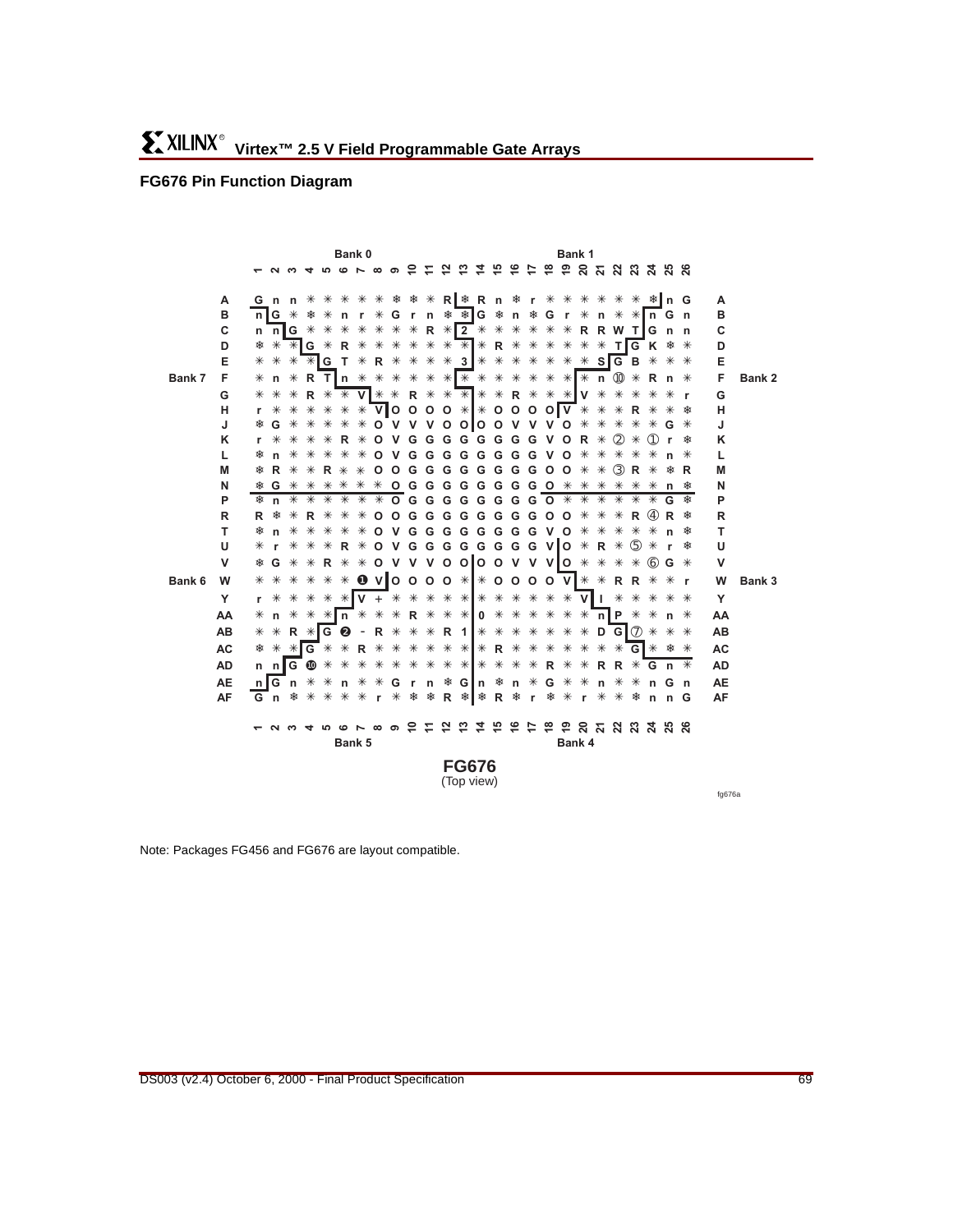## FG676 Pin Function Diagram

FG676
(Top view)

fg676a

Note: Packages FG456 and FG676 are layout compatible.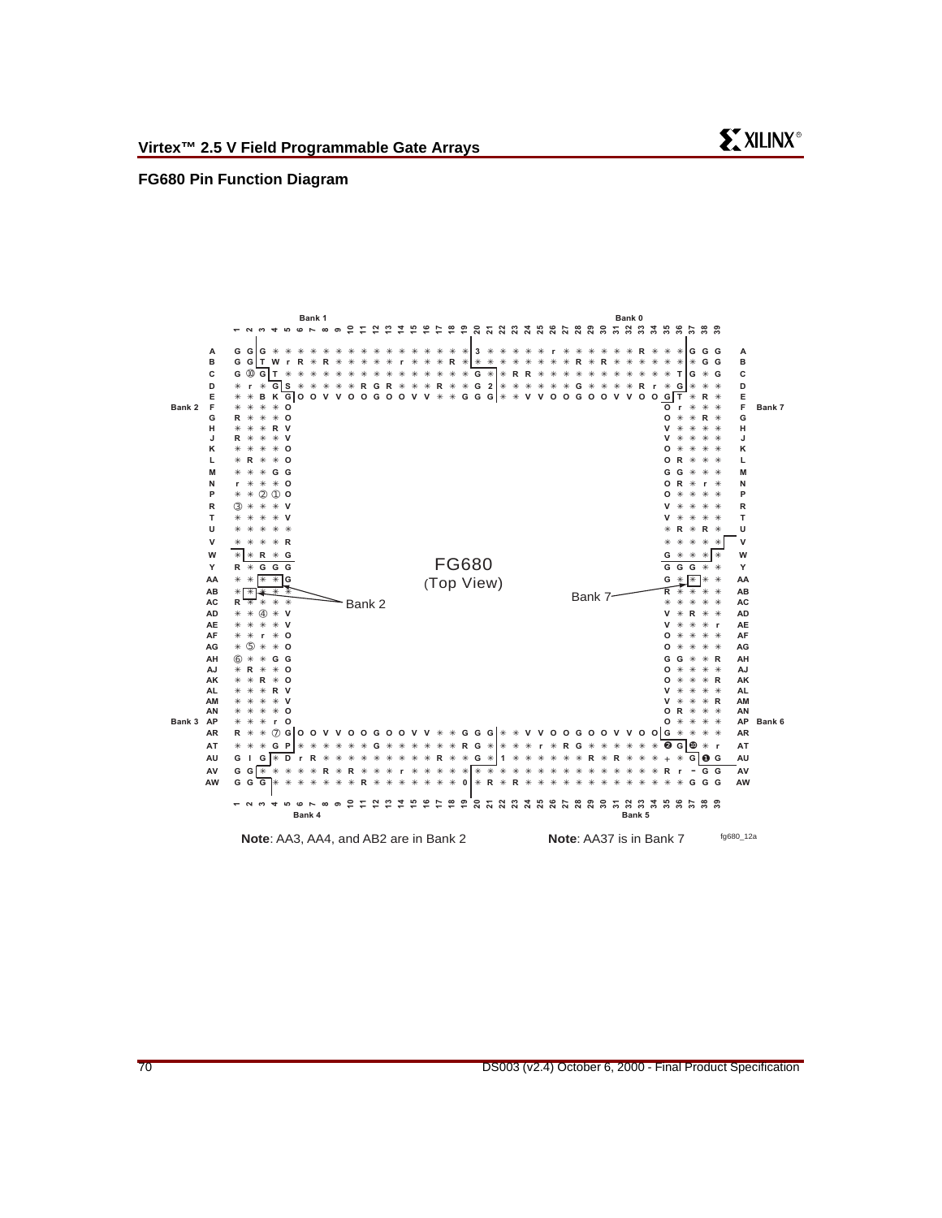## FG680 Pin Function Diagram

**FG680**
(Top View)

**Note**: AA3, AA4, and AB2 are in Bank 2

**Note**: AA37 is in Bank 7

fg680_12a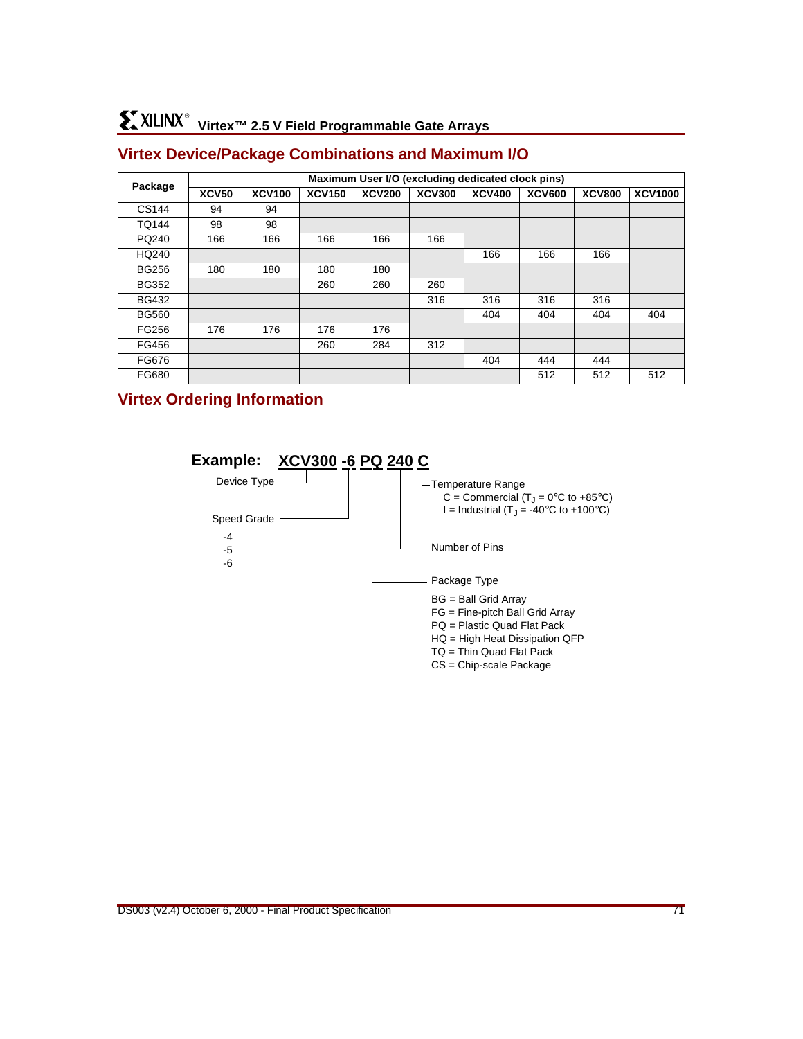## Virtex Device/Package Combinations and Maximum I/O

| Package | Maximum User I/O (excluding dedicated clock pins) | | | | | | | | |
|---|---|---|---|---|---|---|---|---|---|
| | XCV50 | XCV100 | XCV150 | XCV200 | XCV300 | XCV400 | XCV600 | XCV800 | XCV1000 |
| CS144 | 94 | 94 | | | | | | | |
| TQ144 | 98 | 98 | | | | | | | |
| PQ240 | 166 | 166 | 166 | 166 | 166 | | | | |
| HQ240 | | | | | | 166 | 166 | 166 | |
| BG256 | 180 | 180 | 180 | 180 | | | | | |
| BG352 | | | 260 | 260 | 260 | | | | |
| BG432 | | | | | 316 | 316 | 316 | 316 | |
| BG560 | | | | | | 404 | 404 | 404 | 404 |
| FG256 | 176 | 176 | 176 | 176 | | | | | |
| FG456 | | | 260 | 284 | 312 | | | | |
| FG676 | | | | | | 404 | 444 | 444 | |
| FG680 | | | | | | | 512 | 512 | 512 |

## Virtex Ordering Information

**Example: XCV300 -6 PQ 240 C**

- Device Type: XCV300
- Speed Grade: -6
  - -4
  - -5
  - -6
- Package Type: PQ
  - BG = Ball Grid Array
  - FG = Fine-pitch Ball Grid Array
  - PQ = Plastic Quad Flat Pack
  - HQ = High Heat Dissipation QFP
  - TQ = Thin Quad Flat Pack
  - CS = Chip-scale Package
- Number of Pins: 240
- Temperature Range: C
  - C = Commercial ($T_J$ = 0°C to +85°C)
  - I = Industrial ($T_J$ = -40°C to +100°C)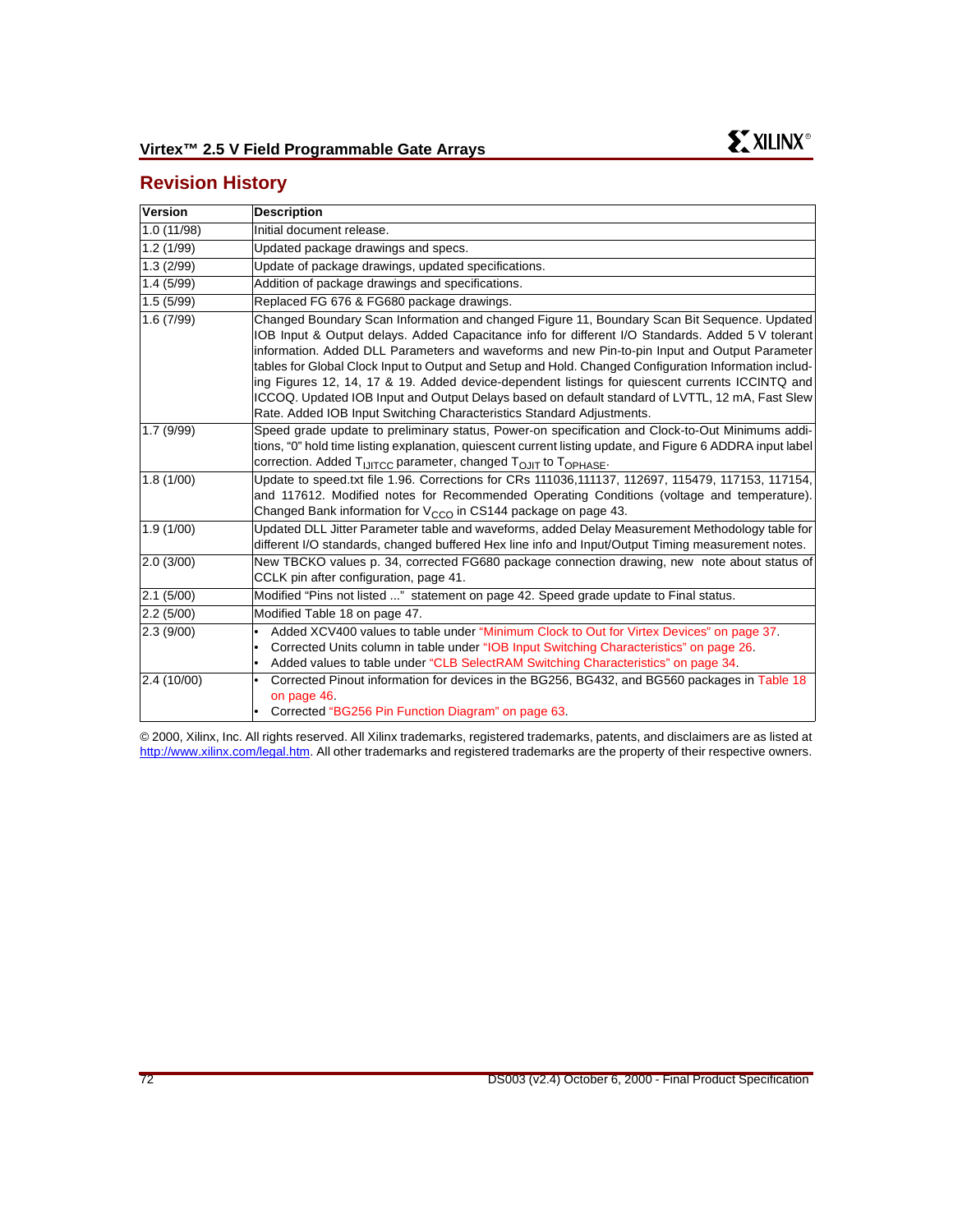## Revision History

| Version | Description |
|---|---|
| 1.0 (11/98) | Initial document release. |
| 1.2 (1/99) | Updated package drawings and specs. |
| 1.3 (2/99) | Update of package drawings, updated specifications. |
| 1.4 (5/99) | Addition of package drawings and specifications. |
| 1.5 (5/99) | Replaced FG 676 & FG680 package drawings. |
| 1.6 (7/99) | Changed Boundary Scan Information and changed Figure 11, Boundary Scan Bit Sequence. Updated IOB Input & Output delays. Added Capacitance info for different I/O Standards. Added 5 V tolerant information. Added DLL Parameters and waveforms and new Pin-to-pin Input and Output Parameter tables for Global Clock Input to Output and Setup and Hold. Changed Configuration Information including Figures 12, 14, 17 & 19. Added device-dependent listings for quiescent currents ICCINTQ and ICCOQ. Updated IOB Input and Output Delays based on default standard of LVTTL, 12 mA, Fast Slew Rate. Added IOB Input Switching Characteristics Standard Adjustments. |
| 1.7 (9/99) | Speed grade update to preliminary status, Power-on specification and Clock-to-Out Minimums additions, "0" hold time listing explanation, quiescent current listing update, and Figure 6 ADDRA input label correction. Added $T_{IJITCC}$ parameter, changed $T_{OJIT}$ to $T_{OPHASE}$. |
| 1.8 (1/00) | Update to speed.txt file 1.96. Corrections for CRs 111036,111137, 112697, 115479, 117153, 117154, and 117612. Modified notes for Recommended Operating Conditions (voltage and temperature). Changed Bank information for $V_{CCO}$ in CS144 package on page 43. |
| 1.9 (1/00) | Updated DLL Jitter Parameter table and waveforms, added Delay Measurement Methodology table for different I/O standards, changed buffered Hex line info and Input/Output Timing measurement notes. |
| 2.0 (3/00) | New TBCKO values p. 34, corrected FG680 package connection drawing, new note about status of CCLK pin after configuration, page 41. |
| 2.1 (5/00) | Modified "Pins not listed ..." statement on page 42. Speed grade update to Final status. |
| 2.2 (5/00) | Modified Table 18 on page 47. |
| 2.3 (9/00) | • Added XCV400 values to table under "Minimum Clock to Out for Virtex Devices" on page 37.<br>• Corrected Units column in table under "IOB Input Switching Characteristics" on page 26.<br>• Added values to table under "CLB SelectRAM Switching Characteristics" on page 34. |
| 2.4 (10/00) | • Corrected Pinout information for devices in the BG256, BG432, and BG560 packages in Table 18 on page 46.<br>• Corrected "BG256 Pin Function Diagram" on page 63. |

© 2000, Xilinx, Inc. All rights reserved. All Xilinx trademarks, registered trademarks, patents, and disclaimers are as listed at http://www.xilinx.com/legal.htm. All other trademarks and registered trademarks are the property of their respective owners.